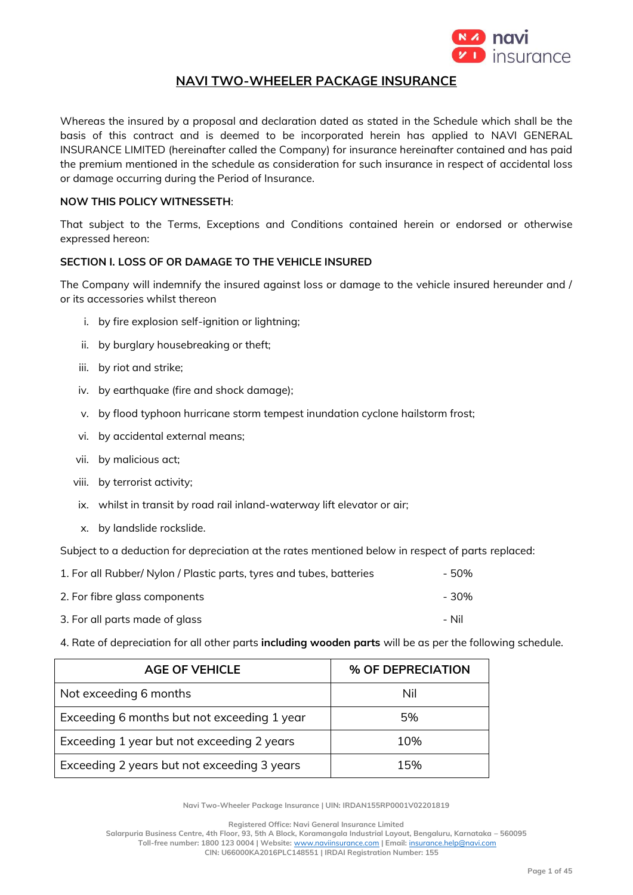# NAVI TWO-WHEELER PACKAGE INSURANCE

Whereas the insured by a proposal and declaration dated as stated in the Schedule which shall be the basis of this contract and is deemed to be incorporated herein has applied to NAVI GENERAL INSURANCE LIMITED (hereinafter called the Company) for insurance hereinafter contained and has paid the premium mentioned in the schedule as consideration for such insurance in respect of accidental loss or damage occurring during the Period of Insurance.

**NOW THIS POLICY WITNESSETH**:

That subject to the Terms, Exceptions and Conditions contained herein or endorsed or otherwise expressed hereon:

**SECTION I. LOSS OF OR DAMAGE TO THE VEHICLE INSURED**

The Company will indemnify the insured against loss or damage to the vehicle insured hereunder and / or its accessories whilst thereon

i. by fire explosion self-ignition or lightning;

ii. by burglary housebreaking or theft;

iii. by riot and strike;

iv. by earthquake (fire and shock damage);

v. by flood typhoon hurricane storm tempest inundation cyclone hailstorm frost;

vi. by accidental external means;

vii. by malicious act;

viii. by terrorist activity;

ix. whilst in transit by road rail inland-waterway lift elevator or air;

x. by landslide rockslide.

Subject to a deduction for depreciation at the rates mentioned below in respect of parts replaced:

1. For all Rubber/ Nylon / Plastic parts, tyres and tubes, batteries - 50%
2. For fibre glass components - 30%
3. For all parts made of glass - Nil
4. Rate of depreciation for all other parts **including wooden parts** will be as per the following schedule.

| AGE OF VEHICLE | % OF DEPRECIATION |
|---|---|
| Not exceeding 6 months | Nil |
| Exceeding 6 months but not exceeding 1 year | 5% |
| Exceeding 1 year but not exceeding 2 years | 10% |
| Exceeding 2 years but not exceeding 3 years | 15% |

Navi Two-Wheeler Package Insurance | UIN: IRDAN155RP0001V02201819

Registered Office: Navi General Insurance Limited
Salarpuria Business Centre, 4th Floor, 93, 5th A Block, Koramangala Industrial Layout, Bengaluru, Karnataka – 560095
Toll-free number: 1800 123 0004 | Website: www.naviinsurance.com | Email: insurance.help@navi.com
CIN: U66000KA2016PLC148551 | IRDAI Registration Number: 155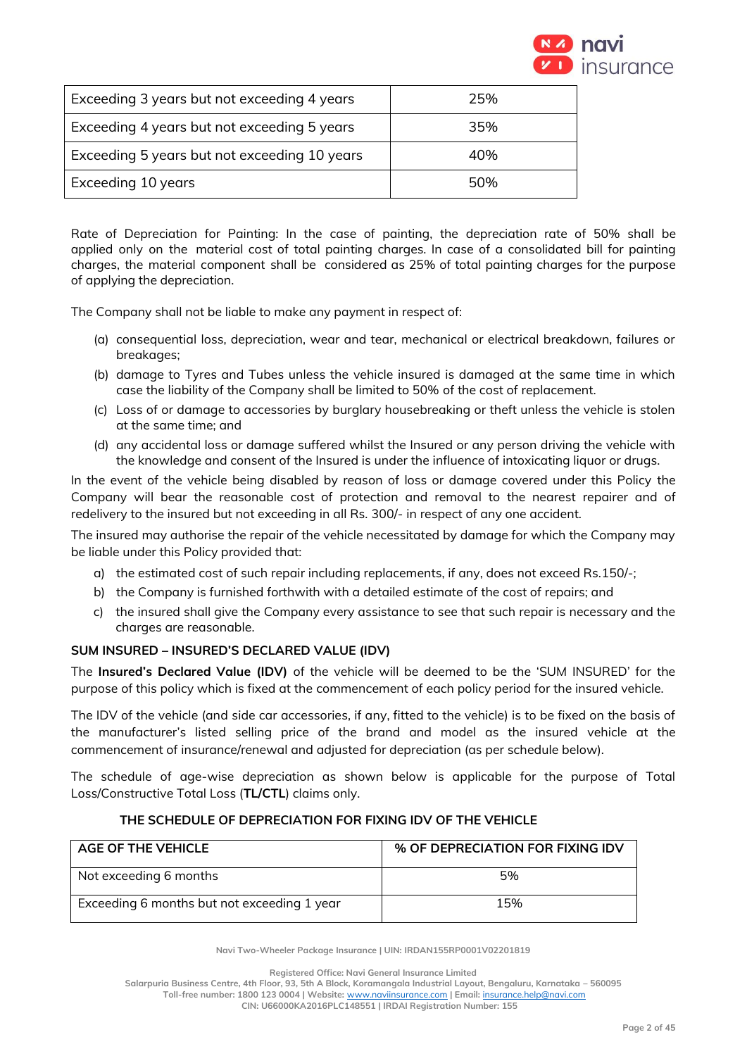| | |
|---|---|
| Exceeding 3 years but not exceeding 4 years | 25% |
| Exceeding 4 years but not exceeding 5 years | 35% |
| Exceeding 5 years but not exceeding 10 years | 40% |
| Exceeding 10 years | 50% |

Rate of Depreciation for Painting: In the case of painting, the depreciation rate of 50% shall be applied only on the material cost of total painting charges. In case of a consolidated bill for painting charges, the material component shall be considered as 25% of total painting charges for the purpose of applying the depreciation.

The Company shall not be liable to make any payment in respect of:

(a) consequential loss, depreciation, wear and tear, mechanical or electrical breakdown, failures or breakages;
(b) damage to Tyres and Tubes unless the vehicle insured is damaged at the same time in which case the liability of the Company shall be limited to 50% of the cost of replacement.
(c) Loss of or damage to accessories by burglary housebreaking or theft unless the vehicle is stolen at the same time; and
(d) any accidental loss or damage suffered whilst the Insured or any person driving the vehicle with the knowledge and consent of the Insured is under the influence of intoxicating liquor or drugs.

In the event of the vehicle being disabled by reason of loss or damage covered under this Policy the Company will bear the reasonable cost of protection and removal to the nearest repairer and of redelivery to the insured but not exceeding in all Rs. 300/- in respect of any one accident.

The insured may authorise the repair of the vehicle necessitated by damage for which the Company may be liable under this Policy provided that:

a) the estimated cost of such repair including replacements, if any, does not exceed Rs.150/-;
b) the Company is furnished forthwith with a detailed estimate of the cost of repairs; and
c) the insured shall give the Company every assistance to see that such repair is necessary and the charges are reasonable.

**SUM INSURED – INSURED'S DECLARED VALUE (IDV)**

The **Insured's Declared Value (IDV)** of the vehicle will be deemed to be the 'SUM INSURED' for the purpose of this policy which is fixed at the commencement of each policy period for the insured vehicle.

The IDV of the vehicle (and side car accessories, if any, fitted to the vehicle) is to be fixed on the basis of the manufacturer's listed selling price of the brand and model as the insured vehicle at the commencement of insurance/renewal and adjusted for depreciation (as per schedule below).

The schedule of age-wise depreciation as shown below is applicable for the purpose of Total Loss/Constructive Total Loss (**TL/CTL**) claims only.

**THE SCHEDULE OF DEPRECIATION FOR FIXING IDV OF THE VEHICLE**

| AGE OF THE VEHICLE | % OF DEPRECIATION FOR FIXING IDV |
|---|---|
| Not exceeding 6 months | 5% |
| Exceeding 6 months but not exceeding 1 year | 15% |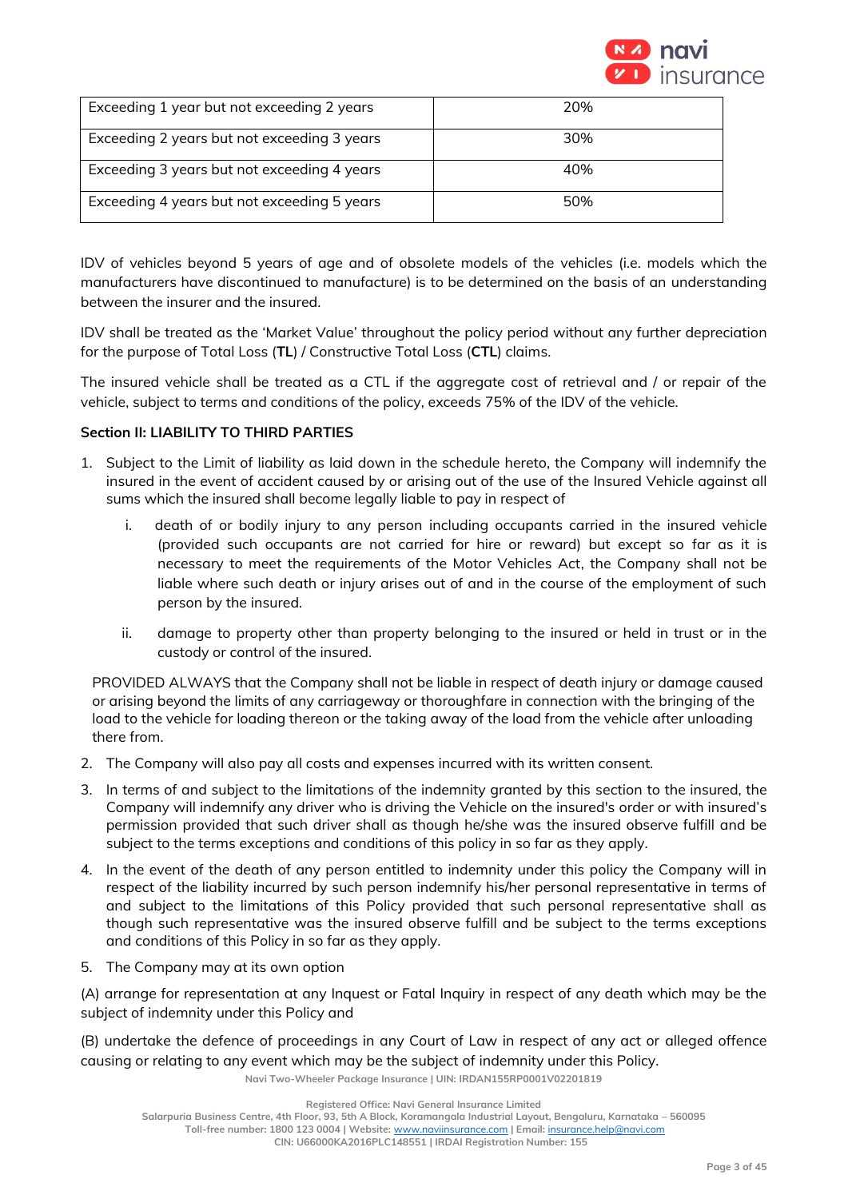| Exceeding 1 year but not exceeding 2 years | 20% |
|---|---|
| Exceeding 2 years but not exceeding 3 years | 30% |
| Exceeding 3 years but not exceeding 4 years | 40% |
| Exceeding 4 years but not exceeding 5 years | 50% |

IDV of vehicles beyond 5 years of age and of obsolete models of the vehicles (i.e. models which the manufacturers have discontinued to manufacture) is to be determined on the basis of an understanding between the insurer and the insured.

IDV shall be treated as the 'Market Value' throughout the policy period without any further depreciation for the purpose of Total Loss (**TL**) / Constructive Total Loss (**CTL**) claims.

The insured vehicle shall be treated as a CTL if the aggregate cost of retrieval and / or repair of the vehicle, subject to terms and conditions of the policy, exceeds 75% of the IDV of the vehicle.

**Section II: LIABILITY TO THIRD PARTIES**

1. Subject to the Limit of liability as laid down in the schedule hereto, the Company will indemnify the insured in the event of accident caused by or arising out of the use of the Insured Vehicle against all sums which the insured shall become legally liable to pay in respect of

   i. death of or bodily injury to any person including occupants carried in the insured vehicle (provided such occupants are not carried for hire or reward) but except so far as it is necessary to meet the requirements of the Motor Vehicles Act, the Company shall not be liable where such death or injury arises out of and in the course of the employment of such person by the insured.

   ii. damage to property other than property belonging to the insured or held in trust or in the custody or control of the insured.

   PROVIDED ALWAYS that the Company shall not be liable in respect of death injury or damage caused or arising beyond the limits of any carriageway or thoroughfare in connection with the bringing of the load to the vehicle for loading thereon or the taking away of the load from the vehicle after unloading there from.

2. The Company will also pay all costs and expenses incurred with its written consent.

3. In terms of and subject to the limitations of the indemnity granted by this section to the insured, the Company will indemnify any driver who is driving the Vehicle on the insured's order or with insured's permission provided that such driver shall as though he/she was the insured observe fulfill and be subject to the terms exceptions and conditions of this policy in so far as they apply.

4. In the event of the death of any person entitled to indemnity under this policy the Company will in respect of the liability incurred by such person indemnify his/her personal representative in terms of and subject to the limitations of this Policy provided that such personal representative shall as though such representative was the insured observe fulfill and be subject to the terms exceptions and conditions of this Policy in so far as they apply.

5. The Company may at its own option

(A) arrange for representation at any Inquest or Fatal Inquiry in respect of any death which may be the subject of indemnity under this Policy and

(B) undertake the defence of proceedings in any Court of Law in respect of any act or alleged offence causing or relating to any event which may be the subject of indemnity under this Policy.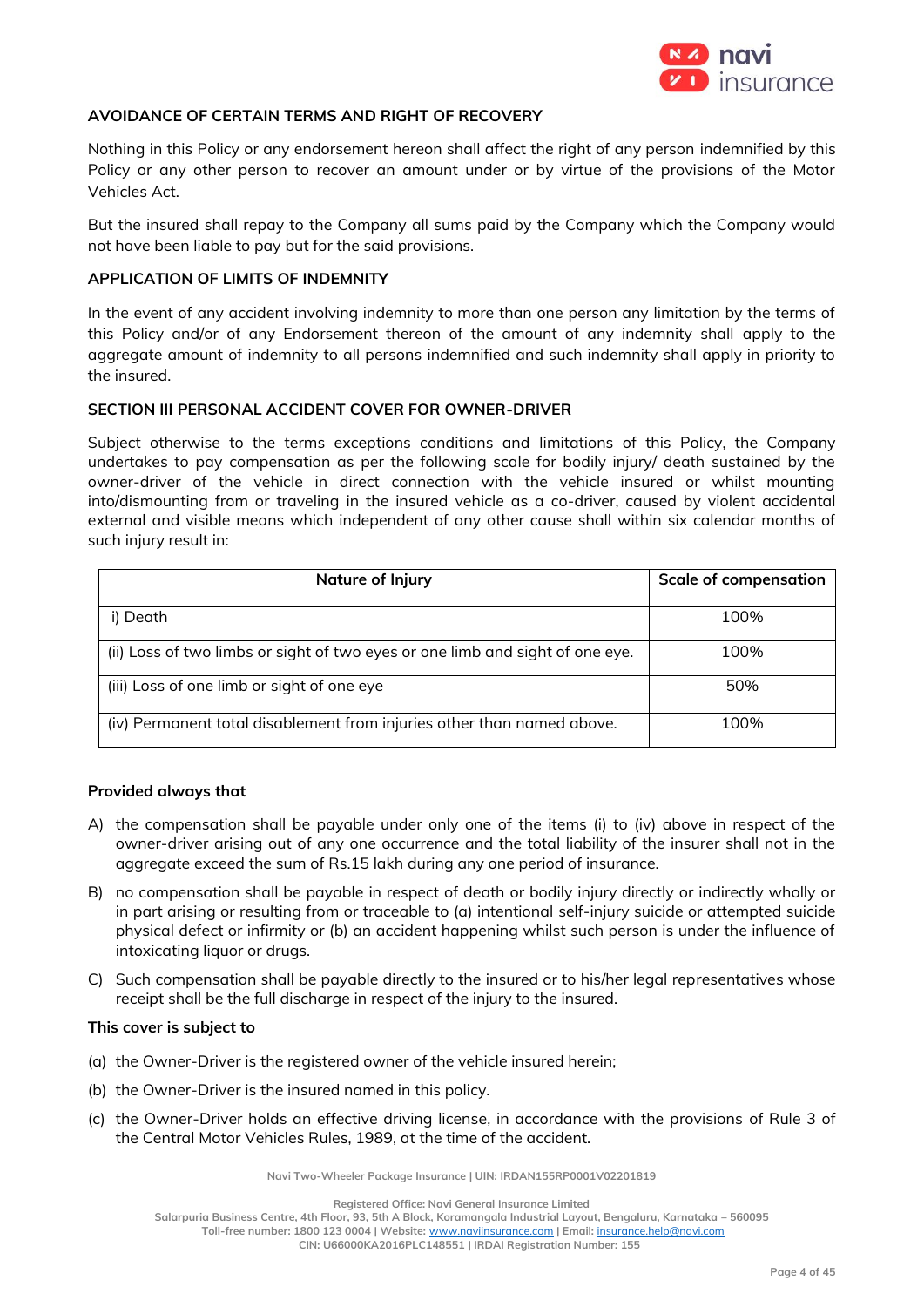## AVOIDANCE OF CERTAIN TERMS AND RIGHT OF RECOVERY

Nothing in this Policy or any endorsement hereon shall affect the right of any person indemnified by this Policy or any other person to recover an amount under or by virtue of the provisions of the Motor Vehicles Act.

But the insured shall repay to the Company all sums paid by the Company which the Company would not have been liable to pay but for the said provisions.

## APPLICATION OF LIMITS OF INDEMNITY

In the event of any accident involving indemnity to more than one person any limitation by the terms of this Policy and/or of any Endorsement thereon of the amount of any indemnity shall apply to the aggregate amount of indemnity to all persons indemnified and such indemnity shall apply in priority to the insured.

## SECTION III PERSONAL ACCIDENT COVER FOR OWNER-DRIVER

Subject otherwise to the terms exceptions conditions and limitations of this Policy, the Company undertakes to pay compensation as per the following scale for bodily injury/ death sustained by the owner-driver of the vehicle in direct connection with the vehicle insured or whilst mounting into/dismounting from or traveling in the insured vehicle as a co-driver, caused by violent accidental external and visible means which independent of any other cause shall within six calendar months of such injury result in:

| Nature of Injury | Scale of compensation |
|---|---|
| i) Death | 100% |
| (ii) Loss of two limbs or sight of two eyes or one limb and sight of one eye. | 100% |
| (iii) Loss of one limb or sight of one eye | 50% |
| (iv) Permanent total disablement from injuries other than named above. | 100% |

**Provided always that**

A) the compensation shall be payable under only one of the items (i) to (iv) above in respect of the owner-driver arising out of any one occurrence and the total liability of the insurer shall not in the aggregate exceed the sum of Rs.15 lakh during any one period of insurance.

B) no compensation shall be payable in respect of death or bodily injury directly or indirectly wholly or in part arising or resulting from or traceable to (a) intentional self-injury suicide or attempted suicide physical defect or infirmity or (b) an accident happening whilst such person is under the influence of intoxicating liquor or drugs.

C) Such compensation shall be payable directly to the insured or to his/her legal representatives whose receipt shall be the full discharge in respect of the injury to the insured.

**This cover is subject to**

(a) the Owner-Driver is the registered owner of the vehicle insured herein;

(b) the Owner-Driver is the insured named in this policy.

(c) the Owner-Driver holds an effective driving license, in accordance with the provisions of Rule 3 of the Central Motor Vehicles Rules, 1989, at the time of the accident.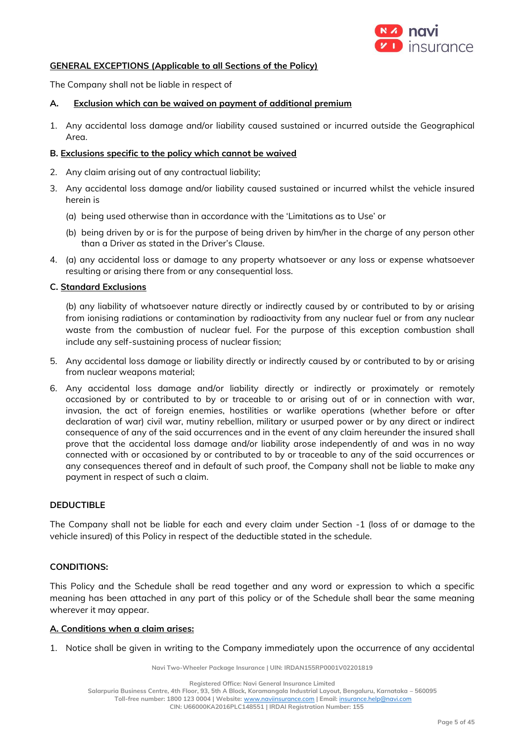## GENERAL EXCEPTIONS (Applicable to all Sections of the Policy)

The Company shall not be liable in respect of

### A. Exclusion which can be waived on payment of additional premium

1. Any accidental loss damage and/or liability caused sustained or incurred outside the Geographical Area.

### B. Exclusions specific to the policy which cannot be waived

2. Any claim arising out of any contractual liability;
3. Any accidental loss damage and/or liability caused sustained or incurred whilst the vehicle insured herein is
   (a) being used otherwise than in accordance with the 'Limitations as to Use' or
   (b) being driven by or is for the purpose of being driven by him/her in the charge of any person other than a Driver as stated in the Driver's Clause.
4. (a) any accidental loss or damage to any property whatsoever or any loss or expense whatsoever resulting or arising there from or any consequential loss.

### C. Standard Exclusions

(b) any liability of whatsoever nature directly or indirectly caused by or contributed to by or arising from ionising radiations or contamination by radioactivity from any nuclear fuel or from any nuclear waste from the combustion of nuclear fuel. For the purpose of this exception combustion shall include any self-sustaining process of nuclear fission;

5. Any accidental loss damage or liability directly or indirectly caused by or contributed to by or arising from nuclear weapons material;
6. Any accidental loss damage and/or liability directly or indirectly or proximately or remotely occasioned by or contributed to by or traceable to or arising out of or in connection with war, invasion, the act of foreign enemies, hostilities or warlike operations (whether before or after declaration of war) civil war, mutiny rebellion, military or usurped power or by any direct or indirect consequence of any of the said occurrences and in the event of any claim hereunder the insured shall prove that the accidental loss damage and/or liability arose independently of and was in no way connected with or occasioned by or contributed to by or traceable to any of the said occurrences or any consequences thereof and in default of such proof, the Company shall not be liable to make any payment in respect of such a claim.

## DEDUCTIBLE

The Company shall not be liable for each and every claim under Section -1 (loss of or damage to the vehicle insured) of this Policy in respect of the deductible stated in the schedule.

## CONDITIONS:

This Policy and the Schedule shall be read together and any word or expression to which a specific meaning has been attached in any part of this policy or of the Schedule shall bear the same meaning wherever it may appear.

### A. Conditions when a claim arises:

1. Notice shall be given in writing to the Company immediately upon the occurrence of any accidental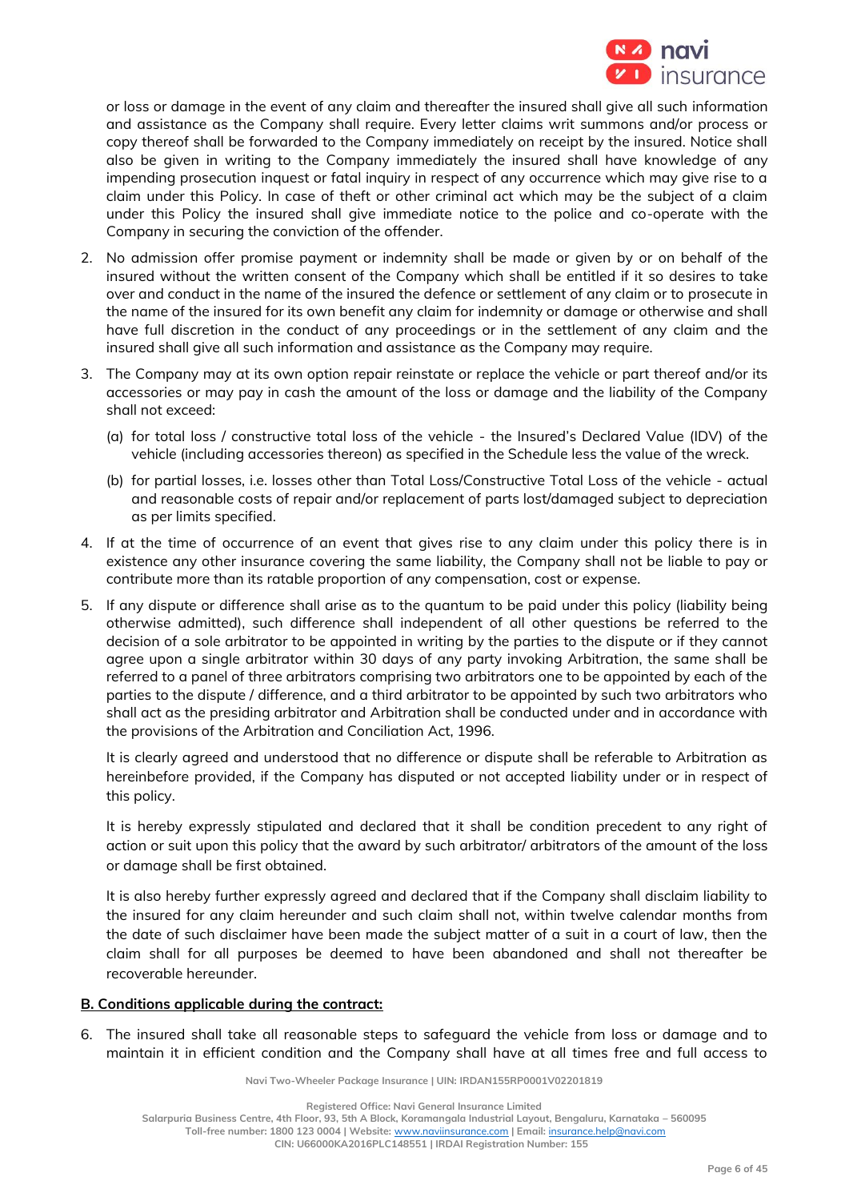or loss or damage in the event of any claim and thereafter the insured shall give all such information and assistance as the Company shall require. Every letter claims writ summons and/or process or copy thereof shall be forwarded to the Company immediately on receipt by the insured. Notice shall also be given in writing to the Company immediately the insured shall have knowledge of any impending prosecution inquest or fatal inquiry in respect of any occurrence which may give rise to a claim under this Policy. In case of theft or other criminal act which may be the subject of a claim under this Policy the insured shall give immediate notice to the police and co-operate with the Company in securing the conviction of the offender.

2. No admission offer promise payment or indemnity shall be made or given by or on behalf of the insured without the written consent of the Company which shall be entitled if it so desires to take over and conduct in the name of the insured the defence or settlement of any claim or to prosecute in the name of the insured for its own benefit any claim for indemnity or damage or otherwise and shall have full discretion in the conduct of any proceedings or in the settlement of any claim and the insured shall give all such information and assistance as the Company may require.

3. The Company may at its own option repair reinstate or replace the vehicle or part thereof and/or its accessories or may pay in cash the amount of the loss or damage and the liability of the Company shall not exceed:

   (a) for total loss / constructive total loss of the vehicle - the Insured's Declared Value (IDV) of the vehicle (including accessories thereon) as specified in the Schedule less the value of the wreck.

   (b) for partial losses, i.e. losses other than Total Loss/Constructive Total Loss of the vehicle - actual and reasonable costs of repair and/or replacement of parts lost/damaged subject to depreciation as per limits specified.

4. If at the time of occurrence of an event that gives rise to any claim under this policy there is in existence any other insurance covering the same liability, the Company shall not be liable to pay or contribute more than its ratable proportion of any compensation, cost or expense.

5. If any dispute or difference shall arise as to the quantum to be paid under this policy (liability being otherwise admitted), such difference shall independent of all other questions be referred to the decision of a sole arbitrator to be appointed in writing by the parties to the dispute or if they cannot agree upon a single arbitrator within 30 days of any party invoking Arbitration, the same shall be referred to a panel of three arbitrators comprising two arbitrators one to be appointed by each of the parties to the dispute / difference, and a third arbitrator to be appointed by such two arbitrators who shall act as the presiding arbitrator and Arbitration shall be conducted under and in accordance with the provisions of the Arbitration and Conciliation Act, 1996.

   It is clearly agreed and understood that no difference or dispute shall be referable to Arbitration as hereinbefore provided, if the Company has disputed or not accepted liability under or in respect of this policy.

   It is hereby expressly stipulated and declared that it shall be condition precedent to any right of action or suit upon this policy that the award by such arbitrator/ arbitrators of the amount of the loss or damage shall be first obtained.

   It is also hereby further expressly agreed and declared that if the Company shall disclaim liability to the insured for any claim hereunder and such claim shall not, within twelve calendar months from the date of such disclaimer have been made the subject matter of a suit in a court of law, then the claim shall for all purposes be deemed to have been abandoned and shall not thereafter be recoverable hereunder.

**B. Conditions applicable during the contract:**

6. The insured shall take all reasonable steps to safeguard the vehicle from loss or damage and to maintain it in efficient condition and the Company shall have at all times free and full access to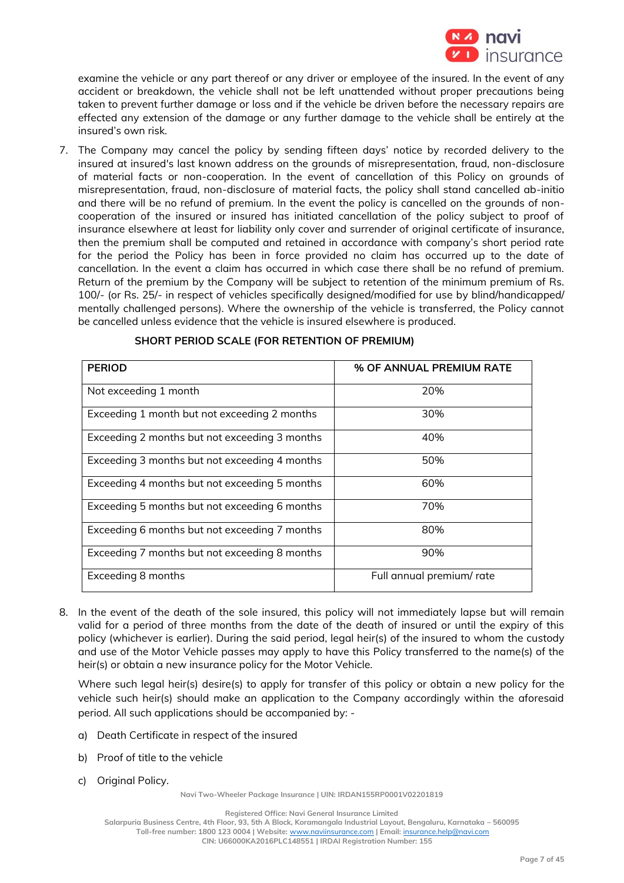examine the vehicle or any part thereof or any driver or employee of the insured. In the event of any accident or breakdown, the vehicle shall not be left unattended without proper precautions being taken to prevent further damage or loss and if the vehicle be driven before the necessary repairs are effected any extension of the damage or any further damage to the vehicle shall be entirely at the insured's own risk.

7. The Company may cancel the policy by sending fifteen days' notice by recorded delivery to the insured at insured's last known address on the grounds of misrepresentation, fraud, non-disclosure of material facts or non-cooperation. In the event of cancellation of this Policy on grounds of misrepresentation, fraud, non-disclosure of material facts, the policy shall stand cancelled ab-initio and there will be no refund of premium. In the event the policy is cancelled on the grounds of non-cooperation of the insured or insured has initiated cancellation of the policy subject to proof of insurance elsewhere at least for liability only cover and surrender of original certificate of insurance, then the premium shall be computed and retained in accordance with company's short period rate for the period the Policy has been in force provided no claim has occurred up to the date of cancellation. In the event a claim has occurred in which case there shall be no refund of premium. Return of the premium by the Company will be subject to retention of the minimum premium of Rs. 100/- (or Rs. 25/- in respect of vehicles specifically designed/modified for use by blind/handicapped/ mentally challenged persons). Where the ownership of the vehicle is transferred, the Policy cannot be cancelled unless evidence that the vehicle is insured elsewhere is produced.

**SHORT PERIOD SCALE (FOR RETENTION OF PREMIUM)**

| PERIOD | % OF ANNUAL PREMIUM RATE |
|---|---|
| Not exceeding 1 month | 20% |
| Exceeding 1 month but not exceeding 2 months | 30% |
| Exceeding 2 months but not exceeding 3 months | 40% |
| Exceeding 3 months but not exceeding 4 months | 50% |
| Exceeding 4 months but not exceeding 5 months | 60% |
| Exceeding 5 months but not exceeding 6 months | 70% |
| Exceeding 6 months but not exceeding 7 months | 80% |
| Exceeding 7 months but not exceeding 8 months | 90% |
| Exceeding 8 months | Full annual premium/ rate |

8. In the event of the death of the sole insured, this policy will not immediately lapse but will remain valid for a period of three months from the date of the death of insured or until the expiry of this policy (whichever is earlier). During the said period, legal heir(s) of the insured to whom the custody and use of the Motor Vehicle passes may apply to have this Policy transferred to the name(s) of the heir(s) or obtain a new insurance policy for the Motor Vehicle.

   Where such legal heir(s) desire(s) to apply for transfer of this policy or obtain a new policy for the vehicle such heir(s) should make an application to the Company accordingly within the aforesaid period. All such applications should be accompanied by: -

   a) Death Certificate in respect of the insured

   b) Proof of title to the vehicle

   c) Original Policy.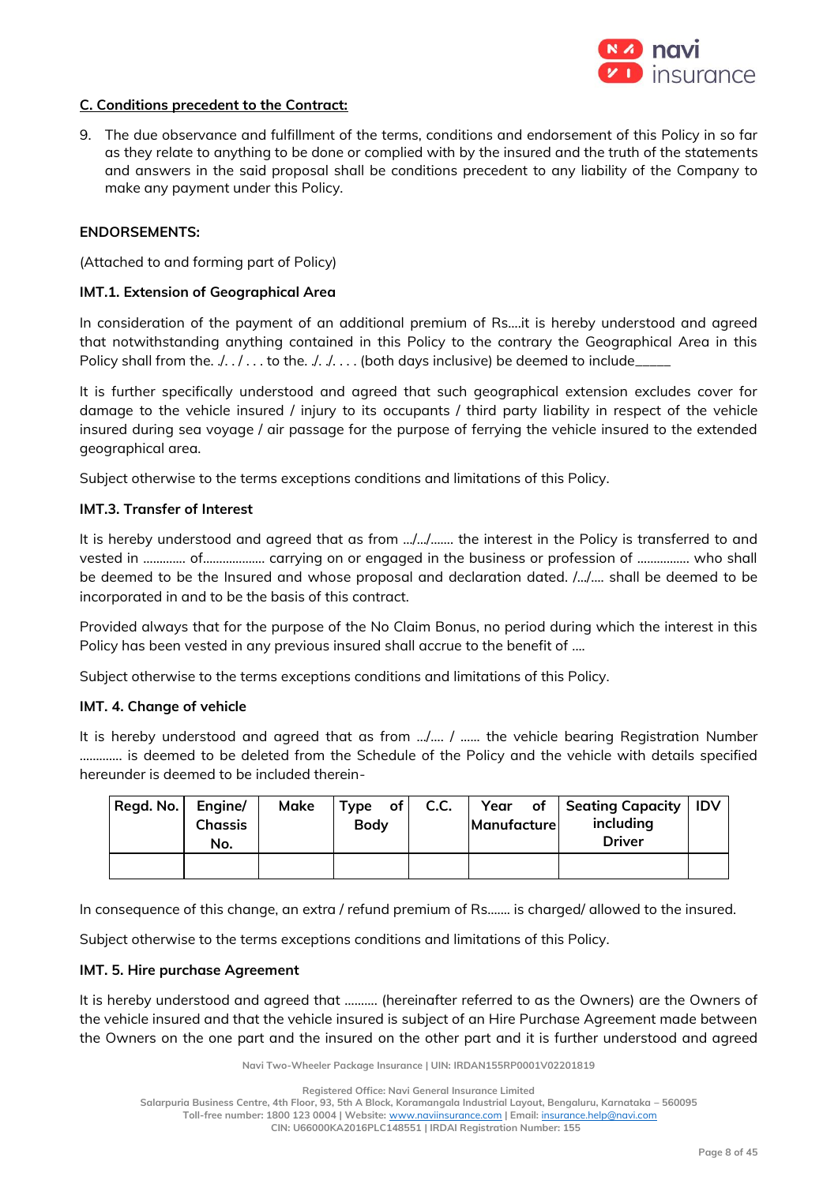**C. Conditions precedent to the Contract:**

9. The due observance and fulfillment of the terms, conditions and endorsement of this Policy in so far as they relate to anything to be done or complied with by the insured and the truth of the statements and answers in the said proposal shall be conditions precedent to any liability of the Company to make any payment under this Policy.

**ENDORSEMENTS:**

(Attached to and forming part of Policy)

**IMT.1. Extension of Geographical Area**

In consideration of the payment of an additional premium of Rs....it is hereby understood and agreed that notwithstanding anything contained in this Policy to the contrary the Geographical Area in this Policy shall from the. ./. . / . . . to the. ./. ./. . . . (both days inclusive) be deemed to include_____

It is further specifically understood and agreed that such geographical extension excludes cover for damage to the vehicle insured / injury to its occupants / third party liability in respect of the vehicle insured during sea voyage / air passage for the purpose of ferrying the vehicle insured to the extended geographical area.

Subject otherwise to the terms exceptions conditions and limitations of this Policy.

**IMT.3. Transfer of Interest**

It is hereby understood and agreed that as from .../.../....... the interest in the Policy is transferred to and vested in ............. of.................. carrying on or engaged in the business or profession of ................ who shall be deemed to be the Insured and whose proposal and declaration dated. /.../.... shall be deemed to be incorporated in and to be the basis of this contract.

Provided always that for the purpose of the No Claim Bonus, no period during which the interest in this Policy has been vested in any previous insured shall accrue to the benefit of ....

Subject otherwise to the terms exceptions conditions and limitations of this Policy.

**IMT. 4. Change of vehicle**

It is hereby understood and agreed that as from .../.... / ...... the vehicle bearing Registration Number ............ is deemed to be deleted from the Schedule of the Policy and the vehicle with details specified hereunder is deemed to be included therein-

| Regd. No. | Engine/ Chassis No. | Make | Type of Body | C.C. | Year of Manufacture | Seating Capacity including Driver | IDV |
|---|---|---|---|---|---|---|---|
| | | | | | | | |

In consequence of this change, an extra / refund premium of Rs....... is charged/ allowed to the insured.

Subject otherwise to the terms exceptions conditions and limitations of this Policy.

**IMT. 5. Hire purchase Agreement**

It is hereby understood and agreed that .......... (hereinafter referred to as the Owners) are the Owners of the vehicle insured and that the vehicle insured is subject of an Hire Purchase Agreement made between the Owners on the one part and the insured on the other part and it is further understood and agreed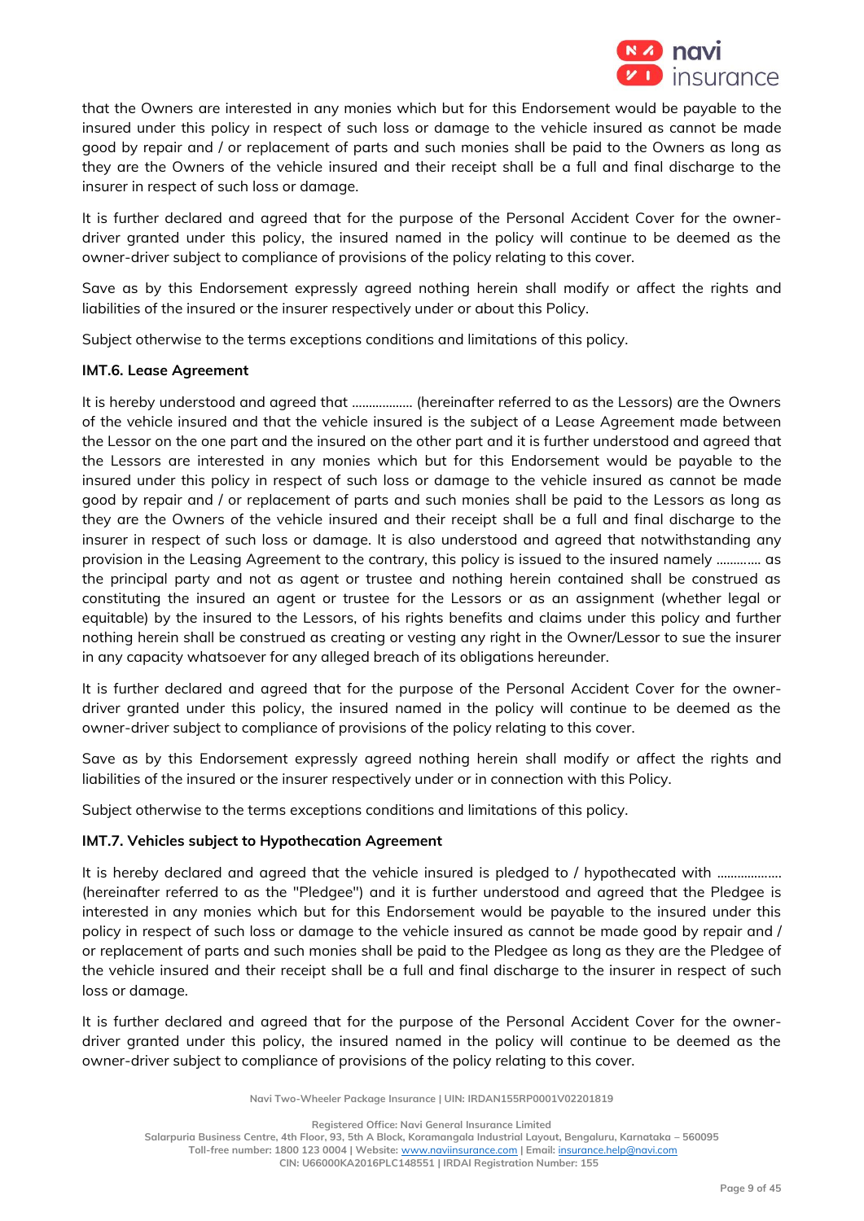that the Owners are interested in any monies which but for this Endorsement would be payable to the insured under this policy in respect of such loss or damage to the vehicle insured as cannot be made good by repair and / or replacement of parts and such monies shall be paid to the Owners as long as they are the Owners of the vehicle insured and their receipt shall be a full and final discharge to the insurer in respect of such loss or damage.

It is further declared and agreed that for the purpose of the Personal Accident Cover for the owner-driver granted under this policy, the insured named in the policy will continue to be deemed as the owner-driver subject to compliance of provisions of the policy relating to this cover.

Save as by this Endorsement expressly agreed nothing herein shall modify or affect the rights and liabilities of the insured or the insurer respectively under or about this Policy.

Subject otherwise to the terms exceptions conditions and limitations of this policy.

**IMT.6. Lease Agreement**

It is hereby understood and agreed that .................. (hereinafter referred to as the Lessors) are the Owners of the vehicle insured and that the vehicle insured is the subject of a Lease Agreement made between the Lessor on the one part and the insured on the other part and it is further understood and agreed that the Lessors are interested in any monies which but for this Endorsement would be payable to the insured under this policy in respect of such loss or damage to the vehicle insured as cannot be made good by repair and / or replacement of parts and such monies shall be paid to the Lessors as long as they are the Owners of the vehicle insured and their receipt shall be a full and final discharge to the insurer in respect of such loss or damage. It is also understood and agreed that notwithstanding any provision in the Leasing Agreement to the contrary, this policy is issued to the insured namely ............ as the principal party and not as agent or trustee and nothing herein contained shall be construed as constituting the insured an agent or trustee for the Lessors or as an assignment (whether legal or equitable) by the insured to the Lessors, of his rights benefits and claims under this policy and further nothing herein shall be construed as creating or vesting any right in the Owner/Lessor to sue the insurer in any capacity whatsoever for any alleged breach of its obligations hereunder.

It is further declared and agreed that for the purpose of the Personal Accident Cover for the owner-driver granted under this policy, the insured named in the policy will continue to be deemed as the owner-driver subject to compliance of provisions of the policy relating to this cover.

Save as by this Endorsement expressly agreed nothing herein shall modify or affect the rights and liabilities of the insured or the insurer respectively under or in connection with this Policy.

Subject otherwise to the terms exceptions conditions and limitations of this policy.

**IMT.7. Vehicles subject to Hypothecation Agreement**

It is hereby declared and agreed that the vehicle insured is pledged to / hypothecated with .................. (hereinafter referred to as the "Pledgee") and it is further understood and agreed that the Pledgee is interested in any monies which but for this Endorsement would be payable to the insured under this policy in respect of such loss or damage to the vehicle insured as cannot be made good by repair and / or replacement of parts and such monies shall be paid to the Pledgee as long as they are the Pledgee of the vehicle insured and their receipt shall be a full and final discharge to the insurer in respect of such loss or damage.

It is further declared and agreed that for the purpose of the Personal Accident Cover for the owner-driver granted under this policy, the insured named in the policy will continue to be deemed as the owner-driver subject to compliance of provisions of the policy relating to this cover.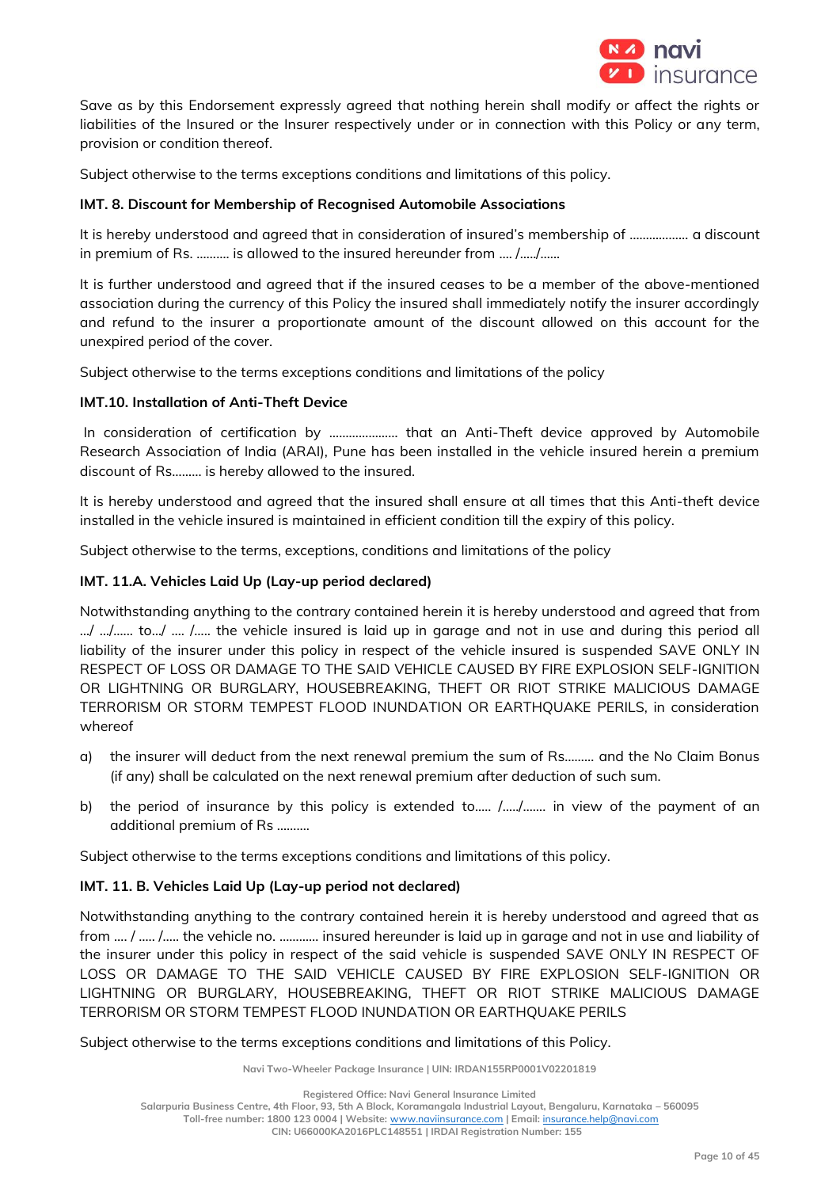Save as by this Endorsement expressly agreed that nothing herein shall modify or affect the rights or liabilities of the Insured or the Insurer respectively under or in connection with this Policy or any term, provision or condition thereof.

Subject otherwise to the terms exceptions conditions and limitations of this policy.

**IMT. 8. Discount for Membership of Recognised Automobile Associations**

It is hereby understood and agreed that in consideration of insured's membership of ……………… a discount in premium of Rs. ………. is allowed to the insured hereunder from …. /…../……

It is further understood and agreed that if the insured ceases to be a member of the above-mentioned association during the currency of this Policy the insured shall immediately notify the insurer accordingly and refund to the insurer a proportionate amount of the discount allowed on this account for the unexpired period of the cover.

Subject otherwise to the terms exceptions conditions and limitations of the policy

**IMT.10. Installation of Anti-Theft Device**

In consideration of certification by ………………… that an Anti-Theft device approved by Automobile Research Association of India (ARAI), Pune has been installed in the vehicle insured herein a premium discount of Rs……… is hereby allowed to the insured.

It is hereby understood and agreed that the insured shall ensure at all times that this Anti-theft device installed in the vehicle insured is maintained in efficient condition till the expiry of this policy.

Subject otherwise to the terms, exceptions, conditions and limitations of the policy

**IMT. 11.A. Vehicles Laid Up (Lay-up period declared)**

Notwithstanding anything to the contrary contained herein it is hereby understood and agreed that from …/ …/…… to…/ …. /….. the vehicle insured is laid up in garage and not in use and during this period all liability of the insurer under this policy in respect of the vehicle insured is suspended SAVE ONLY IN RESPECT OF LOSS OR DAMAGE TO THE SAID VEHICLE CAUSED BY FIRE EXPLOSION SELF-IGNITION OR LIGHTNING OR BURGLARY, HOUSEBREAKING, THEFT OR RIOT STRIKE MALICIOUS DAMAGE TERRORISM OR STORM TEMPEST FLOOD INUNDATION OR EARTHQUAKE PERILS, in consideration whereof

a) the insurer will deduct from the next renewal premium the sum of Rs……… and the No Claim Bonus (if any) shall be calculated on the next renewal premium after deduction of such sum.

b) the period of insurance by this policy is extended to….. /…../……. in view of the payment of an additional premium of Rs ……….

Subject otherwise to the terms exceptions conditions and limitations of this policy.

**IMT. 11. B. Vehicles Laid Up (Lay-up period not declared)**

Notwithstanding anything to the contrary contained herein it is hereby understood and agreed that as from …. / ….. /….. the vehicle no. ………… insured hereunder is laid up in garage and not in use and liability of the insurer under this policy in respect of the said vehicle is suspended SAVE ONLY IN RESPECT OF LOSS OR DAMAGE TO THE SAID VEHICLE CAUSED BY FIRE EXPLOSION SELF-IGNITION OR LIGHTNING OR BURGLARY, HOUSEBREAKING, THEFT OR RIOT STRIKE MALICIOUS DAMAGE TERRORISM OR STORM TEMPEST FLOOD INUNDATION OR EARTHQUAKE PERILS

Subject otherwise to the terms exceptions conditions and limitations of this Policy.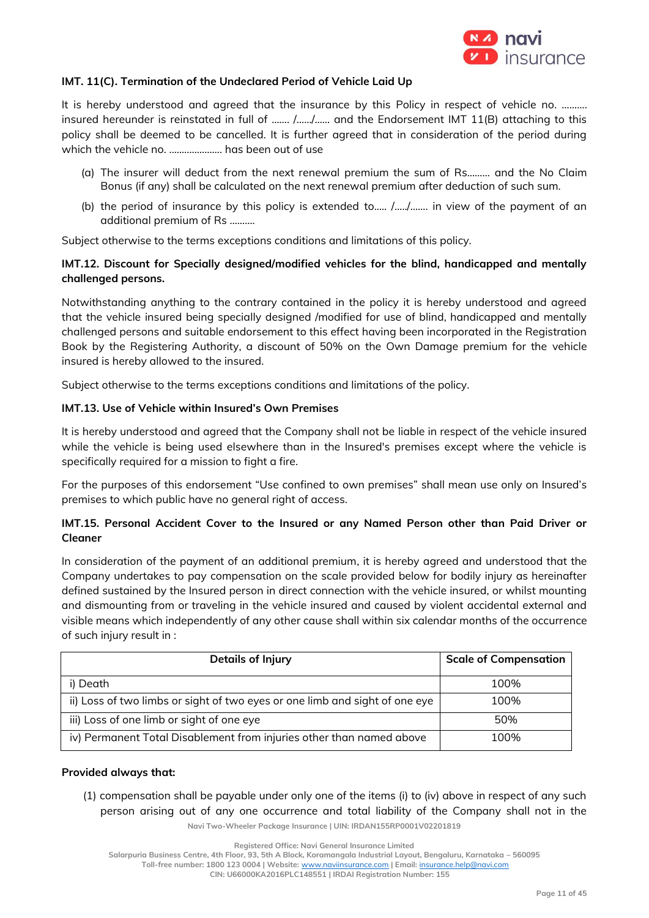**IMT. 11(C). Termination of the Undeclared Period of Vehicle Laid Up**

It is hereby understood and agreed that the insurance by this Policy in respect of vehicle no. .......... insured hereunder is reinstated in full of ....... /....../...... and the Endorsement IMT 11(B) attaching to this policy shall be deemed to be cancelled. It is further agreed that in consideration of the period during which the vehicle no. ..................... has been out of use

(a) The insurer will deduct from the next renewal premium the sum of Rs......... and the No Claim Bonus (if any) shall be calculated on the next renewal premium after deduction of such sum.

(b) the period of insurance by this policy is extended to..... /...../....... in view of the payment of an additional premium of Rs ..........

Subject otherwise to the terms exceptions conditions and limitations of this policy.

**IMT.12. Discount for Specially designed/modified vehicles for the blind, handicapped and mentally challenged persons.**

Notwithstanding anything to the contrary contained in the policy it is hereby understood and agreed that the vehicle insured being specially designed /modified for use of blind, handicapped and mentally challenged persons and suitable endorsement to this effect having been incorporated in the Registration Book by the Registering Authority, a discount of 50% on the Own Damage premium for the vehicle insured is hereby allowed to the insured.

Subject otherwise to the terms exceptions conditions and limitations of the policy.

**IMT.13. Use of Vehicle within Insured's Own Premises**

It is hereby understood and agreed that the Company shall not be liable in respect of the vehicle insured while the vehicle is being used elsewhere than in the Insured's premises except where the vehicle is specifically required for a mission to fight a fire.

For the purposes of this endorsement "Use confined to own premises" shall mean use only on Insured's premises to which public have no general right of access.

**IMT.15. Personal Accident Cover to the Insured or any Named Person other than Paid Driver or Cleaner**

In consideration of the payment of an additional premium, it is hereby agreed and understood that the Company undertakes to pay compensation on the scale provided below for bodily injury as hereinafter defined sustained by the Insured person in direct connection with the vehicle insured, or whilst mounting and dismounting from or traveling in the vehicle insured and caused by violent accidental external and visible means which independently of any other cause shall within six calendar months of the occurrence of such injury result in :

| Details of Injury | Scale of Compensation |
|---|---|
| i) Death | 100% |
| ii) Loss of two limbs or sight of two eyes or one limb and sight of one eye | 100% |
| iii) Loss of one limb or sight of one eye | 50% |
| iv) Permanent Total Disablement from injuries other than named above | 100% |

**Provided always that:**

(1) compensation shall be payable under only one of the items (i) to (iv) above in respect of any such person arising out of any one occurrence and total liability of the Company shall not in the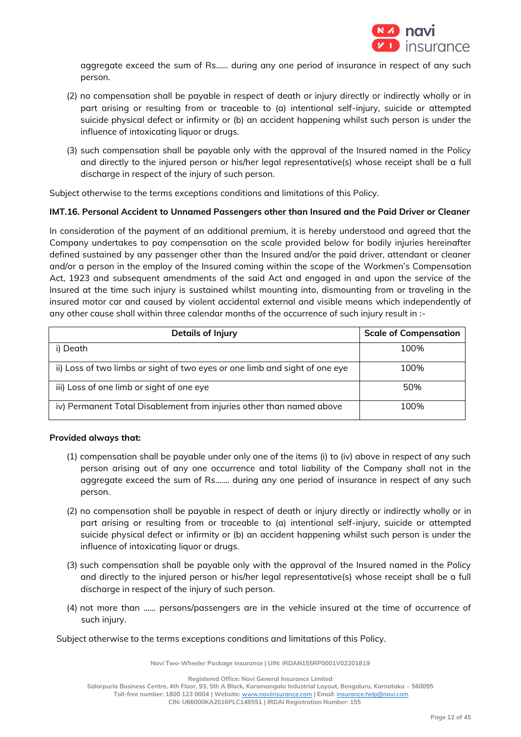aggregate exceed the sum of Rs...... during any one period of insurance in respect of any such person.

(2) no compensation shall be payable in respect of death or injury directly or indirectly wholly or in part arising or resulting from or traceable to (a) intentional self-injury, suicide or attempted suicide physical defect or infirmity or (b) an accident happening whilst such person is under the influence of intoxicating liquor or drugs.

(3) such compensation shall be payable only with the approval of the Insured named in the Policy and directly to the injured person or his/her legal representative(s) whose receipt shall be a full discharge in respect of the injury of such person.

Subject otherwise to the terms exceptions conditions and limitations of this Policy.

**IMT.16. Personal Accident to Unnamed Passengers other than Insured and the Paid Driver or Cleaner**

In consideration of the payment of an additional premium, it is hereby understood and agreed that the Company undertakes to pay compensation on the scale provided below for bodily injuries hereinafter defined sustained by any passenger other than the Insured and/or the paid driver, attendant or cleaner and/or a person in the employ of the Insured coming within the scope of the Workmen's Compensation Act, 1923 and subsequent amendments of the said Act and engaged in and upon the service of the Insured at the time such injury is sustained whilst mounting into, dismounting from or traveling in the insured motor car and caused by violent accidental external and visible means which independently of any other cause shall within three calendar months of the occurrence of such injury result in :-

| Details of Injury | Scale of Compensation |
|---|---|
| i) Death | 100% |
| ii) Loss of two limbs or sight of two eyes or one limb and sight of one eye | 100% |
| iii) Loss of one limb or sight of one eye | 50% |
| iv) Permanent Total Disablement from injuries other than named above | 100% |

**Provided always that:**

(1) compensation shall be payable under only one of the items (i) to (iv) above in respect of any such person arising out of any one occurrence and total liability of the Company shall not in the aggregate exceed the sum of Rs....... during any one period of insurance in respect of any such person.

(2) no compensation shall be payable in respect of death or injury directly or indirectly wholly or in part arising or resulting from or traceable to (a) intentional self-injury, suicide or attempted suicide physical defect or infirmity or (b) an accident happening whilst such person is under the influence of intoxicating liquor or drugs.

(3) such compensation shall be payable only with the approval of the Insured named in the Policy and directly to the injured person or his/her legal representative(s) whose receipt shall be a full discharge in respect of the injury of such person.

(4) not more than ...... persons/passengers are in the vehicle insured at the time of occurrence of such injury.

Subject otherwise to the terms exceptions conditions and limitations of this Policy.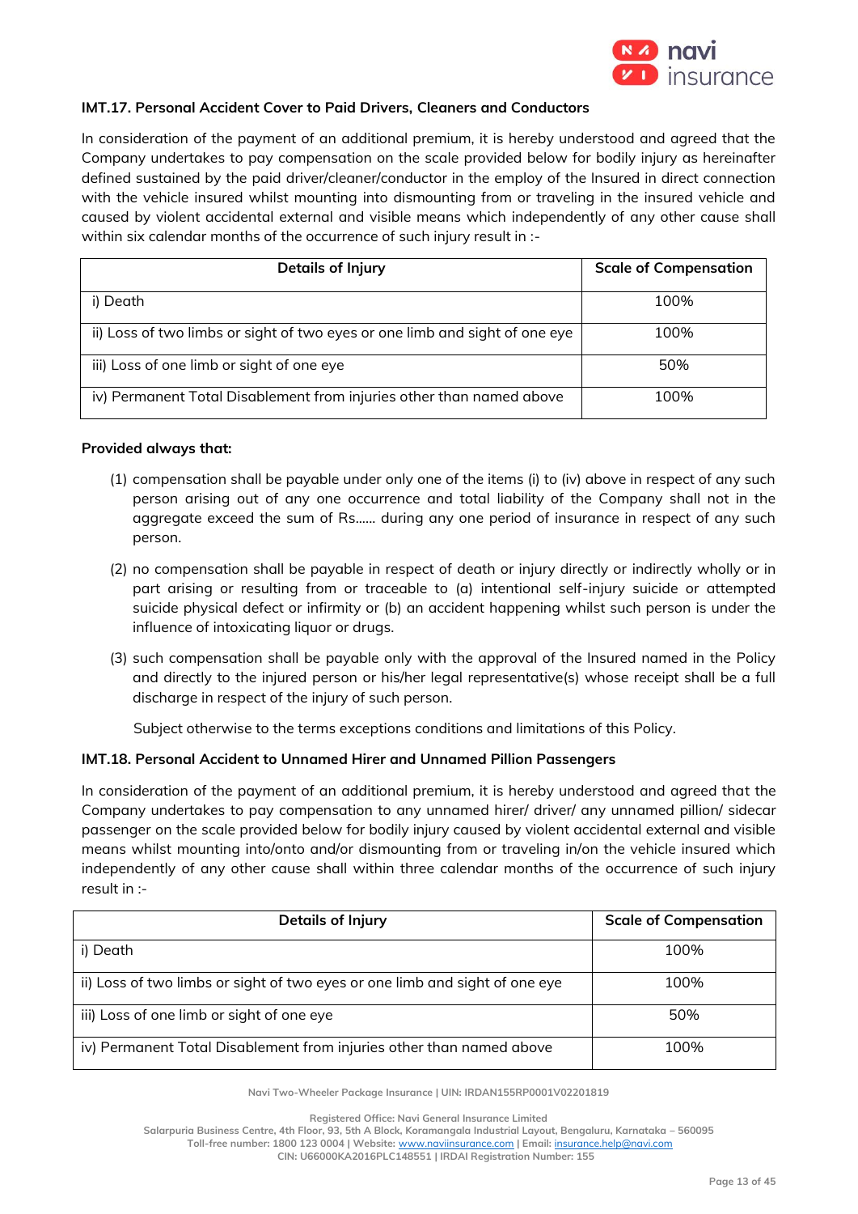### IMT.17. Personal Accident Cover to Paid Drivers, Cleaners and Conductors

In consideration of the payment of an additional premium, it is hereby understood and agreed that the Company undertakes to pay compensation on the scale provided below for bodily injury as hereinafter defined sustained by the paid driver/cleaner/conductor in the employ of the Insured in direct connection with the vehicle insured whilst mounting into dismounting from or traveling in the insured vehicle and caused by violent accidental external and visible means which independently of any other cause shall within six calendar months of the occurrence of such injury result in :-

| Details of Injury | Scale of Compensation |
| --- | --- |
| i) Death | 100% |
| ii) Loss of two limbs or sight of two eyes or one limb and sight of one eye | 100% |
| iii) Loss of one limb or sight of one eye | 50% |
| iv) Permanent Total Disablement from injuries other than named above | 100% |

**Provided always that:**

(1) compensation shall be payable under only one of the items (i) to (iv) above in respect of any such person arising out of any one occurrence and total liability of the Company shall not in the aggregate exceed the sum of Rs...... during any one period of insurance in respect of any such person.

(2) no compensation shall be payable in respect of death or injury directly or indirectly wholly or in part arising or resulting from or traceable to (a) intentional self-injury suicide or attempted suicide physical defect or infirmity or (b) an accident happening whilst such person is under the influence of intoxicating liquor or drugs.

(3) such compensation shall be payable only with the approval of the Insured named in the Policy and directly to the injured person or his/her legal representative(s) whose receipt shall be a full discharge in respect of the injury of such person.

Subject otherwise to the terms exceptions conditions and limitations of this Policy.

### IMT.18. Personal Accident to Unnamed Hirer and Unnamed Pillion Passengers

In consideration of the payment of an additional premium, it is hereby understood and agreed that the Company undertakes to pay compensation to any unnamed hirer/ driver/ any unnamed pillion/ sidecar passenger on the scale provided below for bodily injury caused by violent accidental external and visible means whilst mounting into/onto and/or dismounting from or traveling in/on the vehicle insured which independently of any other cause shall within three calendar months of the occurrence of such injury result in :-

| Details of Injury | Scale of Compensation |
| --- | --- |
| i) Death | 100% |
| ii) Loss of two limbs or sight of two eyes or one limb and sight of one eye | 100% |
| iii) Loss of one limb or sight of one eye | 50% |
| iv) Permanent Total Disablement from injuries other than named above | 100% |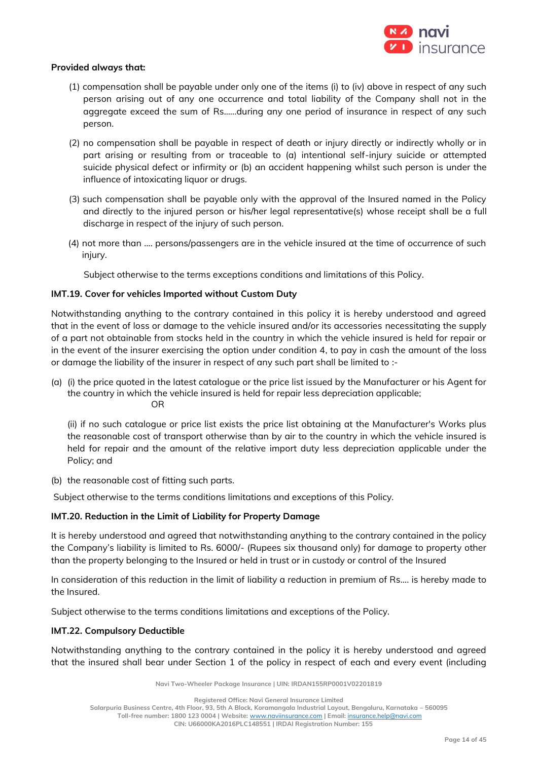**Provided always that:**

(1) compensation shall be payable under only one of the items (i) to (iv) above in respect of any such person arising out of any one occurrence and total liability of the Company shall not in the aggregate exceed the sum of Rs……during any one period of insurance in respect of any such person.

(2) no compensation shall be payable in respect of death or injury directly or indirectly wholly or in part arising or resulting from or traceable to (a) intentional self-injury suicide or attempted suicide physical defect or infirmity or (b) an accident happening whilst such person is under the influence of intoxicating liquor or drugs.

(3) such compensation shall be payable only with the approval of the Insured named in the Policy and directly to the injured person or his/her legal representative(s) whose receipt shall be a full discharge in respect of the injury of such person.

(4) not more than …. persons/passengers are in the vehicle insured at the time of occurrence of such injury.

Subject otherwise to the terms exceptions conditions and limitations of this Policy.

**IMT.19. Cover for vehicles Imported without Custom Duty**

Notwithstanding anything to the contrary contained in this policy it is hereby understood and agreed that in the event of loss or damage to the vehicle insured and/or its accessories necessitating the supply of a part not obtainable from stocks held in the country in which the vehicle insured is held for repair or in the event of the insurer exercising the option under condition 4, to pay in cash the amount of the loss or damage the liability of the insurer in respect of any such part shall be limited to :-

(a) (i) the price quoted in the latest catalogue or the price list issued by the Manufacturer or his Agent for the country in which the vehicle insured is held for repair less depreciation applicable;

OR

(ii) if no such catalogue or price list exists the price list obtaining at the Manufacturer's Works plus the reasonable cost of transport otherwise than by air to the country in which the vehicle insured is held for repair and the amount of the relative import duty less depreciation applicable under the Policy; and

(b) the reasonable cost of fitting such parts.

Subject otherwise to the terms conditions limitations and exceptions of this Policy.

**IMT.20. Reduction in the Limit of Liability for Property Damage**

It is hereby understood and agreed that notwithstanding anything to the contrary contained in the policy the Company's liability is limited to Rs. 6000/- (Rupees six thousand only) for damage to property other than the property belonging to the Insured or held in trust or in custody or control of the Insured

In consideration of this reduction in the limit of liability a reduction in premium of Rs…. is hereby made to the Insured.

Subject otherwise to the terms conditions limitations and exceptions of the Policy.

**IMT.22. Compulsory Deductible**

Notwithstanding anything to the contrary contained in the policy it is hereby understood and agreed that the insured shall bear under Section 1 of the policy in respect of each and every event (including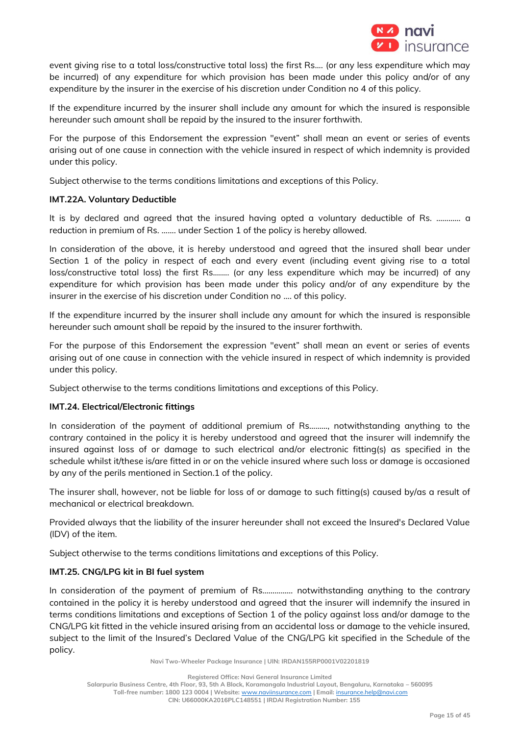event giving rise to a total loss/constructive total loss) the first Rs.... (or any less expenditure which may be incurred) of any expenditure for which provision has been made under this policy and/or of any expenditure by the insurer in the exercise of his discretion under Condition no 4 of this policy.

If the expenditure incurred by the insurer shall include any amount for which the insured is responsible hereunder such amount shall be repaid by the insured to the insurer forthwith.

For the purpose of this Endorsement the expression "event" shall mean an event or series of events arising out of one cause in connection with the vehicle insured in respect of which indemnity is provided under this policy.

Subject otherwise to the terms conditions limitations and exceptions of this Policy.

**IMT.22A. Voluntary Deductible**

It is by declared and agreed that the insured having opted a voluntary deductible of Rs. ............ a reduction in premium of Rs. ....... under Section 1 of the policy is hereby allowed.

In consideration of the above, it is hereby understood and agreed that the insured shall bear under Section 1 of the policy in respect of each and every event (including event giving rise to a total loss/constructive total loss) the first Rs........ (or any less expenditure which may be incurred) of any expenditure for which provision has been made under this policy and/or of any expenditure by the insurer in the exercise of his discretion under Condition no .... of this policy.

If the expenditure incurred by the insurer shall include any amount for which the insured is responsible hereunder such amount shall be repaid by the insured to the insurer forthwith.

For the purpose of this Endorsement the expression "event" shall mean an event or series of events arising out of one cause in connection with the vehicle insured in respect of which indemnity is provided under this policy.

Subject otherwise to the terms conditions limitations and exceptions of this Policy.

**IMT.24. Electrical/Electronic fittings**

In consideration of the payment of additional premium of Rs........., notwithstanding anything to the contrary contained in the policy it is hereby understood and agreed that the insurer will indemnify the insured against loss of or damage to such electrical and/or electronic fitting(s) as specified in the schedule whilst it/these is/are fitted in or on the vehicle insured where such loss or damage is occasioned by any of the perils mentioned in Section.1 of the policy.

The insurer shall, however, not be liable for loss of or damage to such fitting(s) caused by/as a result of mechanical or electrical breakdown.

Provided always that the liability of the insurer hereunder shall not exceed the Insured's Declared Value (IDV) of the item.

Subject otherwise to the terms conditions limitations and exceptions of this Policy.

**IMT.25. CNG/LPG kit in BI fuel system**

In consideration of the payment of premium of Rs.............. notwithstanding anything to the contrary contained in the policy it is hereby understood and agreed that the insurer will indemnify the insured in terms conditions limitations and exceptions of Section 1 of the policy against loss and/or damage to the CNG/LPG kit fitted in the vehicle insured arising from an accidental loss or damage to the vehicle insured, subject to the limit of the Insured's Declared Value of the CNG/LPG kit specified in the Schedule of the policy.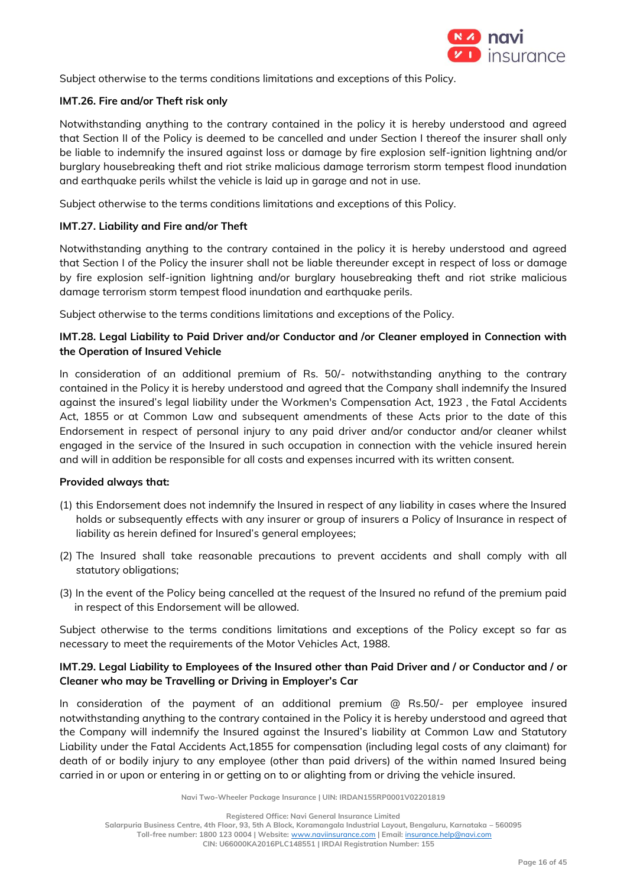Subject otherwise to the terms conditions limitations and exceptions of this Policy.

**IMT.26. Fire and/or Theft risk only**

Notwithstanding anything to the contrary contained in the policy it is hereby understood and agreed that Section II of the Policy is deemed to be cancelled and under Section I thereof the insurer shall only be liable to indemnify the insured against loss or damage by fire explosion self-ignition lightning and/or burglary housebreaking theft and riot strike malicious damage terrorism storm tempest flood inundation and earthquake perils whilst the vehicle is laid up in garage and not in use.

Subject otherwise to the terms conditions limitations and exceptions of this Policy.

**IMT.27. Liability and Fire and/or Theft**

Notwithstanding anything to the contrary contained in the policy it is hereby understood and agreed that Section I of the Policy the insurer shall not be liable thereunder except in respect of loss or damage by fire explosion self-ignition lightning and/or burglary housebreaking theft and riot strike malicious damage terrorism storm tempest flood inundation and earthquake perils.

Subject otherwise to the terms conditions limitations and exceptions of the Policy.

**IMT.28. Legal Liability to Paid Driver and/or Conductor and /or Cleaner employed in Connection with the Operation of Insured Vehicle**

In consideration of an additional premium of Rs. 50/- notwithstanding anything to the contrary contained in the Policy it is hereby understood and agreed that the Company shall indemnify the Insured against the insured's legal liability under the Workmen's Compensation Act, 1923 , the Fatal Accidents Act, 1855 or at Common Law and subsequent amendments of these Acts prior to the date of this Endorsement in respect of personal injury to any paid driver and/or conductor and/or cleaner whilst engaged in the service of the Insured in such occupation in connection with the vehicle insured herein and will in addition be responsible for all costs and expenses incurred with its written consent.

**Provided always that:**

(1) this Endorsement does not indemnify the Insured in respect of any liability in cases where the Insured holds or subsequently effects with any insurer or group of insurers a Policy of Insurance in respect of liability as herein defined for Insured's general employees;

(2) The Insured shall take reasonable precautions to prevent accidents and shall comply with all statutory obligations;

(3) In the event of the Policy being cancelled at the request of the Insured no refund of the premium paid in respect of this Endorsement will be allowed.

Subject otherwise to the terms conditions limitations and exceptions of the Policy except so far as necessary to meet the requirements of the Motor Vehicles Act, 1988.

**IMT.29. Legal Liability to Employees of the Insured other than Paid Driver and / or Conductor and / or Cleaner who may be Travelling or Driving in Employer's Car**

In consideration of the payment of an additional premium @ Rs.50/- per employee insured notwithstanding anything to the contrary contained in the Policy it is hereby understood and agreed that the Company will indemnify the Insured against the Insured's liability at Common Law and Statutory Liability under the Fatal Accidents Act,1855 for compensation (including legal costs of any claimant) for death of or bodily injury to any employee (other than paid drivers) of the within named Insured being carried in or upon or entering in or getting on to or alighting from or driving the vehicle insured.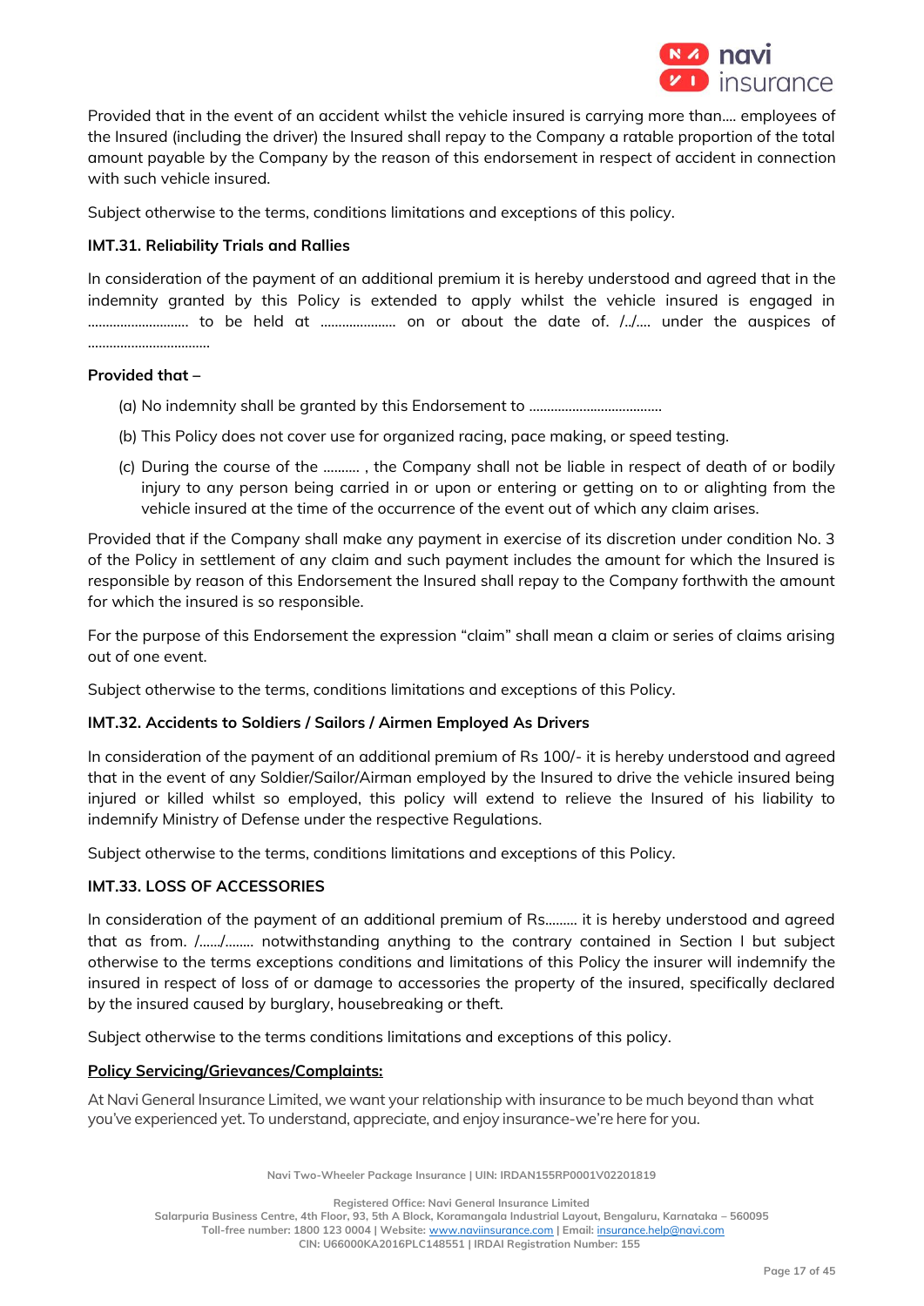Provided that in the event of an accident whilst the vehicle insured is carrying more than.... employees of the Insured (including the driver) the Insured shall repay to the Company a ratable proportion of the total amount payable by the Company by the reason of this endorsement in respect of accident in connection with such vehicle insured.

Subject otherwise to the terms, conditions limitations and exceptions of this policy.

### IMT.31. Reliability Trials and Rallies

In consideration of the payment of an additional premium it is hereby understood and agreed that in the indemnity granted by this Policy is extended to apply whilst the vehicle insured is engaged in ............................ to be held at ..................... on or about the date of. /../.... under the auspices of .................................

**Provided that –**

(a) No indemnity shall be granted by this Endorsement to ....................................

(b) This Policy does not cover use for organized racing, pace making, or speed testing.

(c) During the course of the .......... , the Company shall not be liable in respect of death of or bodily injury to any person being carried in or upon or entering or getting on to or alighting from the vehicle insured at the time of the occurrence of the event out of which any claim arises.

Provided that if the Company shall make any payment in exercise of its discretion under condition No. 3 of the Policy in settlement of any claim and such payment includes the amount for which the Insured is responsible by reason of this Endorsement the Insured shall repay to the Company forthwith the amount for which the insured is so responsible.

For the purpose of this Endorsement the expression “claim” shall mean a claim or series of claims arising out of one event.

Subject otherwise to the terms, conditions limitations and exceptions of this Policy.

### IMT.32. Accidents to Soldiers / Sailors / Airmen Employed As Drivers

In consideration of the payment of an additional premium of Rs 100/- it is hereby understood and agreed that in the event of any Soldier/Sailor/Airman employed by the Insured to drive the vehicle insured being injured or killed whilst so employed, this policy will extend to relieve the Insured of his liability to indemnify Ministry of Defense under the respective Regulations.

Subject otherwise to the terms, conditions limitations and exceptions of this Policy.

### IMT.33. LOSS OF ACCESSORIES

In consideration of the payment of an additional premium of Rs......... it is hereby understood and agreed that as from. /....../........ notwithstanding anything to the contrary contained in Section I but subject otherwise to the terms exceptions conditions and limitations of this Policy the insurer will indemnify the insured in respect of loss of or damage to accessories the property of the insured, specifically declared by the insured caused by burglary, housebreaking or theft.

Subject otherwise to the terms conditions limitations and exceptions of this policy.

**Policy Servicing/Grievances/Complaints:**

At Navi General Insurance Limited, we want your relationship with insurance to be much beyond than what you've experienced yet. To understand, appreciate, and enjoy insurance-we're here for you.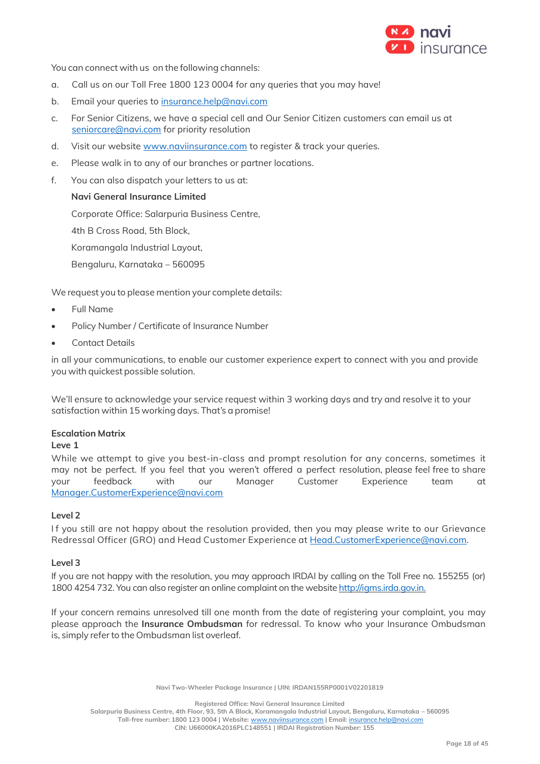You can connect with us on the following channels:

a. Call us on our Toll Free 1800 123 0004 for any queries that you may have!

b. Email your queries to insurance.help@navi.com

c. For Senior Citizens, we have a special cell and Our Senior Citizen customers can email us at seniorcare@navi.com for priority resolution

d. Visit our website www.naviinsurance.com to register & track your queries.

e. Please walk in to any of our branches or partner locations.

f. You can also dispatch your letters to us at:

   **Navi General Insurance Limited**

   Corporate Office: Salarpuria Business Centre,

   4th B Cross Road, 5th Block,

   Koramangala Industrial Layout,

   Bengaluru, Karnataka – 560095

We request you to please mention your complete details:

- Full Name
- Policy Number / Certificate of Insurance Number
- Contact Details

in all your communications, to enable our customer experience expert to connect with you and provide you with quickest possible solution.

We'll ensure to acknowledge your service request within 3 working days and try and resolve it to your satisfaction within 15 working days. That's a promise!

**Escalation Matrix**

**Leve 1**

While we attempt to give you best-in-class and prompt resolution for any concerns, sometimes it may not be perfect. If you feel that you weren't offered a perfect resolution, please feel free to share your feedback with our Manager Customer Experience team at Manager.CustomerExperience@navi.com

**Level 2**

If you still are not happy about the resolution provided, then you may please write to our Grievance Redressal Officer (GRO) and Head Customer Experience at Head.CustomerExperience@navi.com.

**Level 3**

If you are not happy with the resolution, you may approach IRDAI by calling on the Toll Free no. 155255 (or) 1800 4254 732. You can also register an online complaint on the website http://igms.irda.gov.in.

If your concern remains unresolved till one month from the date of registering your complaint, you may please approach the **Insurance Ombudsman** for redressal. To know who your Insurance Ombudsman is, simply refer to the Ombudsman list overleaf.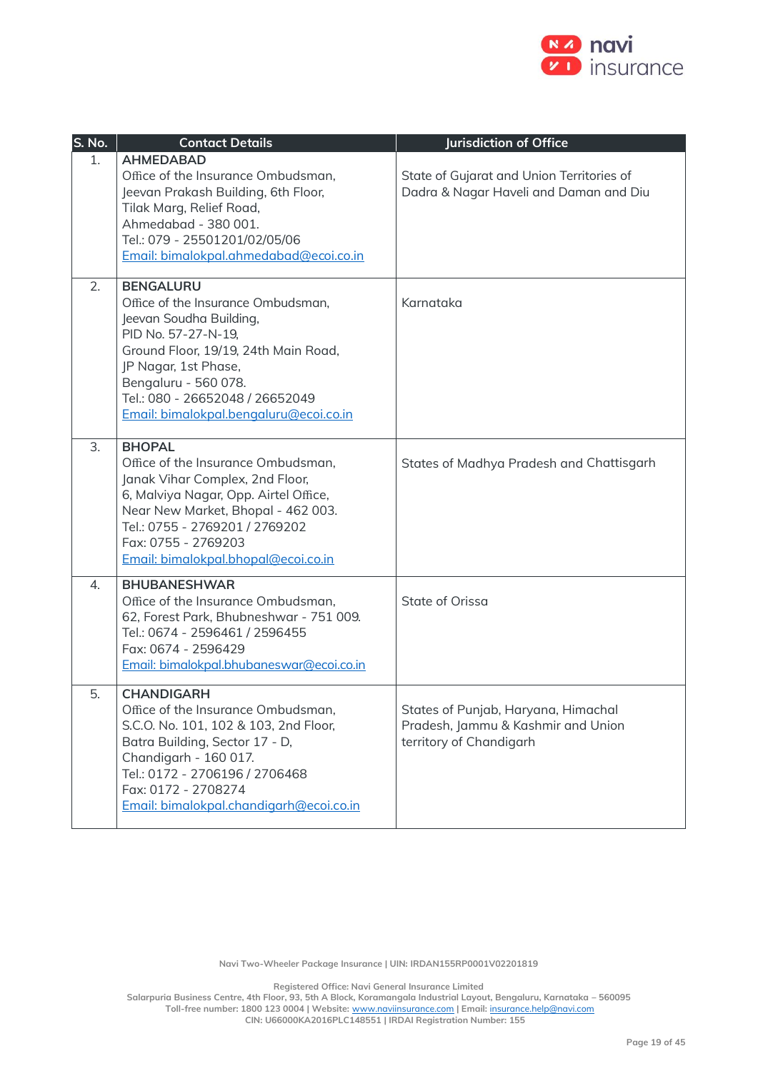| S. No. | Contact Details | Jurisdiction of Office |
|---|---|---|
| 1. | **AHMEDABAD**<br>Office of the Insurance Ombudsman,<br>Jeevan Prakash Building, 6th Floor,<br>Tilak Marg, Relief Road,<br>Ahmedabad - 380 001.<br>Tel.: 079 - 25501201/02/05/06<br>Email: bimalokpal.ahmedabad@ecoi.co.in | State of Gujarat and Union Territories of Dadra & Nagar Haveli and Daman and Diu |
| 2. | **BENGALURU**<br>Office of the Insurance Ombudsman,<br>Jeevan Soudha Building,<br>PID No. 57-27-N-19,<br>Ground Floor, 19/19, 24th Main Road,<br>JP Nagar, 1st Phase,<br>Bengaluru - 560 078.<br>Tel.: 080 - 26652048 / 26652049<br>Email: bimalokpal.bengaluru@ecoi.co.in | Karnataka |
| 3. | **BHOPAL**<br>Office of the Insurance Ombudsman,<br>Janak Vihar Complex, 2nd Floor,<br>6, Malviya Nagar, Opp. Airtel Office,<br>Near New Market, Bhopal - 462 003.<br>Tel.: 0755 - 2769201 / 2769202<br>Fax: 0755 - 2769203<br>Email: bimalokpal.bhopal@ecoi.co.in | States of Madhya Pradesh and Chattisgarh |
| 4. | **BHUBANESHWAR**<br>Office of the Insurance Ombudsman,<br>62, Forest Park, Bhubneshwar - 751 009.<br>Tel.: 0674 - 2596461 / 2596455<br>Fax: 0674 - 2596429<br>Email: bimalokpal.bhubaneswar@ecoi.co.in | State of Orissa |
| 5. | **CHANDIGARH**<br>Office of the Insurance Ombudsman,<br>S.C.O. No. 101, 102 & 103, 2nd Floor,<br>Batra Building, Sector 17 - D,<br>Chandigarh - 160 017.<br>Tel.: 0172 - 2706196 / 2706468<br>Fax: 0172 - 2708274<br>Email: bimalokpal.chandigarh@ecoi.co.in | States of Punjab, Haryana, Himachal Pradesh, Jammu & Kashmir and Union territory of Chandigarh |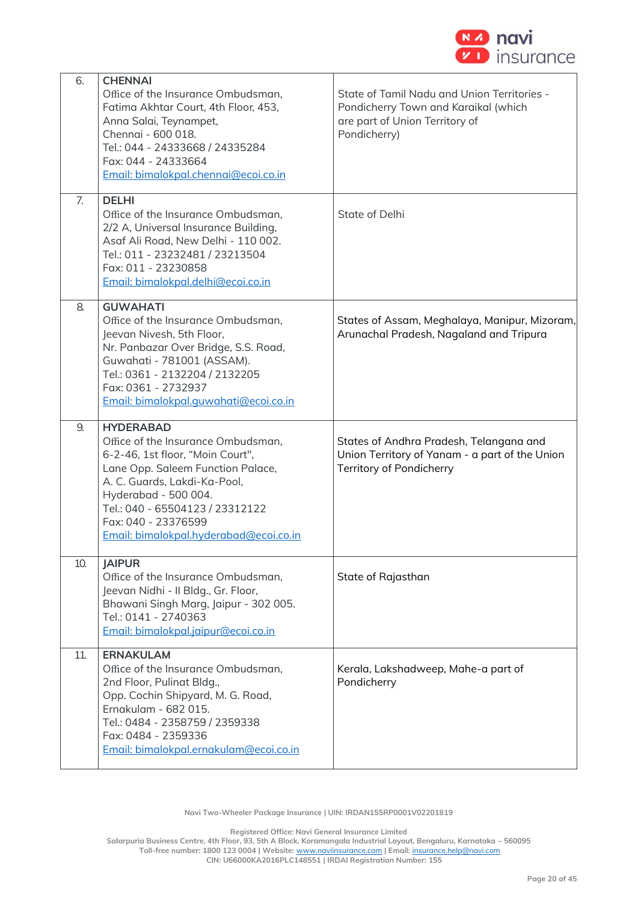| | | |
|---|---|---|
| 6. | **CHENNAI**<br>Office of the Insurance Ombudsman,<br>Fatima Akhtar Court, 4th Floor, 453,<br>Anna Salai, Teynampet,<br>Chennai - 600 018.<br>Tel.: 044 - 24333668 / 24335284<br>Fax: 044 - 24333664<br>Email: bimalokpal.chennai@ecoi.co.in | State of Tamil Nadu and Union Territories - Pondicherry Town and Karaikal (which are part of Union Territory of Pondicherry) |
| 7. | **DELHI**<br>Office of the Insurance Ombudsman,<br>2/2 A, Universal Insurance Building,<br>Asaf Ali Road, New Delhi - 110 002.<br>Tel.: 011 - 23232481 / 23213504<br>Fax: 011 - 23230858<br>Email: bimalokpal.delhi@ecoi.co.in | State of Delhi |
| 8. | **GUWAHATI**<br>Office of the Insurance Ombudsman,<br>Jeevan Nivesh, 5th Floor,<br>Nr. Panbazar Over Bridge, S.S. Road,<br>Guwahati - 781001 (ASSAM).<br>Tel.: 0361 - 2132204 / 2132205<br>Fax: 0361 - 2732937<br>Email: bimalokpal.guwahati@ecoi.co.in | States of Assam, Meghalaya, Manipur, Mizoram, Arunachal Pradesh, Nagaland and Tripura |
| 9. | **HYDERABAD**<br>Office of the Insurance Ombudsman,<br>6-2-46, 1st floor, "Moin Court",<br>Lane Opp. Saleem Function Palace,<br>A. C. Guards, Lakdi-Ka-Pool,<br>Hyderabad - 500 004.<br>Tel.: 040 - 65504123 / 23312122<br>Fax: 040 - 23376599<br>Email: bimalokpal.hyderabad@ecoi.co.in | States of Andhra Pradesh, Telangana and Union Territory of Yanam - a part of the Union Territory of Pondicherry |
| 10. | **JAIPUR**<br>Office of the Insurance Ombudsman,<br>Jeevan Nidhi - II Bldg., Gr. Floor,<br>Bhawani Singh Marg, Jaipur - 302 005.<br>Tel.: 0141 - 2740363<br>Email: bimalokpal.jaipur@ecoi.co.in | State of Rajasthan |
| 11. | **ERNAKULAM**<br>Office of the Insurance Ombudsman,<br>2nd Floor, Pulinat Bldg.,<br>Opp. Cochin Shipyard, M. G. Road,<br>Ernakulam - 682 015.<br>Tel.: 0484 - 2358759 / 2359338<br>Fax: 0484 - 2359336<br>Email: bimalokpal.ernakulam@ecoi.co.in | Kerala, Lakshadweep, Mahe-a part of Pondicherry |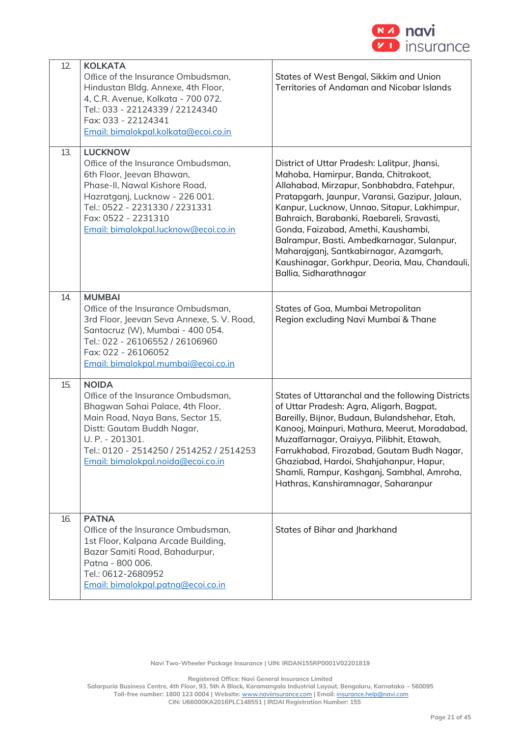| | | |
|---|---|---|
| 12. | **KOLKATA**<br>Office of the Insurance Ombudsman,<br>Hindustan Bldg. Annexe, 4th Floor,<br>4, C.R. Avenue, Kolkata - 700 072.<br>Tel.: 033 - 22124339 / 22124340<br>Fax: 033 - 22124341<br>Email: bimalokpal.kolkata@ecoi.co.in | States of West Bengal, Sikkim and Union Territories of Andaman and Nicobar Islands |
| 13. | **LUCKNOW**<br>Office of the Insurance Ombudsman,<br>6th Floor, Jeevan Bhawan,<br>Phase-II, Nawal Kishore Road,<br>Hazratganj, Lucknow - 226 001.<br>Tel.: 0522 - 2231330 / 2231331<br>Fax: 0522 - 2231310<br>Email: bimalokpal.lucknow@ecoi.co.in | District of Uttar Pradesh: Lalitpur, Jhansi, Mahoba, Hamirpur, Banda, Chitrakoot, Allahabad, Mirzapur, Sonbhabdra, Fatehpur, Pratapgarh, Jaunpur, Varansi, Gazipur, Jalaun, Kanpur, Lucknow, Unnao, Sitapur, Lakhimpur, Bahraich, Barabanki, Raebareli, Sravasti, Gonda, Faizabad, Amethi, Kaushambi, Balrampur, Basti, Ambedkarnagar, Sulanpur, Maharajganj, Santkabirnagar, Azamgarh, Kaushinagar, Gorkhpur, Deoria, Mau, Chandauli, Ballia, Sidharathnagar |
| 14. | **MUMBAI**<br>Office of the Insurance Ombudsman,<br>3rd Floor, Jeevan Seva Annexe, S. V. Road,<br>Santacruz (W), Mumbai - 400 054.<br>Tel.: 022 - 26106552 / 26106960<br>Fax: 022 - 26106052<br>Email: bimalokpal.mumbai@ecoi.co.in | States of Goa, Mumbai Metropolitan Region excluding Navi Mumbai & Thane |
| 15. | **NOIDA**<br>Office of the Insurance Ombudsman,<br>Bhagwan Sahai Palace, 4th Floor,<br>Main Road, Naya Bans, Sector 15,<br>Distt: Gautam Buddh Nagar,<br>U. P. - 201301.<br>Tel.: 0120 - 2514250 / 2514252 / 2514253<br>Email: bimalokpal.noida@ecoi.co.in | States of Uttaranchal and the following Districts of Uttar Pradesh: Agra, Aligarh, Bagpat, Bareilly, Bijnor, Budaun, Bulandshehar, Etah, Kanooj, Mainpuri, Mathura, Meerut, Moradabad, Muzaffarnagar, Oraiyya, Pilibhit, Etawah, Farrukhabad, Firozabad, Gautam Budh Nagar, Ghaziabad, Hardoi, Shahjahanpur, Hapur, Shamli, Rampur, Kashganj, Sambhal, Amroha, Hathras, Kanshiramnagar, Saharanpur |
| 16. | **PATNA**<br>Office of the Insurance Ombudsman,<br>1st Floor, Kalpana Arcade Building,<br>Bazar Samiti Road, Bahadurpur,<br>Patna - 800 006.<br>Tel.: 0612-2680952<br>Email: bimalokpal.patna@ecoi.co.in | States of Bihar and Jharkhand |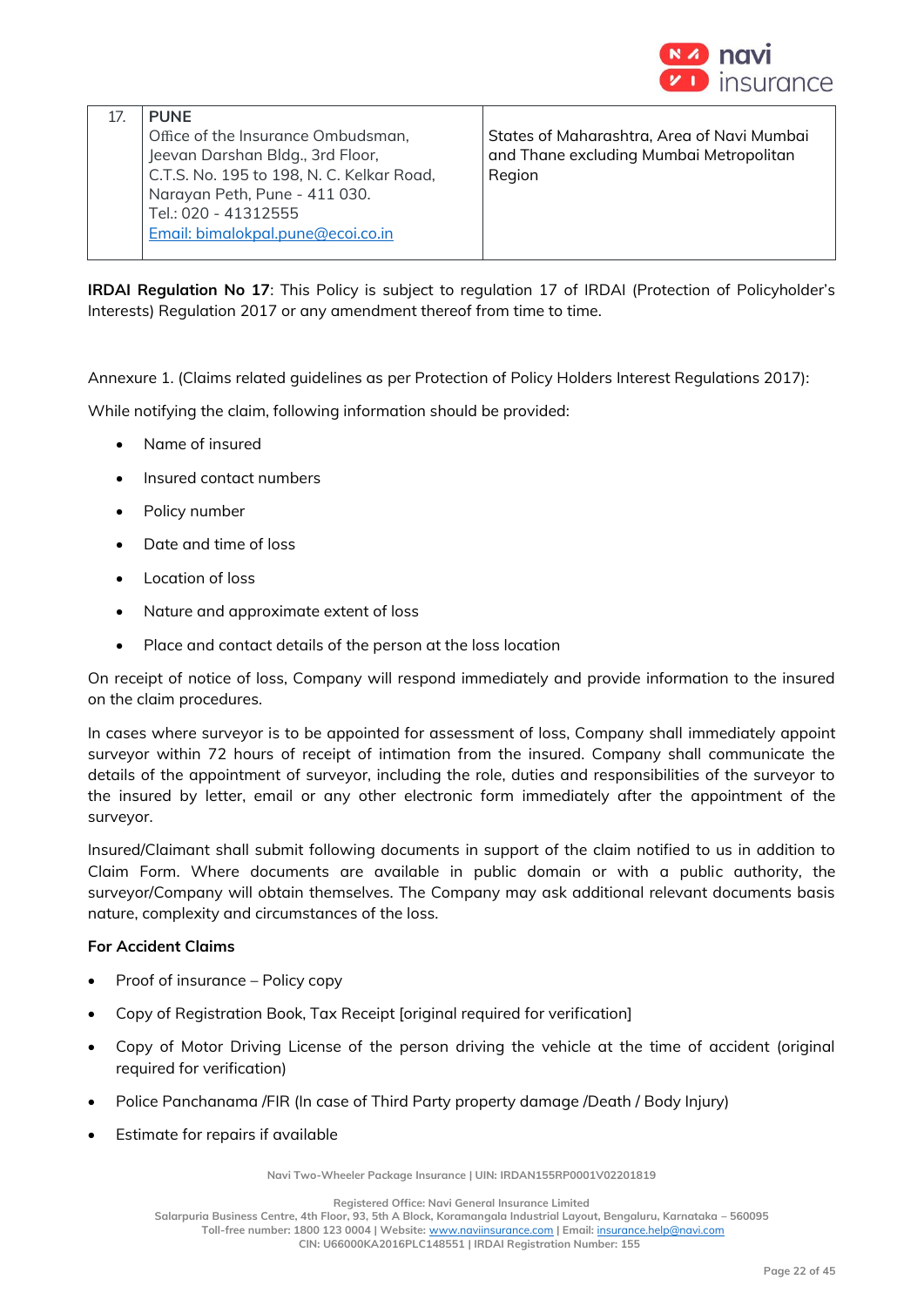| 17. | **PUNE**<br>Office of the Insurance Ombudsman,<br>Jeevan Darshan Bldg., 3rd Floor,<br>C.T.S. No. 195 to 198, N. C. Kelkar Road,<br>Narayan Peth, Pune - 411 030.<br>Tel.: 020 - 41312555<br>Email: bimalokpal.pune@ecoi.co.in | States of Maharashtra, Area of Navi Mumbai and Thane excluding Mumbai Metropolitan Region |
|---|---|---|

**IRDAI Regulation No 17**: This Policy is subject to regulation 17 of IRDAI (Protection of Policyholder's Interests) Regulation 2017 or any amendment thereof from time to time.

Annexure 1. (Claims related guidelines as per Protection of Policy Holders Interest Regulations 2017):

While notifying the claim, following information should be provided:

- Name of insured
- Insured contact numbers
- Policy number
- Date and time of loss
- Location of loss
- Nature and approximate extent of loss
- Place and contact details of the person at the loss location

On receipt of notice of loss, Company will respond immediately and provide information to the insured on the claim procedures.

In cases where surveyor is to be appointed for assessment of loss, Company shall immediately appoint surveyor within 72 hours of receipt of intimation from the insured. Company shall communicate the details of the appointment of surveyor, including the role, duties and responsibilities of the surveyor to the insured by letter, email or any other electronic form immediately after the appointment of the surveyor.

Insured/Claimant shall submit following documents in support of the claim notified to us in addition to Claim Form. Where documents are available in public domain or with a public authority, the surveyor/Company will obtain themselves. The Company may ask additional relevant documents basis nature, complexity and circumstances of the loss.

**For Accident Claims**

- Proof of insurance – Policy copy
- Copy of Registration Book, Tax Receipt [original required for verification]
- Copy of Motor Driving License of the person driving the vehicle at the time of accident (original required for verification)
- Police Panchanama /FIR (In case of Third Party property damage /Death / Body Injury)
- Estimate for repairs if available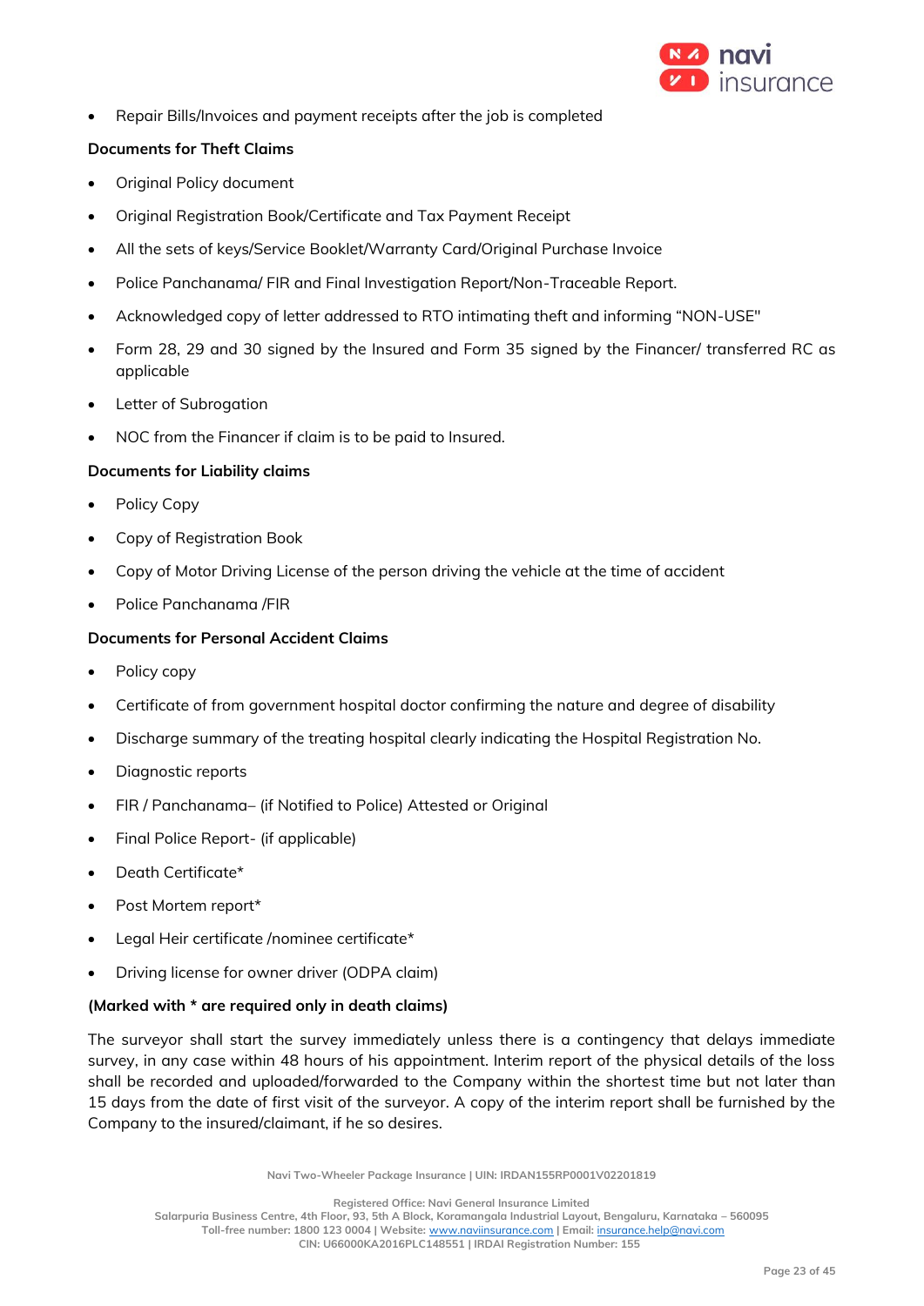- Repair Bills/Invoices and payment receipts after the job is completed

**Documents for Theft Claims**

- Original Policy document
- Original Registration Book/Certificate and Tax Payment Receipt
- All the sets of keys/Service Booklet/Warranty Card/Original Purchase Invoice
- Police Panchanama/ FIR and Final Investigation Report/Non-Traceable Report.
- Acknowledged copy of letter addressed to RTO intimating theft and informing "NON-USE"
- Form 28, 29 and 30 signed by the Insured and Form 35 signed by the Financer/ transferred RC as applicable
- Letter of Subrogation
- NOC from the Financer if claim is to be paid to Insured.

**Documents for Liability claims**

- Policy Copy
- Copy of Registration Book
- Copy of Motor Driving License of the person driving the vehicle at the time of accident
- Police Panchanama /FIR

**Documents for Personal Accident Claims**

- Policy copy
- Certificate of from government hospital doctor confirming the nature and degree of disability
- Discharge summary of the treating hospital clearly indicating the Hospital Registration No.
- Diagnostic reports
- FIR / Panchanama– (if Notified to Police) Attested or Original
- Final Police Report- (if applicable)
- Death Certificate*
- Post Mortem report*
- Legal Heir certificate /nominee certificate*
- Driving license for owner driver (ODPA claim)

**(Marked with * are required only in death claims)**

The surveyor shall start the survey immediately unless there is a contingency that delays immediate survey, in any case within 48 hours of his appointment. Interim report of the physical details of the loss shall be recorded and uploaded/forwarded to the Company within the shortest time but not later than 15 days from the date of first visit of the surveyor. A copy of the interim report shall be furnished by the Company to the insured/claimant, if he so desires.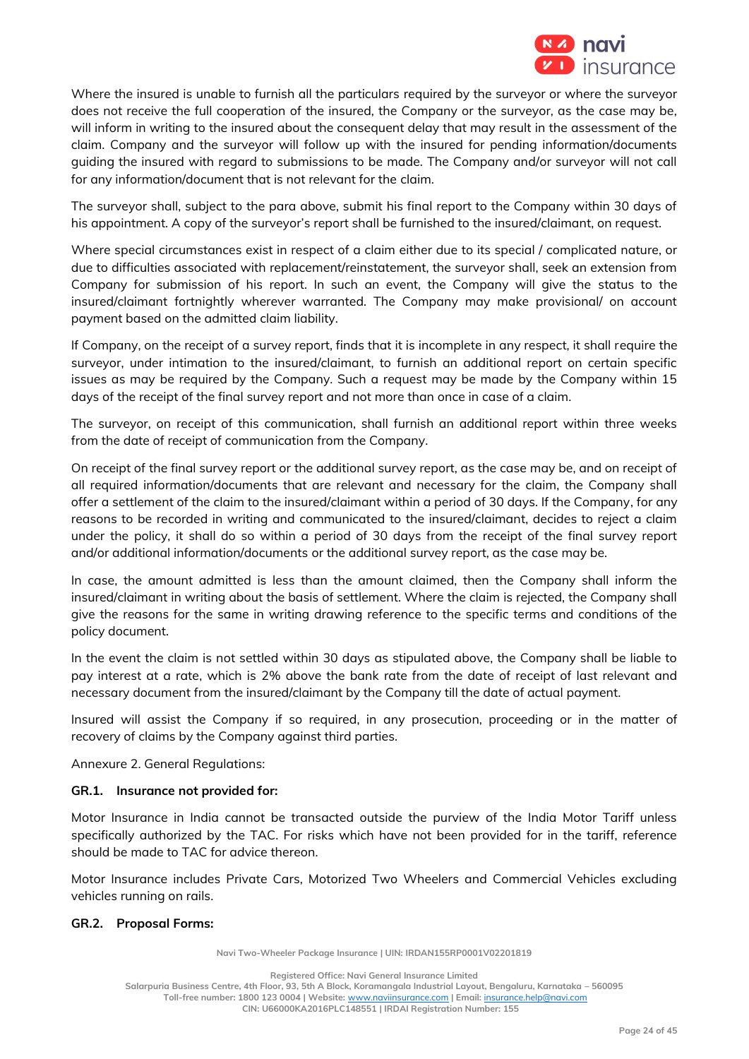Where the insured is unable to furnish all the particulars required by the surveyor or where the surveyor does not receive the full cooperation of the insured, the Company or the surveyor, as the case may be, will inform in writing to the insured about the consequent delay that may result in the assessment of the claim. Company and the surveyor will follow up with the insured for pending information/documents guiding the insured with regard to submissions to be made. The Company and/or surveyor will not call for any information/document that is not relevant for the claim.

The surveyor shall, subject to the para above, submit his final report to the Company within 30 days of his appointment. A copy of the surveyor's report shall be furnished to the insured/claimant, on request.

Where special circumstances exist in respect of a claim either due to its special / complicated nature, or due to difficulties associated with replacement/reinstatement, the surveyor shall, seek an extension from Company for submission of his report. In such an event, the Company will give the status to the insured/claimant fortnightly wherever warranted. The Company may make provisional/ on account payment based on the admitted claim liability.

If Company, on the receipt of a survey report, finds that it is incomplete in any respect, it shall require the surveyor, under intimation to the insured/claimant, to furnish an additional report on certain specific issues as may be required by the Company. Such a request may be made by the Company within 15 days of the receipt of the final survey report and not more than once in case of a claim.

The surveyor, on receipt of this communication, shall furnish an additional report within three weeks from the date of receipt of communication from the Company.

On receipt of the final survey report or the additional survey report, as the case may be, and on receipt of all required information/documents that are relevant and necessary for the claim, the Company shall offer a settlement of the claim to the insured/claimant within a period of 30 days. If the Company, for any reasons to be recorded in writing and communicated to the insured/claimant, decides to reject a claim under the policy, it shall do so within a period of 30 days from the receipt of the final survey report and/or additional information/documents or the additional survey report, as the case may be.

In case, the amount admitted is less than the amount claimed, then the Company shall inform the insured/claimant in writing about the basis of settlement. Where the claim is rejected, the Company shall give the reasons for the same in writing drawing reference to the specific terms and conditions of the policy document.

In the event the claim is not settled within 30 days as stipulated above, the Company shall be liable to pay interest at a rate, which is 2% above the bank rate from the date of receipt of last relevant and necessary document from the insured/claimant by the Company till the date of actual payment.

Insured will assist the Company if so required, in any prosecution, proceeding or in the matter of recovery of claims by the Company against third parties.

Annexure 2. General Regulations:

**GR.1. Insurance not provided for:**

Motor Insurance in India cannot be transacted outside the purview of the India Motor Tariff unless specifically authorized by the TAC. For risks which have not been provided for in the tariff, reference should be made to TAC for advice thereon.

Motor Insurance includes Private Cars, Motorized Two Wheelers and Commercial Vehicles excluding vehicles running on rails.

**GR.2. Proposal Forms:**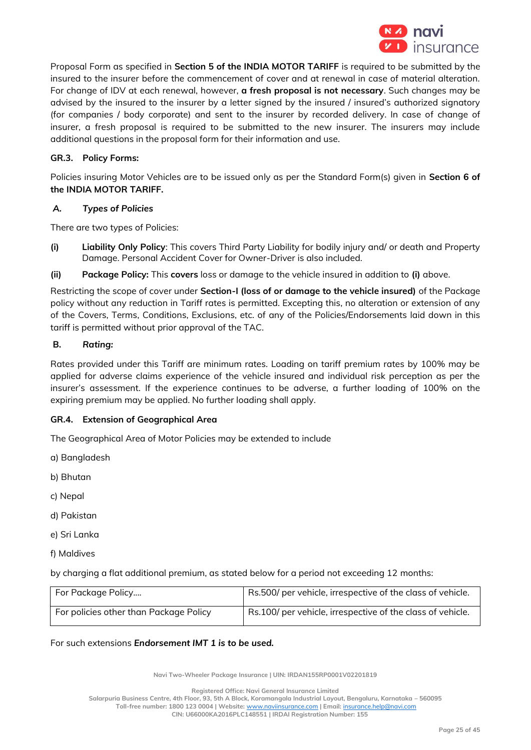Proposal Form as specified in **Section 5 of the INDIA MOTOR TARIFF** is required to be submitted by the insured to the insurer before the commencement of cover and at renewal in case of material alteration. For change of IDV at each renewal, however, **a fresh proposal is not necessary**. Such changes may be advised by the insured to the insurer by a letter signed by the insured / insured's authorized signatory (for companies / body corporate) and sent to the insurer by recorded delivery. In case of change of insurer, a fresh proposal is required to be submitted to the new insurer. The insurers may include additional questions in the proposal form for their information and use.

### GR.3. Policy Forms:

Policies insuring Motor Vehicles are to be issued only as per the Standard Form(s) given in **Section 6 of the INDIA MOTOR TARIFF.**

#### A. *Types of Policies*

There are two types of Policies:

**(i)** **Liability Only Policy**: This covers Third Party Liability for bodily injury and/ or death and Property Damage. Personal Accident Cover for Owner-Driver is also included.

**(ii)** **Package Policy:** This **covers** loss or damage to the vehicle insured in addition to **(i)** above.

Restricting the scope of cover under **Section-I (loss of or damage to the vehicle insured)** of the Package policy without any reduction in Tariff rates is permitted. Excepting this, no alteration or extension of any of the Covers, Terms, Conditions, Exclusions, etc. of any of the Policies/Endorsements laid down in this tariff is permitted without prior approval of the TAC.

#### B. *Rating:*

Rates provided under this Tariff are minimum rates. Loading on tariff premium rates by 100% may be applied for adverse claims experience of the vehicle insured and individual risk perception as per the insurer's assessment. If the experience continues to be adverse, a further loading of 100% on the expiring premium may be applied. No further loading shall apply.

### GR.4. Extension of Geographical Area

The Geographical Area of Motor Policies may be extended to include

a) Bangladesh

b) Bhutan

c) Nepal

d) Pakistan

e) Sri Lanka

f) Maldives

by charging a flat additional premium, as stated below for a period not exceeding 12 months:

| For Package Policy.... | Rs.500/ per vehicle, irrespective of the class of vehicle. |
|---|---|
| For policies other than Package Policy | Rs.100/ per vehicle, irrespective of the class of vehicle. |

For such extensions ***Endorsement IMT 1 is to be used.***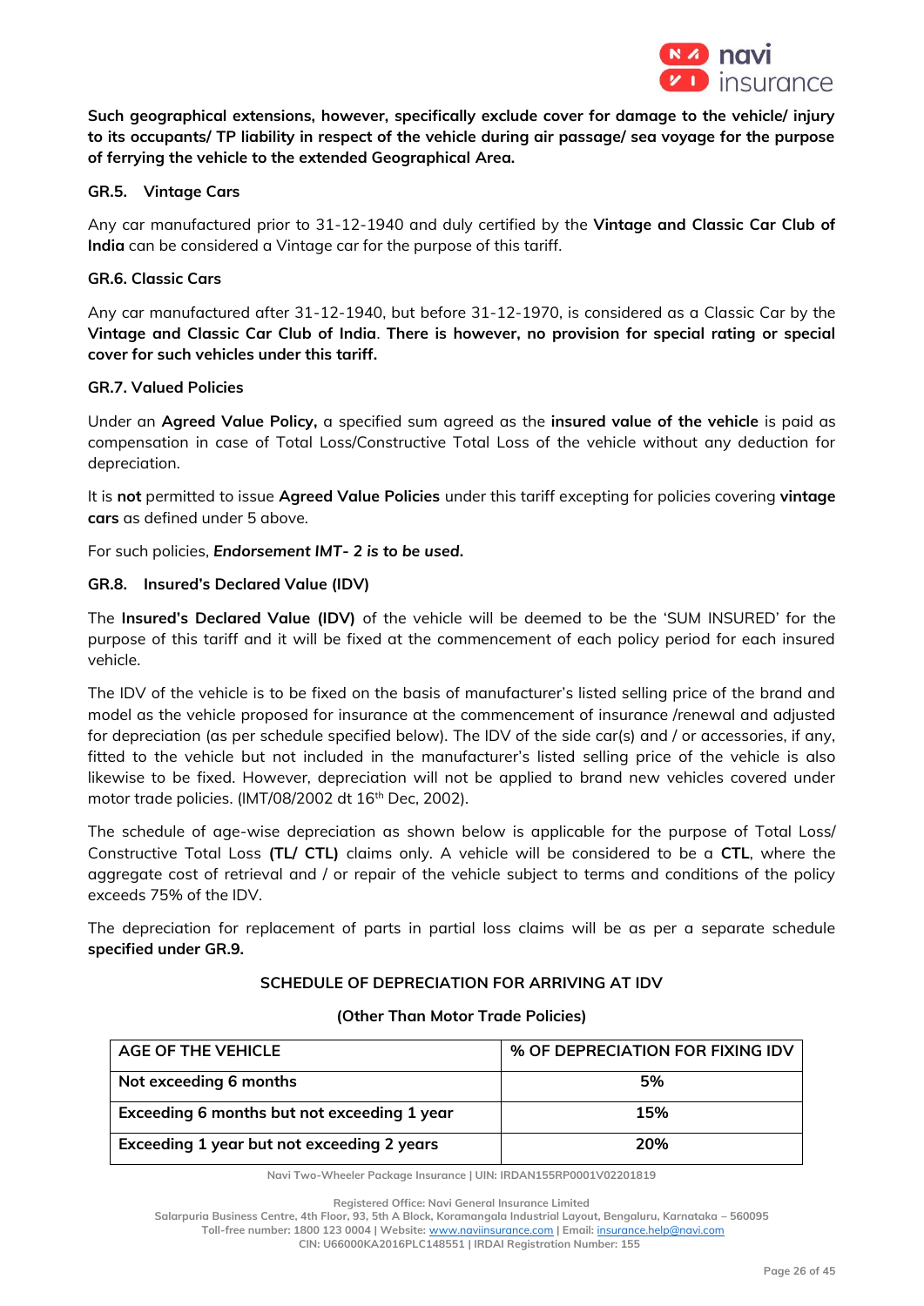**Such geographical extensions, however, specifically exclude cover for damage to the vehicle/ injury to its occupants/ TP liability in respect of the vehicle during air passage/ sea voyage for the purpose of ferrying the vehicle to the extended Geographical Area.**

### GR.5. Vintage Cars

Any car manufactured prior to 31-12-1940 and duly certified by the **Vintage and Classic Car Club of India** can be considered a Vintage car for the purpose of this tariff.

### GR.6. Classic Cars

Any car manufactured after 31-12-1940, but before 31-12-1970, is considered as a Classic Car by the **Vintage and Classic Car Club of India**. **There is however, no provision for special rating or special cover for such vehicles under this tariff.**

### GR.7. Valued Policies

Under an **Agreed Value Policy,** a specified sum agreed as the **insured value of the vehicle** is paid as compensation in case of Total Loss/Constructive Total Loss of the vehicle without any deduction for depreciation.

It is **not** permitted to issue **Agreed Value Policies** under this tariff excepting for policies covering **vintage cars** as defined under 5 above.

For such policies, ***Endorsement IMT- 2 is to be used.***

### GR.8. Insured's Declared Value (IDV)

The **Insured's Declared Value (IDV)** of the vehicle will be deemed to be the 'SUM INSURED' for the purpose of this tariff and it will be fixed at the commencement of each policy period for each insured vehicle.

The IDV of the vehicle is to be fixed on the basis of manufacturer's listed selling price of the brand and model as the vehicle proposed for insurance at the commencement of insurance /renewal and adjusted for depreciation (as per schedule specified below). The IDV of the side car(s) and / or accessories, if any, fitted to the vehicle but not included in the manufacturer's listed selling price of the vehicle is also likewise to be fixed. However, depreciation will not be applied to brand new vehicles covered under motor trade policies. (IMT/08/2002 dt 16th Dec, 2002).

The schedule of age-wise depreciation as shown below is applicable for the purpose of Total Loss/ Constructive Total Loss **(TL/ CTL)** claims only. A vehicle will be considered to be a **CTL**, where the aggregate cost of retrieval and / or repair of the vehicle subject to terms and conditions of the policy exceeds 75% of the IDV.

The depreciation for replacement of parts in partial loss claims will be as per a separate schedule **specified under GR.9.**

**SCHEDULE OF DEPRECIATION FOR ARRIVING AT IDV**

**(Other Than Motor Trade Policies)**

| AGE OF THE VEHICLE | % OF DEPRECIATION FOR FIXING IDV |
|---|---|
| **Not exceeding 6 months** | **5%** |
| **Exceeding 6 months but not exceeding 1 year** | **15%** |
| **Exceeding 1 year but not exceeding 2 years** | **20%** |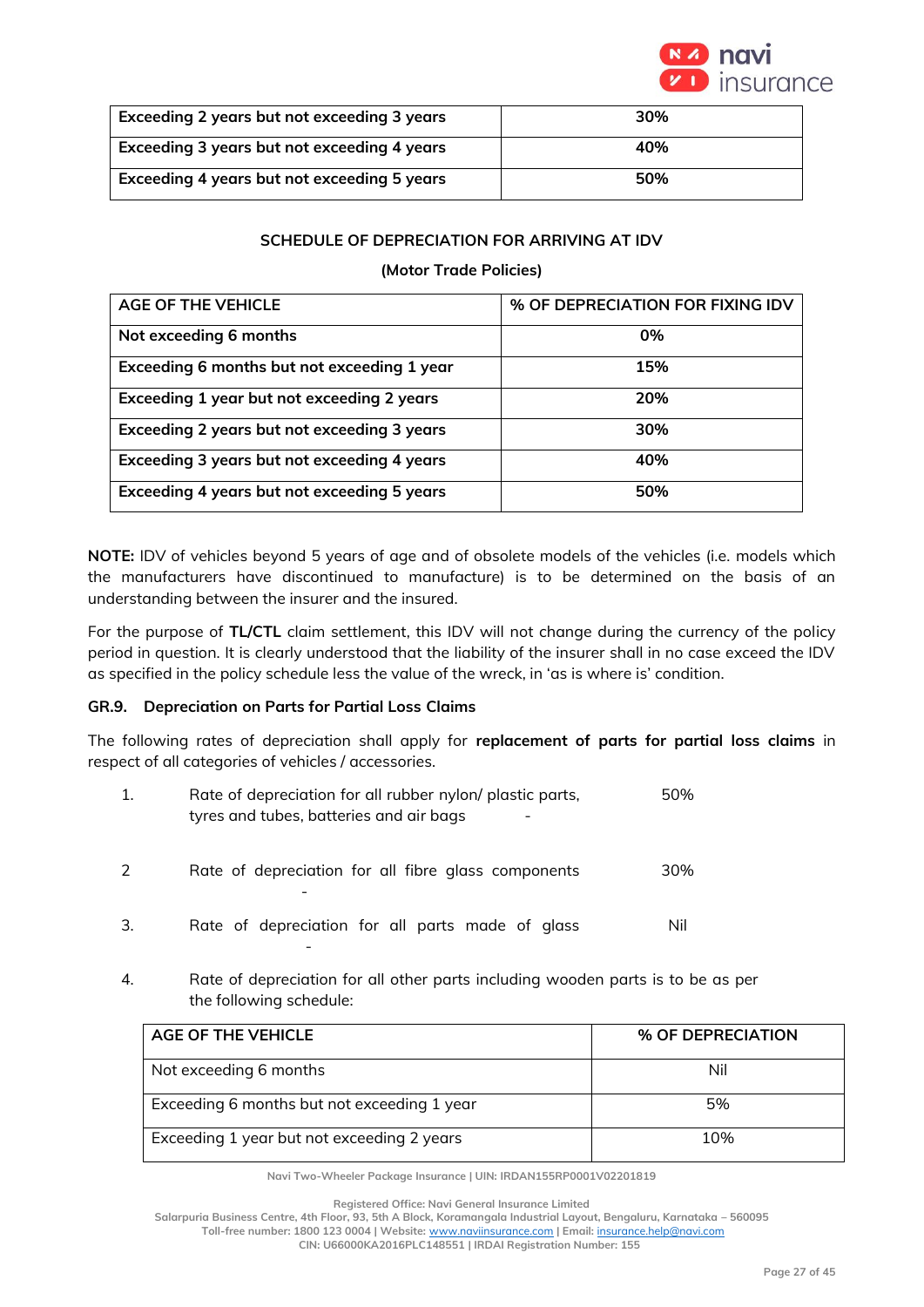| | |
|---|---|
| Exceeding 2 years but not exceeding 3 years | 30% |
| Exceeding 3 years but not exceeding 4 years | 40% |
| Exceeding 4 years but not exceeding 5 years | 50% |

**SCHEDULE OF DEPRECIATION FOR ARRIVING AT IDV**

**(Motor Trade Policies)**

| AGE OF THE VEHICLE | % OF DEPRECIATION FOR FIXING IDV |
|---|---|
| Not exceeding 6 months | 0% |
| Exceeding 6 months but not exceeding 1 year | 15% |
| Exceeding 1 year but not exceeding 2 years | 20% |
| Exceeding 2 years but not exceeding 3 years | 30% |
| Exceeding 3 years but not exceeding 4 years | 40% |
| Exceeding 4 years but not exceeding 5 years | 50% |

**NOTE:** IDV of vehicles beyond 5 years of age and of obsolete models of the vehicles (i.e. models which the manufacturers have discontinued to manufacture) is to be determined on the basis of an understanding between the insurer and the insured.

For the purpose of **TL/CTL** claim settlement, this IDV will not change during the currency of the policy period in question. It is clearly understood that the liability of the insurer shall in no case exceed the IDV as specified in the policy schedule less the value of the wreck, in 'as is where is' condition.

### GR.9. Depreciation on Parts for Partial Loss Claims

The following rates of depreciation shall apply for **replacement of parts for partial loss claims** in respect of all categories of vehicles / accessories.

1. Rate of depreciation for all rubber nylon/ plastic parts, tyres and tubes, batteries and air bags - 50%

2. Rate of depreciation for all fibre glass components - 30%

3. Rate of depreciation for all parts made of glass - Nil

4. Rate of depreciation for all other parts including wooden parts is to be as per the following schedule:

| AGE OF THE VEHICLE | % OF DEPRECIATION |
|---|---|
| Not exceeding 6 months | Nil |
| Exceeding 6 months but not exceeding 1 year | 5% |
| Exceeding 1 year but not exceeding 2 years | 10% |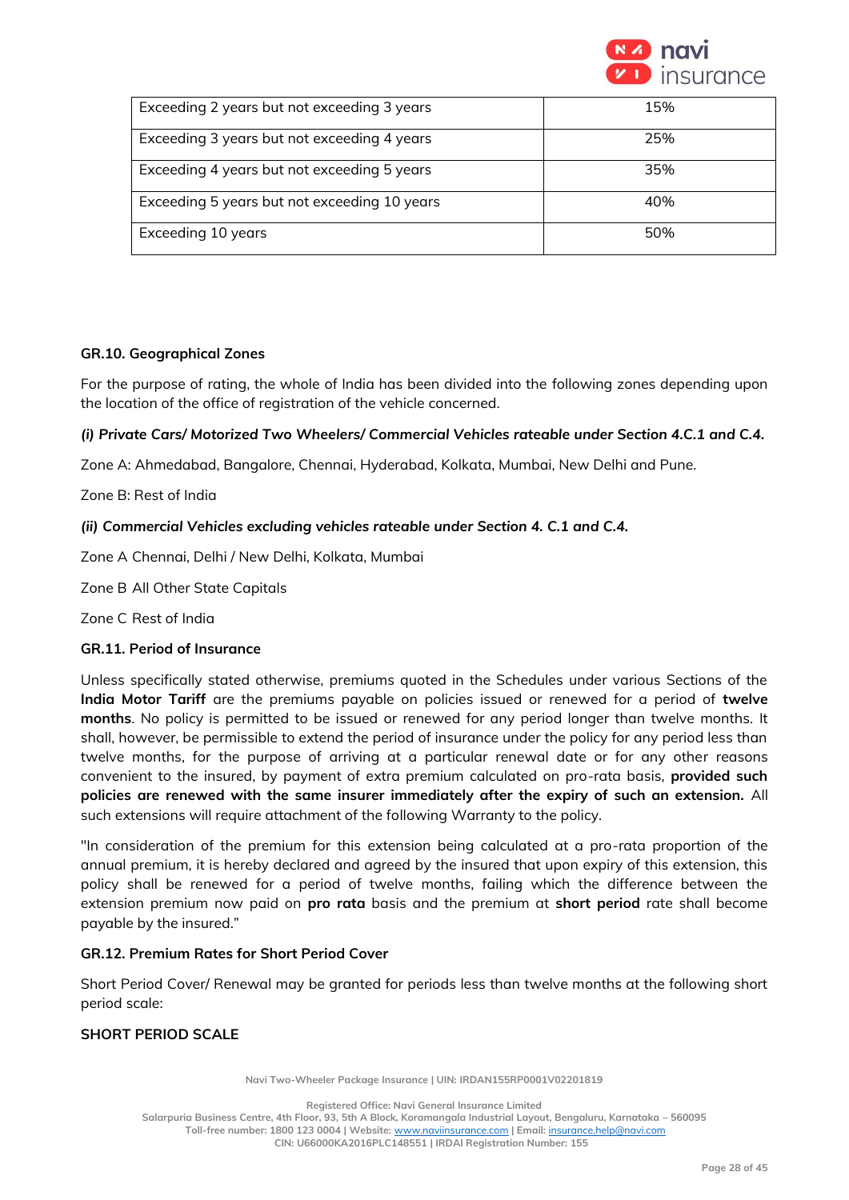| | |
|---|---|
| Exceeding 2 years but not exceeding 3 years | 15% |
| Exceeding 3 years but not exceeding 4 years | 25% |
| Exceeding 4 years but not exceeding 5 years | 35% |
| Exceeding 5 years but not exceeding 10 years | 40% |
| Exceeding 10 years | 50% |

**GR.10. Geographical Zones**

For the purpose of rating, the whole of India has been divided into the following zones depending upon the location of the office of registration of the vehicle concerned.

***(i) Private Cars/ Motorized Two Wheelers/ Commercial Vehicles rateable under Section 4.C.1 and C.4.***

Zone A: Ahmedabad, Bangalore, Chennai, Hyderabad, Kolkata, Mumbai, New Delhi and Pune.

Zone B: Rest of India

***(ii) Commercial Vehicles excluding vehicles rateable under Section 4. C.1 and C.4.***

Zone A Chennai, Delhi / New Delhi, Kolkata, Mumbai

Zone B All Other State Capitals

Zone C Rest of India

**GR.11. Period of Insurance**

Unless specifically stated otherwise, premiums quoted in the Schedules under various Sections of the **India Motor Tariff** are the premiums payable on policies issued or renewed for a period of **twelve months**. No policy is permitted to be issued or renewed for any period longer than twelve months. It shall, however, be permissible to extend the period of insurance under the policy for any period less than twelve months, for the purpose of arriving at a particular renewal date or for any other reasons convenient to the insured, by payment of extra premium calculated on pro-rata basis, **provided such policies are renewed with the same insurer immediately after the expiry of such an extension.** All such extensions will require attachment of the following Warranty to the policy.

"In consideration of the premium for this extension being calculated at a pro-rata proportion of the annual premium, it is hereby declared and agreed by the insured that upon expiry of this extension, this policy shall be renewed for a period of twelve months, failing which the difference between the extension premium now paid on **pro rata** basis and the premium at **short period** rate shall become payable by the insured."

**GR.12. Premium Rates for Short Period Cover**

Short Period Cover/ Renewal may be granted for periods less than twelve months at the following short period scale:

**SHORT PERIOD SCALE**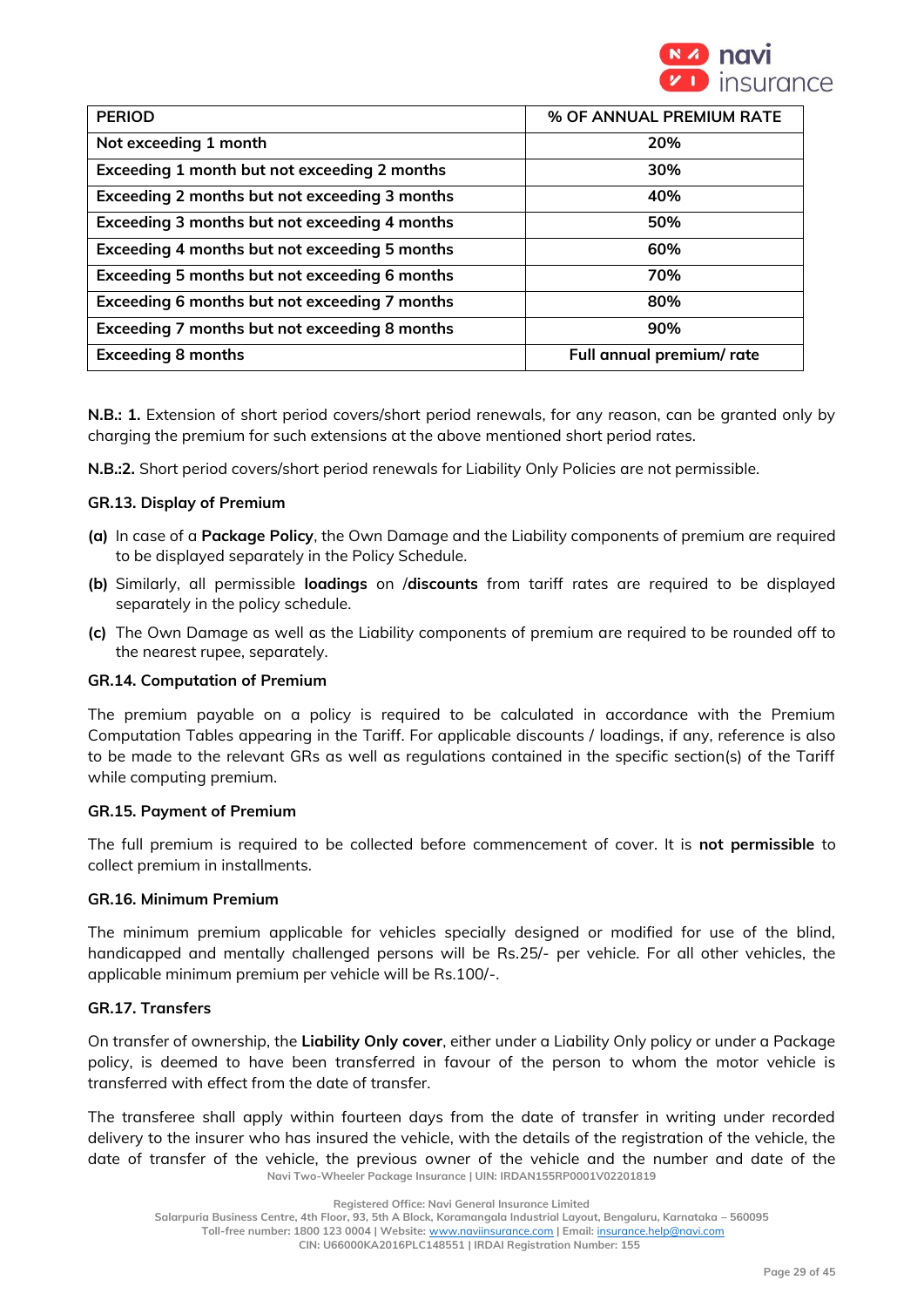| PERIOD | % OF ANNUAL PREMIUM RATE |
|---|---|
| Not exceeding 1 month | 20% |
| Exceeding 1 month but not exceeding 2 months | 30% |
| Exceeding 2 months but not exceeding 3 months | 40% |
| Exceeding 3 months but not exceeding 4 months | 50% |
| Exceeding 4 months but not exceeding 5 months | 60% |
| Exceeding 5 months but not exceeding 6 months | 70% |
| Exceeding 6 months but not exceeding 7 months | 80% |
| Exceeding 7 months but not exceeding 8 months | 90% |
| Exceeding 8 months | Full annual premium/ rate |

**N.B.: 1.** Extension of short period covers/short period renewals, for any reason, can be granted only by charging the premium for such extensions at the above mentioned short period rates.

**N.B.:2.** Short period covers/short period renewals for Liability Only Policies are not permissible.

### GR.13. Display of Premium

**(a)** In case of a **Package Policy**, the Own Damage and the Liability components of premium are required to be displayed separately in the Policy Schedule.

**(b)** Similarly, all permissible **loadings** on /**discounts** from tariff rates are required to be displayed separately in the policy schedule.

**(c)** The Own Damage as well as the Liability components of premium are required to be rounded off to the nearest rupee, separately.

### GR.14. Computation of Premium

The premium payable on a policy is required to be calculated in accordance with the Premium Computation Tables appearing in the Tariff. For applicable discounts / loadings, if any, reference is also to be made to the relevant GRs as well as regulations contained in the specific section(s) of the Tariff while computing premium.

### GR.15. Payment of Premium

The full premium is required to be collected before commencement of cover. It is **not permissible** to collect premium in installments.

### GR.16. Minimum Premium

The minimum premium applicable for vehicles specially designed or modified for use of the blind, handicapped and mentally challenged persons will be Rs.25/- per vehicle. For all other vehicles, the applicable minimum premium per vehicle will be Rs.100/-.

### GR.17. Transfers

On transfer of ownership, the **Liability Only cover**, either under a Liability Only policy or under a Package policy, is deemed to have been transferred in favour of the person to whom the motor vehicle is transferred with effect from the date of transfer.

The transferee shall apply within fourteen days from the date of transfer in writing under recorded delivery to the insurer who has insured the vehicle, with the details of the registration of the vehicle, the date of transfer of the vehicle, the previous owner of the vehicle and the number and date of the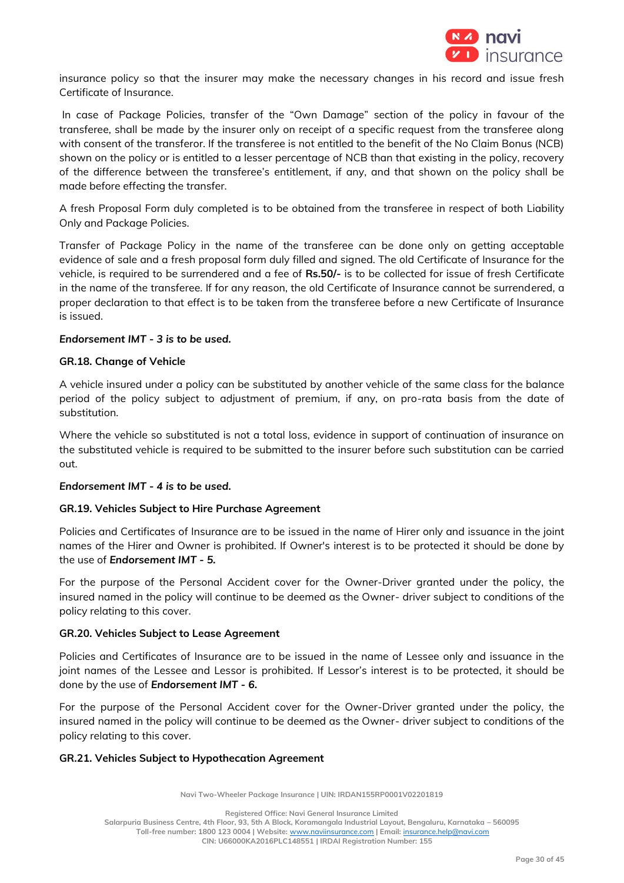insurance policy so that the insurer may make the necessary changes in his record and issue fresh Certificate of Insurance.

In case of Package Policies, transfer of the "Own Damage" section of the policy in favour of the transferee, shall be made by the insurer only on receipt of a specific request from the transferee along with consent of the transferor. If the transferee is not entitled to the benefit of the No Claim Bonus (NCB) shown on the policy or is entitled to a lesser percentage of NCB than that existing in the policy, recovery of the difference between the transferee's entitlement, if any, and that shown on the policy shall be made before effecting the transfer.

A fresh Proposal Form duly completed is to be obtained from the transferee in respect of both Liability Only and Package Policies.

Transfer of Package Policy in the name of the transferee can be done only on getting acceptable evidence of sale and a fresh proposal form duly filled and signed. The old Certificate of Insurance for the vehicle, is required to be surrendered and a fee of **Rs.50/-** is to be collected for issue of fresh Certificate in the name of the transferee. If for any reason, the old Certificate of Insurance cannot be surrendered, a proper declaration to that effect is to be taken from the transferee before a new Certificate of Insurance is issued.

***Endorsement IMT - 3 is to be used.***

**GR.18. Change of Vehicle**

A vehicle insured under a policy can be substituted by another vehicle of the same class for the balance period of the policy subject to adjustment of premium, if any, on pro-rata basis from the date of substitution.

Where the vehicle so substituted is not a total loss, evidence in support of continuation of insurance on the substituted vehicle is required to be submitted to the insurer before such substitution can be carried out.

***Endorsement IMT - 4 is to be used.***

**GR.19. Vehicles Subject to Hire Purchase Agreement**

Policies and Certificates of Insurance are to be issued in the name of Hirer only and issuance in the joint names of the Hirer and Owner is prohibited. If Owner's interest is to be protected it should be done by the use of ***Endorsement IMT - 5.***

For the purpose of the Personal Accident cover for the Owner-Driver granted under the policy, the insured named in the policy will continue to be deemed as the Owner- driver subject to conditions of the policy relating to this cover.

**GR.20. Vehicles Subject to Lease Agreement**

Policies and Certificates of Insurance are to be issued in the name of Lessee only and issuance in the joint names of the Lessee and Lessor is prohibited. If Lessor's interest is to be protected, it should be done by the use of ***Endorsement IMT - 6.***

For the purpose of the Personal Accident cover for the Owner-Driver granted under the policy, the insured named in the policy will continue to be deemed as the Owner- driver subject to conditions of the policy relating to this cover.

**GR.21. Vehicles Subject to Hypothecation Agreement**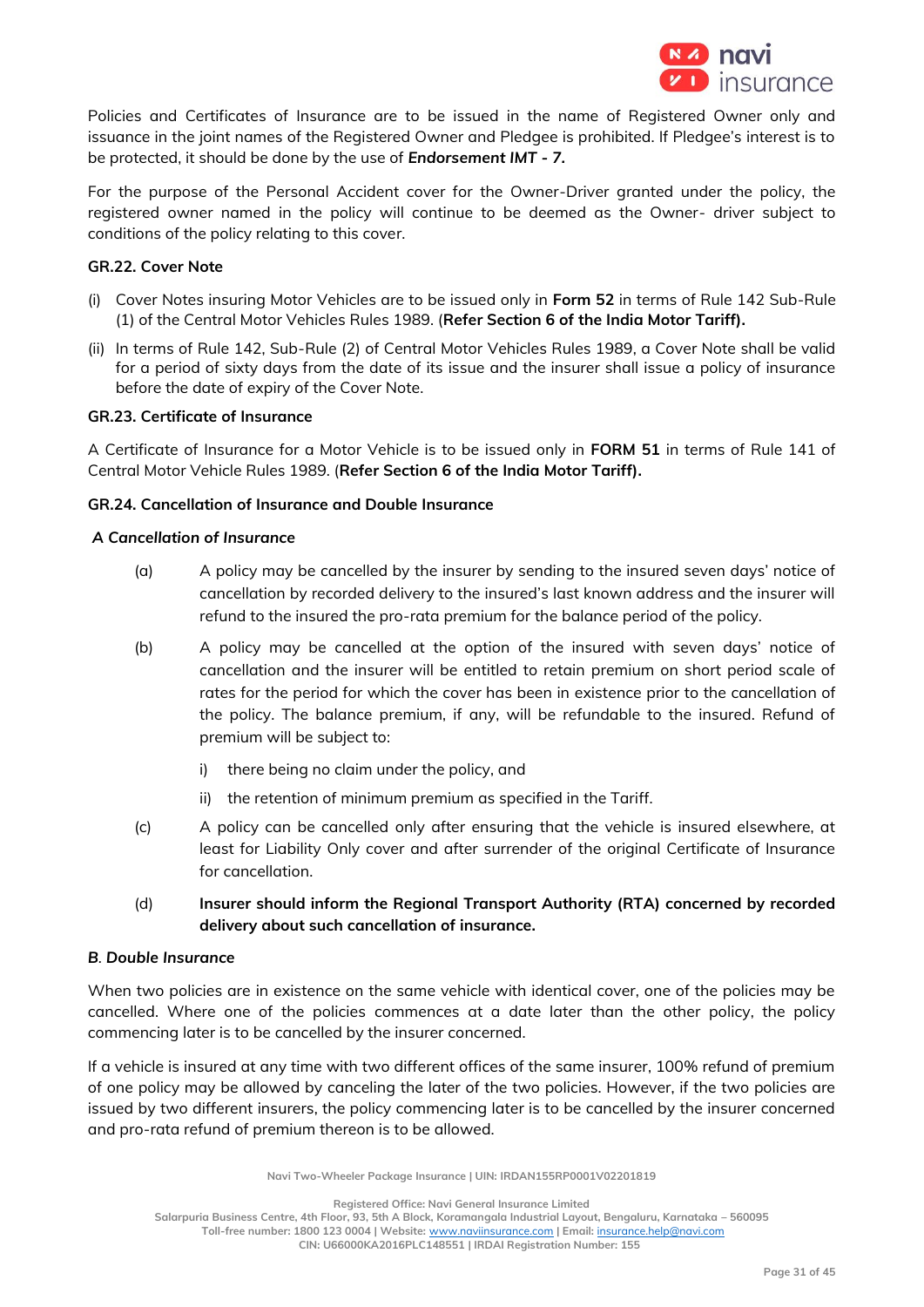Policies and Certificates of Insurance are to be issued in the name of Registered Owner only and issuance in the joint names of the Registered Owner and Pledgee is prohibited. If Pledgee's interest is to be protected, it should be done by the use of ***Endorsement IMT - 7.***

For the purpose of the Personal Accident cover for the Owner-Driver granted under the policy, the registered owner named in the policy will continue to be deemed as the Owner- driver subject to conditions of the policy relating to this cover.

**GR.22. Cover Note**

(i) Cover Notes insuring Motor Vehicles are to be issued only in **Form 52** in terms of Rule 142 Sub-Rule (1) of the Central Motor Vehicles Rules 1989. (**Refer Section 6 of the India Motor Tariff).**

(ii) In terms of Rule 142, Sub-Rule (2) of Central Motor Vehicles Rules 1989, a Cover Note shall be valid for a period of sixty days from the date of its issue and the insurer shall issue a policy of insurance before the date of expiry of the Cover Note.

**GR.23. Certificate of Insurance**

A Certificate of Insurance for a Motor Vehicle is to be issued only in **FORM 51** in terms of Rule 141 of Central Motor Vehicle Rules 1989. (**Refer Section 6 of the India Motor Tariff).**

**GR.24. Cancellation of Insurance and Double Insurance**

***A Cancellation of Insurance***

(a) A policy may be cancelled by the insurer by sending to the insured seven days' notice of cancellation by recorded delivery to the insured's last known address and the insurer will refund to the insured the pro-rata premium for the balance period of the policy.

(b) A policy may be cancelled at the option of the insured with seven days' notice of cancellation and the insurer will be entitled to retain premium on short period scale of rates for the period for which the cover has been in existence prior to the cancellation of the policy. The balance premium, if any, will be refundable to the insured. Refund of premium will be subject to:

   i) there being no claim under the policy, and

   ii) the retention of minimum premium as specified in the Tariff.

(c) A policy can be cancelled only after ensuring that the vehicle is insured elsewhere, at least for Liability Only cover and after surrender of the original Certificate of Insurance for cancellation.

(d) **Insurer should inform the Regional Transport Authority (RTA) concerned by recorded delivery about such cancellation of insurance.**

***B. Double Insurance***

When two policies are in existence on the same vehicle with identical cover, one of the policies may be cancelled. Where one of the policies commences at a date later than the other policy, the policy commencing later is to be cancelled by the insurer concerned.

If a vehicle is insured at any time with two different offices of the same insurer, 100% refund of premium of one policy may be allowed by canceling the later of the two policies. However, if the two policies are issued by two different insurers, the policy commencing later is to be cancelled by the insurer concerned and pro-rata refund of premium thereon is to be allowed.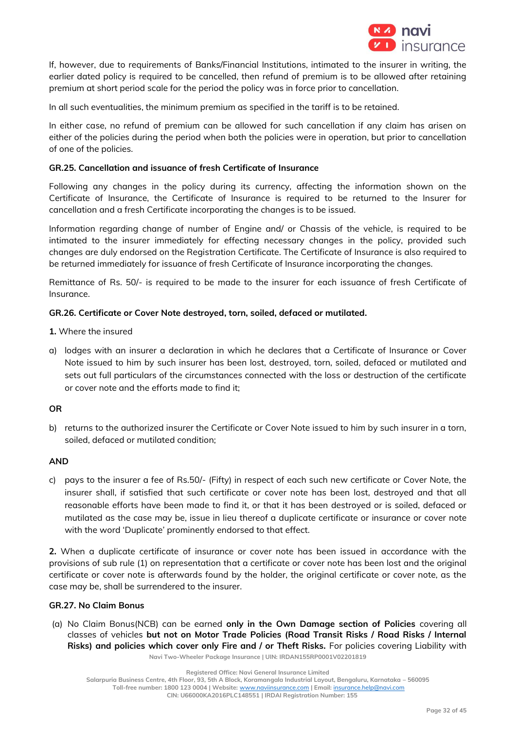If, however, due to requirements of Banks/Financial Institutions, intimated to the insurer in writing, the earlier dated policy is required to be cancelled, then refund of premium is to be allowed after retaining premium at short period scale for the period the policy was in force prior to cancellation.

In all such eventualities, the minimum premium as specified in the tariff is to be retained.

In either case, no refund of premium can be allowed for such cancellation if any claim has arisen on either of the policies during the period when both the policies were in operation, but prior to cancellation of one of the policies.

**GR.25. Cancellation and issuance of fresh Certificate of Insurance**

Following any changes in the policy during its currency, affecting the information shown on the Certificate of Insurance, the Certificate of Insurance is required to be returned to the Insurer for cancellation and a fresh Certificate incorporating the changes is to be issued.

Information regarding change of number of Engine and/ or Chassis of the vehicle, is required to be intimated to the insurer immediately for effecting necessary changes in the policy, provided such changes are duly endorsed on the Registration Certificate. The Certificate of Insurance is also required to be returned immediately for issuance of fresh Certificate of Insurance incorporating the changes.

Remittance of Rs. 50/- is required to be made to the insurer for each issuance of fresh Certificate of Insurance.

**GR.26. Certificate or Cover Note destroyed, torn, soiled, defaced or mutilated.**

**1.** Where the insured

a) lodges with an insurer a declaration in which he declares that a Certificate of Insurance or Cover Note issued to him by such insurer has been lost, destroyed, torn, soiled, defaced or mutilated and sets out full particulars of the circumstances connected with the loss or destruction of the certificate or cover note and the efforts made to find it;

**OR**

b) returns to the authorized insurer the Certificate or Cover Note issued to him by such insurer in a torn, soiled, defaced or mutilated condition;

**AND**

c) pays to the insurer a fee of Rs.50/- (Fifty) in respect of each such new certificate or Cover Note, the insurer shall, if satisfied that such certificate or cover note has been lost, destroyed and that all reasonable efforts have been made to find it, or that it has been destroyed or is soiled, defaced or mutilated as the case may be, issue in lieu thereof a duplicate certificate or insurance or cover note with the word 'Duplicate' prominently endorsed to that effect.

**2.** When a duplicate certificate of insurance or cover note has been issued in accordance with the provisions of sub rule (1) on representation that a certificate or cover note has been lost and the original certificate or cover note is afterwards found by the holder, the original certificate or cover note, as the case may be, shall be surrendered to the insurer.

**GR.27. No Claim Bonus**

(a) No Claim Bonus(NCB) can be earned **only in the Own Damage section of Policies** covering all classes of vehicles **but not on Motor Trade Policies (Road Transit Risks / Road Risks / Internal Risks) and policies which cover only Fire and / or Theft Risks.** For policies covering Liability with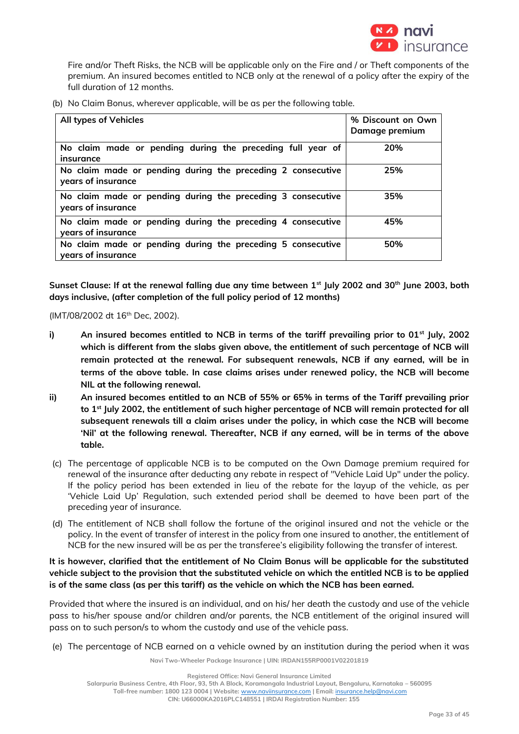Fire and/or Theft Risks, the NCB will be applicable only on the Fire and / or Theft components of the premium. An insured becomes entitled to NCB only at the renewal of a policy after the expiry of the full duration of 12 months.

(b) No Claim Bonus, wherever applicable, will be as per the following table.

| All types of Vehicles | % Discount on Own Damage premium |
|---|---|
| No claim made or pending during the preceding full year of insurance | 20% |
| No claim made or pending during the preceding 2 consecutive years of insurance | 25% |
| No claim made or pending during the preceding 3 consecutive years of insurance | 35% |
| No claim made or pending during the preceding 4 consecutive years of insurance | 45% |
| No claim made or pending during the preceding 5 consecutive years of insurance | 50% |

**Sunset Clause: If at the renewal falling due any time between 1st July 2002 and 30th June 2003, both days inclusive, (after completion of the full policy period of 12 months)**

(IMT/08/2002 dt 16th Dec, 2002).

**i) An insured becomes entitled to NCB in terms of the tariff prevailing prior to 01st July, 2002 which is different from the slabs given above, the entitlement of such percentage of NCB will remain protected at the renewal. For subsequent renewals, NCB if any earned, will be in terms of the above table. In case claims arises under renewed policy, the NCB will become NIL at the following renewal.**

**ii) An insured becomes entitled to an NCB of 55% or 65% in terms of the Tariff prevailing prior to 1st July 2002, the entitlement of such higher percentage of NCB will remain protected for all subsequent renewals till a claim arises under the policy, in which case the NCB will become 'Nil' at the following renewal. Thereafter, NCB if any earned, will be in terms of the above table.**

(c) The percentage of applicable NCB is to be computed on the Own Damage premium required for renewal of the insurance after deducting any rebate in respect of "Vehicle Laid Up" under the policy. If the policy period has been extended in lieu of the rebate for the layup of the vehicle, as per 'Vehicle Laid Up' Regulation, such extended period shall be deemed to have been part of the preceding year of insurance.

(d) The entitlement of NCB shall follow the fortune of the original insured and not the vehicle or the policy. In the event of transfer of interest in the policy from one insured to another, the entitlement of NCB for the new insured will be as per the transferee's eligibility following the transfer of interest.

**It is however, clarified that the entitlement of No Claim Bonus will be applicable for the substituted vehicle subject to the provision that the substituted vehicle on which the entitled NCB is to be applied is of the same class (as per this tariff) as the vehicle on which the NCB has been earned.**

Provided that where the insured is an individual, and on his/ her death the custody and use of the vehicle pass to his/her spouse and/or children and/or parents, the NCB entitlement of the original insured will pass on to such person/s to whom the custody and use of the vehicle pass.

(e) The percentage of NCB earned on a vehicle owned by an institution during the period when it was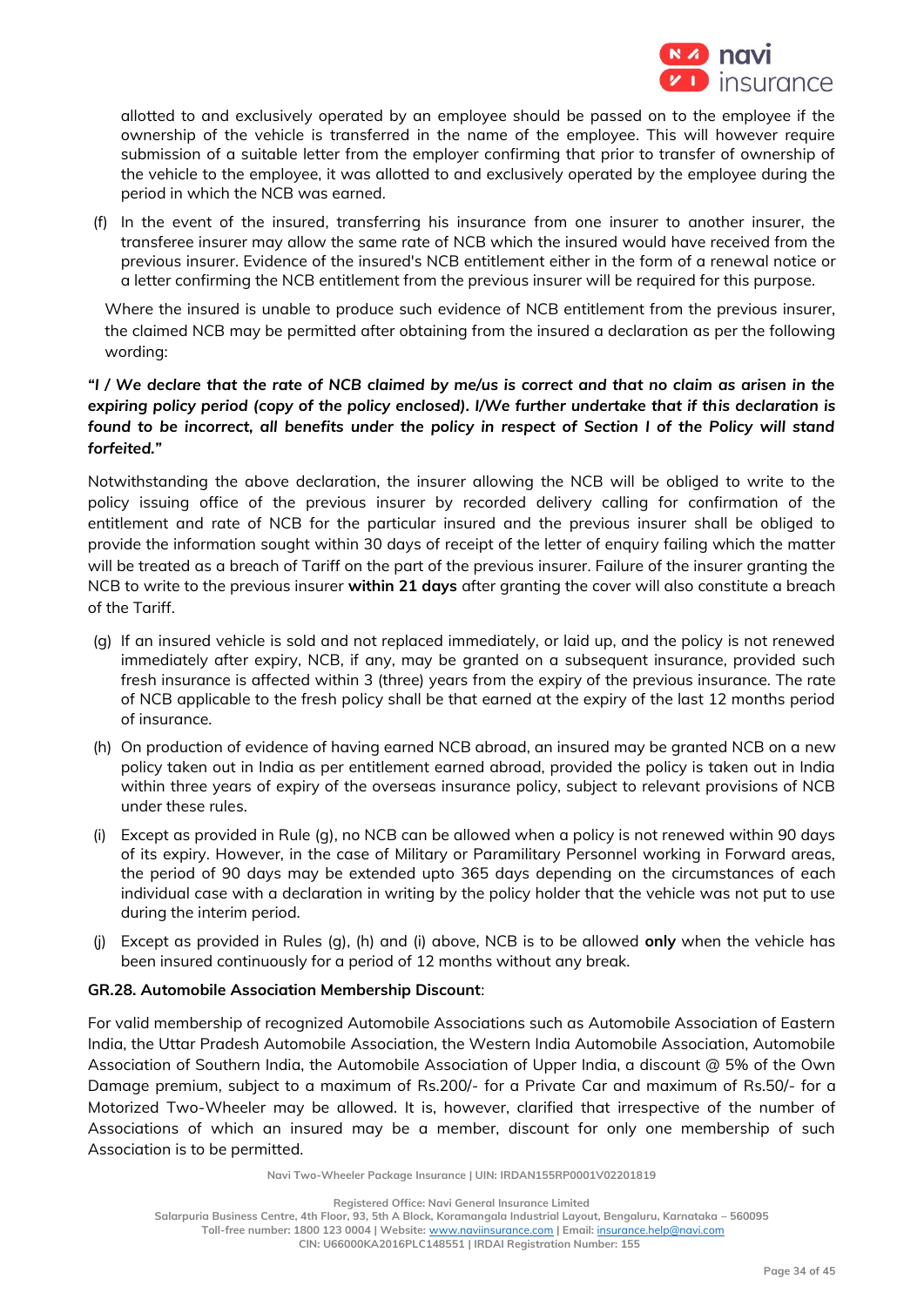allotted to and exclusively operated by an employee should be passed on to the employee if the ownership of the vehicle is transferred in the name of the employee. This will however require submission of a suitable letter from the employer confirming that prior to transfer of ownership of the vehicle to the employee, it was allotted to and exclusively operated by the employee during the period in which the NCB was earned.

(f) In the event of the insured, transferring his insurance from one insurer to another insurer, the transferee insurer may allow the same rate of NCB which the insured would have received from the previous insurer. Evidence of the insured's NCB entitlement either in the form of a renewal notice or a letter confirming the NCB entitlement from the previous insurer will be required for this purpose.

Where the insured is unable to produce such evidence of NCB entitlement from the previous insurer, the claimed NCB may be permitted after obtaining from the insured a declaration as per the following wording:

***"I / We declare that the rate of NCB claimed by me/us is correct and that no claim as arisen in the expiring policy period (copy of the policy enclosed). I/We further undertake that if this declaration is found to be incorrect, all benefits under the policy in respect of Section I of the Policy will stand forfeited."***

Notwithstanding the above declaration, the insurer allowing the NCB will be obliged to write to the policy issuing office of the previous insurer by recorded delivery calling for confirmation of the entitlement and rate of NCB for the particular insured and the previous insurer shall be obliged to provide the information sought within 30 days of receipt of the letter of enquiry failing which the matter will be treated as a breach of Tariff on the part of the previous insurer. Failure of the insurer granting the NCB to write to the previous insurer **within 21 days** after granting the cover will also constitute a breach of the Tariff.

(g) If an insured vehicle is sold and not replaced immediately, or laid up, and the policy is not renewed immediately after expiry, NCB, if any, may be granted on a subsequent insurance, provided such fresh insurance is affected within 3 (three) years from the expiry of the previous insurance. The rate of NCB applicable to the fresh policy shall be that earned at the expiry of the last 12 months period of insurance.

(h) On production of evidence of having earned NCB abroad, an insured may be granted NCB on a new policy taken out in India as per entitlement earned abroad, provided the policy is taken out in India within three years of expiry of the overseas insurance policy, subject to relevant provisions of NCB under these rules.

(i) Except as provided in Rule (g), no NCB can be allowed when a policy is not renewed within 90 days of its expiry. However, in the case of Military or Paramilitary Personnel working in Forward areas, the period of 90 days may be extended upto 365 days depending on the circumstances of each individual case with a declaration in writing by the policy holder that the vehicle was not put to use during the interim period.

(j) Except as provided in Rules (g), (h) and (i) above, NCB is to be allowed **only** when the vehicle has been insured continuously for a period of 12 months without any break.

**GR.28. Automobile Association Membership Discount**:

For valid membership of recognized Automobile Associations such as Automobile Association of Eastern India, the Uttar Pradesh Automobile Association, the Western India Automobile Association, Automobile Association of Southern India, the Automobile Association of Upper India, a discount @ 5% of the Own Damage premium, subject to a maximum of Rs.200/- for a Private Car and maximum of Rs.50/- for a Motorized Two-Wheeler may be allowed. It is, however, clarified that irrespective of the number of Associations of which an insured may be a member, discount for only one membership of such Association is to be permitted.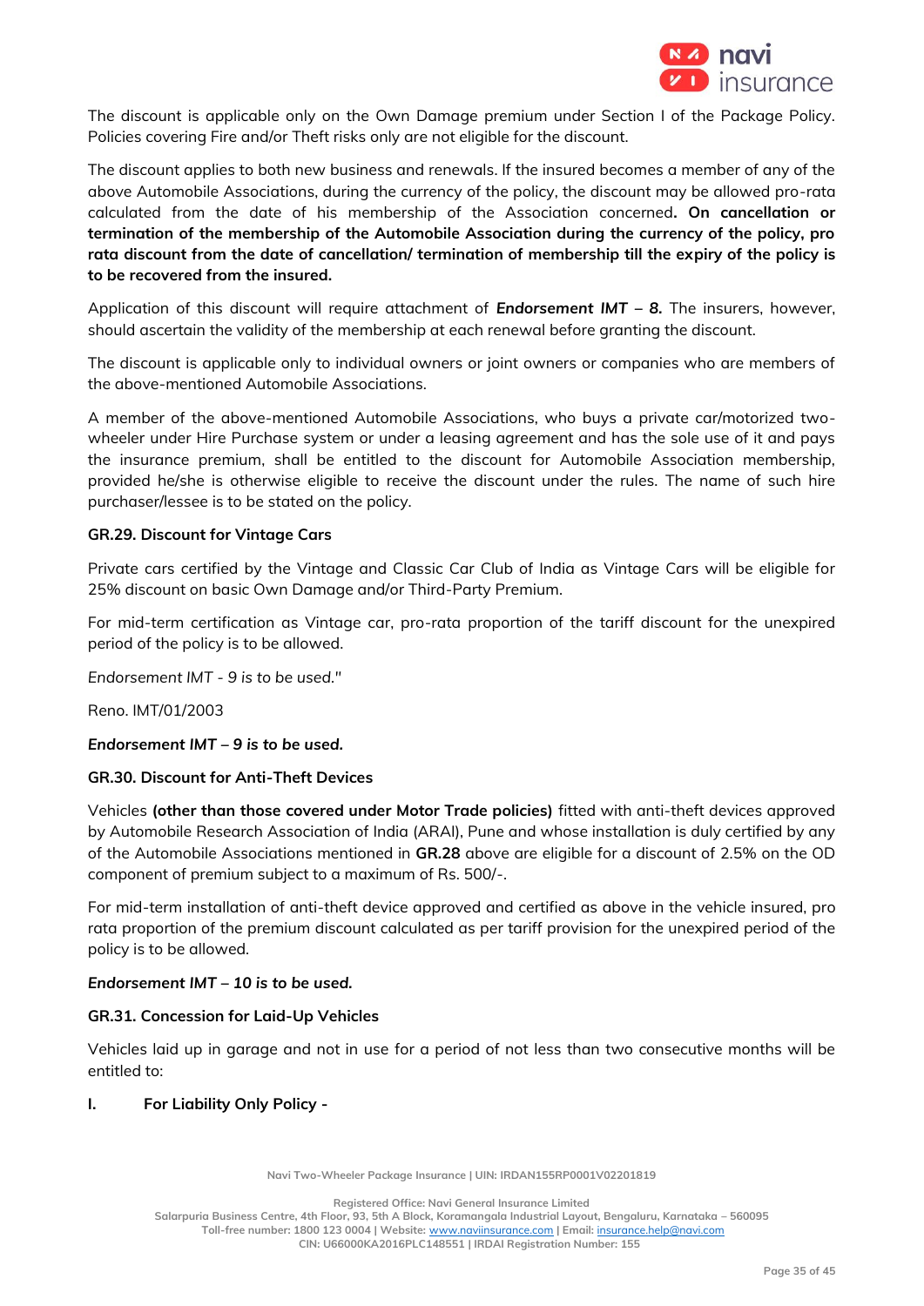The discount is applicable only on the Own Damage premium under Section I of the Package Policy. Policies covering Fire and/or Theft risks only are not eligible for the discount.

The discount applies to both new business and renewals. If the insured becomes a member of any of the above Automobile Associations, during the currency of the policy, the discount may be allowed pro-rata calculated from the date of his membership of the Association concerned**. On cancellation or termination of the membership of the Automobile Association during the currency of the policy, pro rata discount from the date of cancellation/ termination of membership till the expiry of the policy is to be recovered from the insured.**

Application of this discount will require attachment of ***Endorsement IMT – 8.*** The insurers, however, should ascertain the validity of the membership at each renewal before granting the discount.

The discount is applicable only to individual owners or joint owners or companies who are members of the above-mentioned Automobile Associations.

A member of the above-mentioned Automobile Associations, who buys a private car/motorized two-wheeler under Hire Purchase system or under a leasing agreement and has the sole use of it and pays the insurance premium, shall be entitled to the discount for Automobile Association membership, provided he/she is otherwise eligible to receive the discount under the rules. The name of such hire purchaser/lessee is to be stated on the policy.

**GR.29. Discount for Vintage Cars**

Private cars certified by the Vintage and Classic Car Club of India as Vintage Cars will be eligible for 25% discount on basic Own Damage and/or Third-Party Premium.

For mid-term certification as Vintage car, pro-rata proportion of the tariff discount for the unexpired period of the policy is to be allowed.

*Endorsement IMT - 9 is to be used."*

Reno. IMT/01/2003

***Endorsement IMT – 9 is to be used.***

**GR.30. Discount for Anti-Theft Devices**

Vehicles **(other than those covered under Motor Trade policies)** fitted with anti-theft devices approved by Automobile Research Association of India (ARAI), Pune and whose installation is duly certified by any of the Automobile Associations mentioned in **GR.28** above are eligible for a discount of 2.5% on the OD component of premium subject to a maximum of Rs. 500/-.

For mid-term installation of anti-theft device approved and certified as above in the vehicle insured, pro rata proportion of the premium discount calculated as per tariff provision for the unexpired period of the policy is to be allowed.

***Endorsement IMT – 10 is to be used.***

**GR.31. Concession for Laid-Up Vehicles**

Vehicles laid up in garage and not in use for a period of not less than two consecutive months will be entitled to:

**I. For Liability Only Policy -**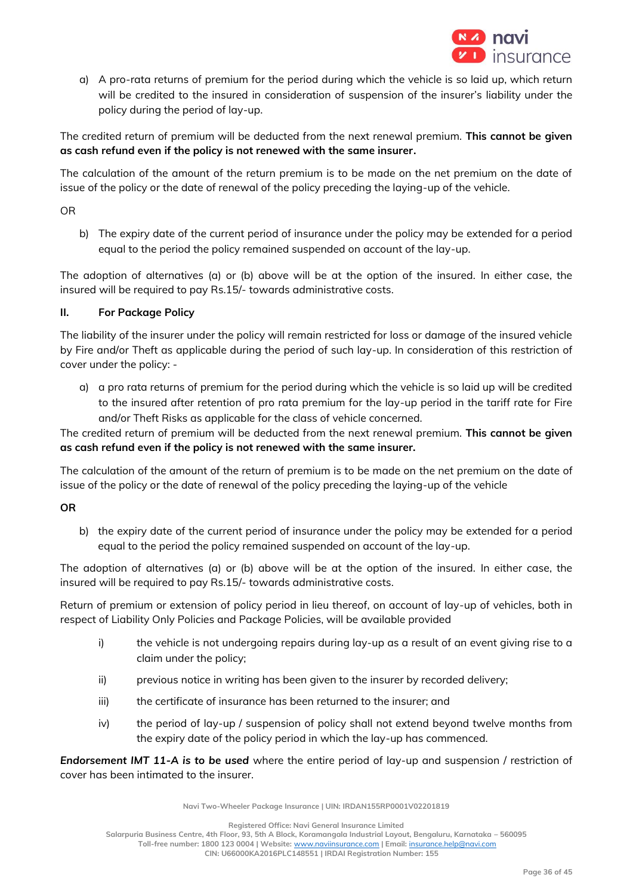a) A pro-rata returns of premium for the period during which the vehicle is so laid up, which return will be credited to the insured in consideration of suspension of the insurer's liability under the policy during the period of lay-up.

The credited return of premium will be deducted from the next renewal premium. **This cannot be given as cash refund even if the policy is not renewed with the same insurer.**

The calculation of the amount of the return premium is to be made on the net premium on the date of issue of the policy or the date of renewal of the policy preceding the laying-up of the vehicle.

OR

b) The expiry date of the current period of insurance under the policy may be extended for a period equal to the period the policy remained suspended on account of the lay-up.

The adoption of alternatives (a) or (b) above will be at the option of the insured. In either case, the insured will be required to pay Rs.15/- towards administrative costs.

**II. For Package Policy**

The liability of the insurer under the policy will remain restricted for loss or damage of the insured vehicle by Fire and/or Theft as applicable during the period of such lay-up. In consideration of this restriction of cover under the policy: -

a) a pro rata returns of premium for the period during which the vehicle is so laid up will be credited to the insured after retention of pro rata premium for the lay-up period in the tariff rate for Fire and/or Theft Risks as applicable for the class of vehicle concerned.

The credited return of premium will be deducted from the next renewal premium. **This cannot be given as cash refund even if the policy is not renewed with the same insurer.**

The calculation of the amount of the return of premium is to be made on the net premium on the date of issue of the policy or the date of renewal of the policy preceding the laying-up of the vehicle

**OR**

b) the expiry date of the current period of insurance under the policy may be extended for a period equal to the period the policy remained suspended on account of the lay-up.

The adoption of alternatives (a) or (b) above will be at the option of the insured. In either case, the insured will be required to pay Rs.15/- towards administrative costs.

Return of premium or extension of policy period in lieu thereof, on account of lay-up of vehicles, both in respect of Liability Only Policies and Package Policies, will be available provided

i) the vehicle is not undergoing repairs during lay-up as a result of an event giving rise to a claim under the policy;

ii) previous notice in writing has been given to the insurer by recorded delivery;

iii) the certificate of insurance has been returned to the insurer; and

iv) the period of lay-up / suspension of policy shall not extend beyond twelve months from the expiry date of the policy period in which the lay-up has commenced.

***Endorsement IMT 11-A is to be used*** where the entire period of lay-up and suspension / restriction of cover has been intimated to the insurer.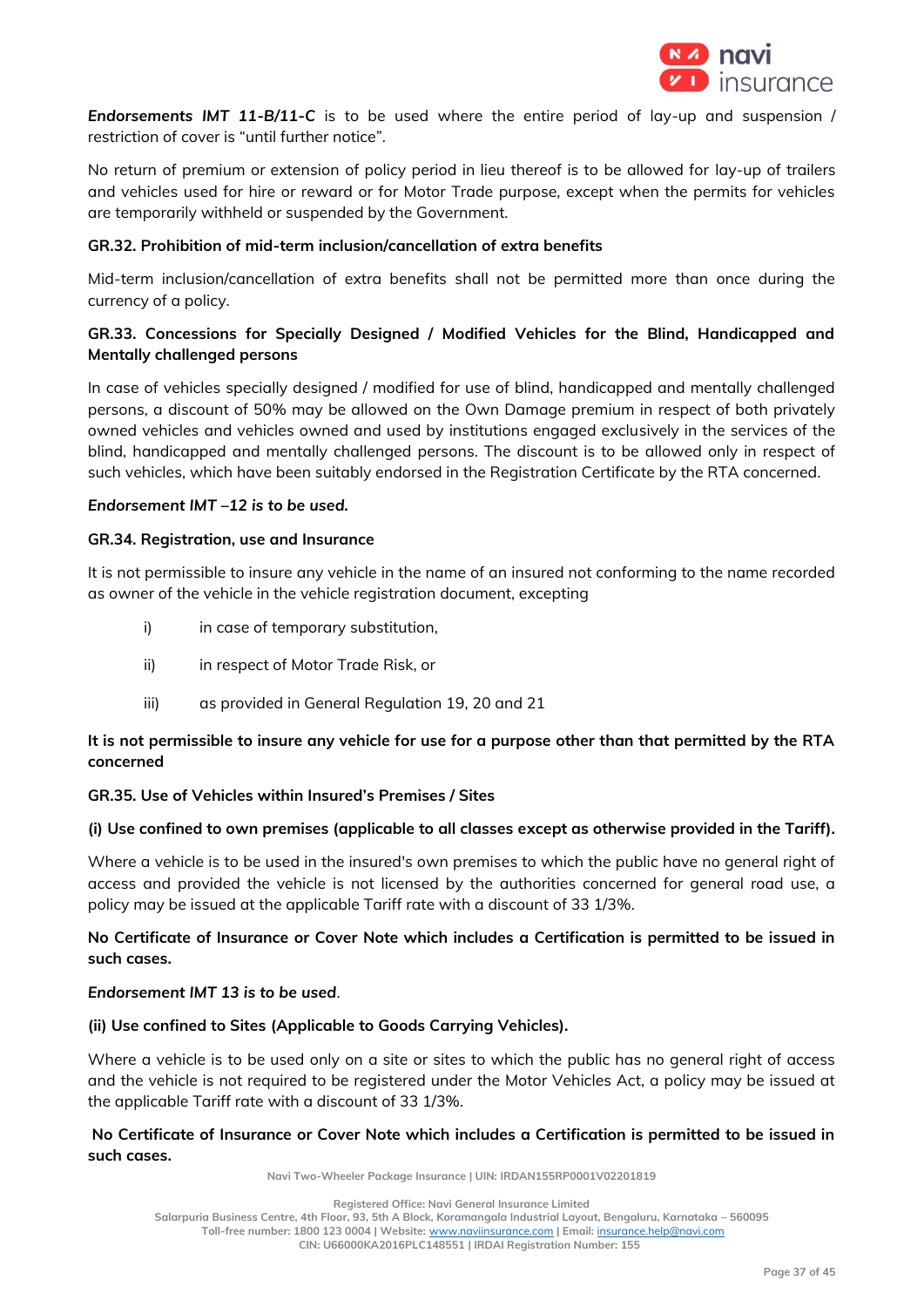***Endorsements IMT 11-B/11-C*** is to be used where the entire period of lay-up and suspension / restriction of cover is "until further notice".

No return of premium or extension of policy period in lieu thereof is to be allowed for lay-up of trailers and vehicles used for hire or reward or for Motor Trade purpose, except when the permits for vehicles are temporarily withheld or suspended by the Government.

**GR.32. Prohibition of mid-term inclusion/cancellation of extra benefits**

Mid-term inclusion/cancellation of extra benefits shall not be permitted more than once during the currency of a policy.

**GR.33. Concessions for Specially Designed / Modified Vehicles for the Blind, Handicapped and Mentally challenged persons**

In case of vehicles specially designed / modified for use of blind, handicapped and mentally challenged persons, a discount of 50% may be allowed on the Own Damage premium in respect of both privately owned vehicles and vehicles owned and used by institutions engaged exclusively in the services of the blind, handicapped and mentally challenged persons. The discount is to be allowed only in respect of such vehicles, which have been suitably endorsed in the Registration Certificate by the RTA concerned.

***Endorsement IMT –12 is to be used.***

**GR.34. Registration, use and Insurance**

It is not permissible to insure any vehicle in the name of an insured not conforming to the name recorded as owner of the vehicle in the vehicle registration document, excepting

- i) in case of temporary substitution,
- ii) in respect of Motor Trade Risk, or
- iii) as provided in General Regulation 19, 20 and 21

**It is not permissible to insure any vehicle for use for a purpose other than that permitted by the RTA concerned**

**GR.35. Use of Vehicles within Insured's Premises / Sites**

**(i) Use confined to own premises (applicable to all classes except as otherwise provided in the Tariff).**

Where a vehicle is to be used in the insured's own premises to which the public have no general right of access and provided the vehicle is not licensed by the authorities concerned for general road use, a policy may be issued at the applicable Tariff rate with a discount of 33 1/3%.

**No Certificate of Insurance or Cover Note which includes a Certification is permitted to be issued in such cases.**

***Endorsement IMT 13 is to be used***.

**(ii) Use confined to Sites (Applicable to Goods Carrying Vehicles).**

Where a vehicle is to be used only on a site or sites to which the public has no general right of access and the vehicle is not required to be registered under the Motor Vehicles Act, a policy may be issued at the applicable Tariff rate with a discount of 33 1/3%.

**No Certificate of Insurance or Cover Note which includes a Certification is permitted to be issued in such cases.**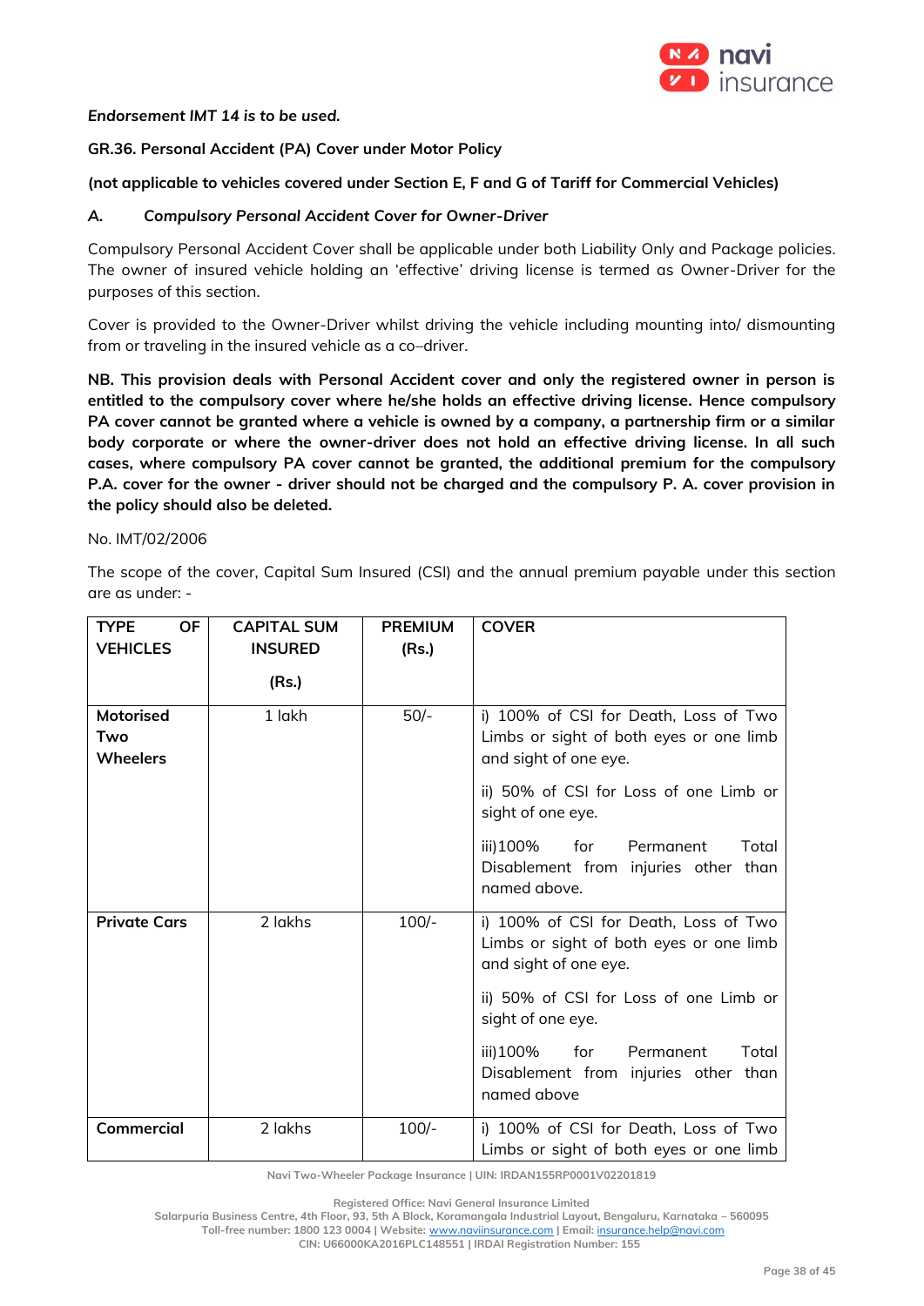*Endorsement IMT 14 is to be used.*

**GR.36. Personal Accident (PA) Cover under Motor Policy**

**(not applicable to vehicles covered under Section E, F and G of Tariff for Commercial Vehicles)**

***A. Compulsory Personal Accident Cover for Owner-Driver***

Compulsory Personal Accident Cover shall be applicable under both Liability Only and Package policies. The owner of insured vehicle holding an 'effective' driving license is termed as Owner-Driver for the purposes of this section.

Cover is provided to the Owner-Driver whilst driving the vehicle including mounting into/ dismounting from or traveling in the insured vehicle as a co–driver.

**NB. This provision deals with Personal Accident cover and only the registered owner in person is entitled to the compulsory cover where he/she holds an effective driving license. Hence compulsory PA cover cannot be granted where a vehicle is owned by a company, a partnership firm or a similar body corporate or where the owner-driver does not hold an effective driving license. In all such cases, where compulsory PA cover cannot be granted, the additional premium for the compulsory P.A. cover for the owner - driver should not be charged and the compulsory P. A. cover provision in the policy should also be deleted.**

No. IMT/02/2006

The scope of the cover, Capital Sum Insured (CSI) and the annual premium payable under this section are as under: -

| TYPE OF VEHICLES | CAPITAL SUM INSURED (Rs.) | PREMIUM (Rs.) | COVER |
|---|---|---|---|
| **Motorised Two Wheelers** | 1 lakh | 50/- | i) 100% of CSI for Death, Loss of Two Limbs or sight of both eyes or one limb and sight of one eye.<br><br>ii) 50% of CSI for Loss of one Limb or sight of one eye.<br><br>iii) 100% for Permanent Total Disablement from injuries other than named above. |
| **Private Cars** | 2 lakhs | 100/- | i) 100% of CSI for Death, Loss of Two Limbs or sight of both eyes or one limb and sight of one eye.<br><br>ii) 50% of CSI for Loss of one Limb or sight of one eye.<br><br>iii) 100% for Permanent Total Disablement from injuries other than named above |
| **Commercial** | 2 lakhs | 100/- | i) 100% of CSI for Death, Loss of Two Limbs or sight of both eyes or one limb |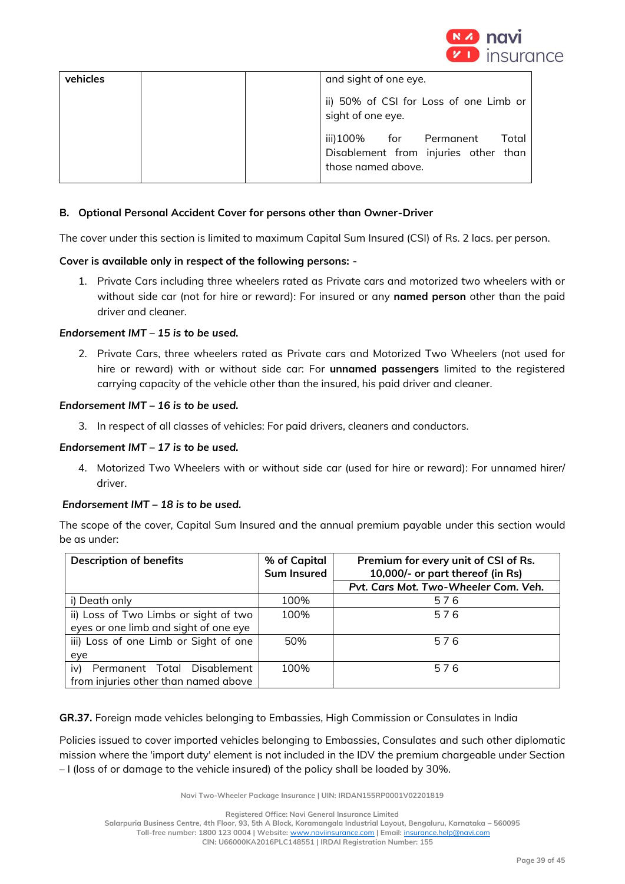| vehicles | | | and sight of one eye.<br><br>ii) 50% of CSI for Loss of one Limb or sight of one eye.<br><br>iii)100% for Permanent Total Disablement from injuries other than those named above. |
|---|---|---|---|

**B. Optional Personal Accident Cover for persons other than Owner-Driver**

The cover under this section is limited to maximum Capital Sum Insured (CSI) of Rs. 2 lacs. per person.

**Cover is available only in respect of the following persons: -**

1. Private Cars including three wheelers rated as Private cars and motorized two wheelers with or without side car (not for hire or reward): For insured or any **named person** other than the paid driver and cleaner.

***Endorsement IMT – 15 is to be used.***

2. Private Cars, three wheelers rated as Private cars and Motorized Two Wheelers (not used for hire or reward) with or without side car: For **unnamed passengers** limited to the registered carrying capacity of the vehicle other than the insured, his paid driver and cleaner.

***Endorsement IMT – 16 is to be used.***

3. In respect of all classes of vehicles: For paid drivers, cleaners and conductors.

***Endorsement IMT – 17 is to be used.***

4. Motorized Two Wheelers with or without side car (used for hire or reward): For unnamed hirer/ driver.

***Endorsement IMT – 18 is to be used.***

The scope of the cover, Capital Sum Insured and the annual premium payable under this section would be as under:

| Description of benefits | % of Capital Sum Insured | Premium for every unit of CSI of Rs. 10,000/- or part thereof (in Rs) |
|---|---|---|
| | | Pvt. Cars Mot. Two-Wheeler Com. Veh. |
| i) Death only | 100% | 5 7 6 |
| ii) Loss of Two Limbs or sight of two eyes or one limb and sight of one eye | 100% | 5 7 6 |
| iii) Loss of one Limb or Sight of one eye | 50% | 5 7 6 |
| iv) Permanent Total Disablement from injuries other than named above | 100% | 5 7 6 |

**GR.37.** Foreign made vehicles belonging to Embassies, High Commission or Consulates in India

Policies issued to cover imported vehicles belonging to Embassies, Consulates and such other diplomatic mission where the 'import duty' element is not included in the IDV the premium chargeable under Section – I (loss of or damage to the vehicle insured) of the policy shall be loaded by 30%.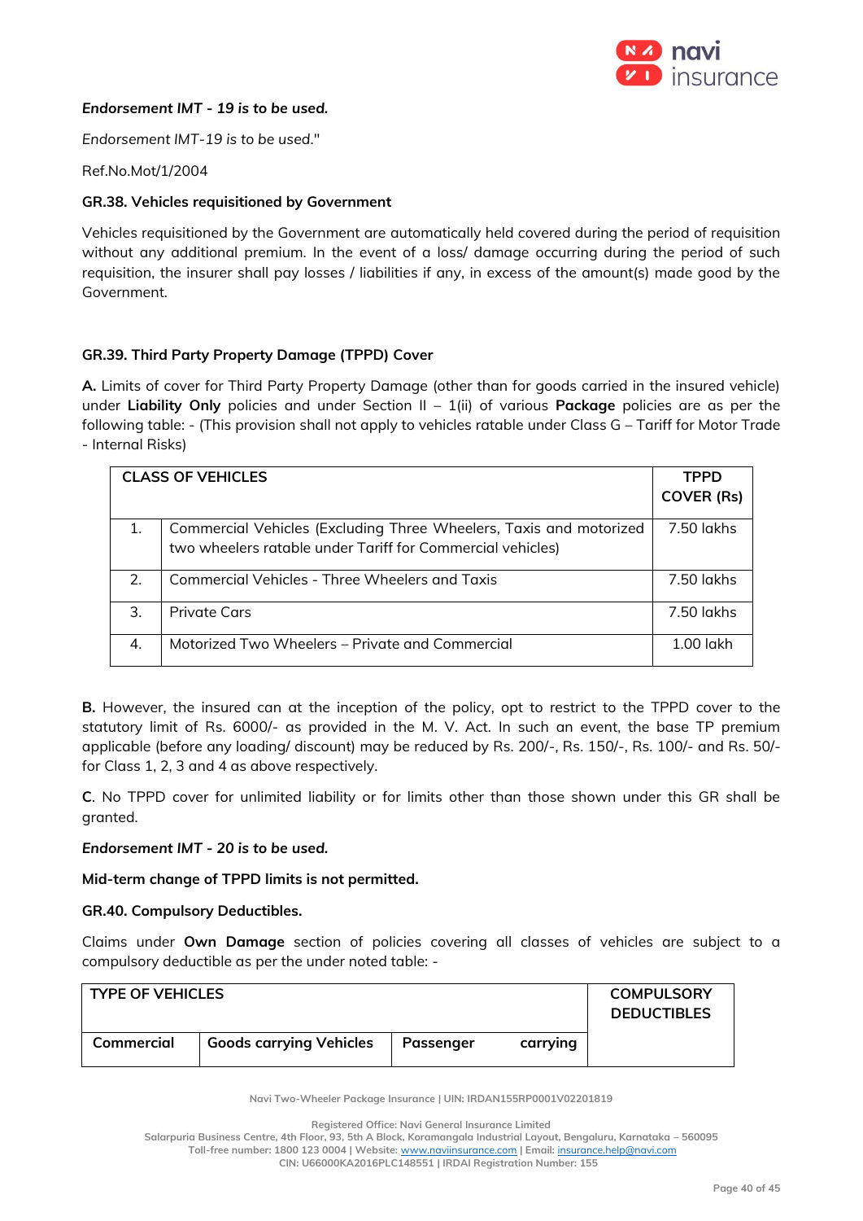***Endorsement IMT - 19 is to be used.***

*Endorsement IMT-19 is to be used."*

Ref.No.Mot/1/2004

**GR.38. Vehicles requisitioned by Government**

Vehicles requisitioned by the Government are automatically held covered during the period of requisition without any additional premium. In the event of a loss/ damage occurring during the period of such requisition, the insurer shall pay losses / liabilities if any, in excess of the amount(s) made good by the Government.

**GR.39. Third Party Property Damage (TPPD) Cover**

**A.** Limits of cover for Third Party Property Damage (other than for goods carried in the insured vehicle) under **Liability Only** policies and under Section II – 1(ii) of various **Package** policies are as per the following table: - (This provision shall not apply to vehicles ratable under Class G – Tariff for Motor Trade - Internal Risks)

| CLASS OF VEHICLES | | TPPD COVER (Rs) |
|---|---|---|
| 1. | Commercial Vehicles (Excluding Three Wheelers, Taxis and motorized two wheelers ratable under Tariff for Commercial vehicles) | 7.50 lakhs |
| 2. | Commercial Vehicles - Three Wheelers and Taxis | 7.50 lakhs |
| 3. | Private Cars | 7.50 lakhs |
| 4. | Motorized Two Wheelers – Private and Commercial | 1.00 lakh |

**B.** However, the insured can at the inception of the policy, opt to restrict to the TPPD cover to the statutory limit of Rs. 6000/- as provided in the M. V. Act. In such an event, the base TP premium applicable (before any loading/ discount) may be reduced by Rs. 200/-, Rs. 150/-, Rs. 100/- and Rs. 50/- for Class 1, 2, 3 and 4 as above respectively.

**C**. No TPPD cover for unlimited liability or for limits other than those shown under this GR shall be granted.

***Endorsement IMT - 20 is to be used.***

**Mid-term change of TPPD limits is not permitted.**

**GR.40. Compulsory Deductibles.**

Claims under **Own Damage** section of policies covering all classes of vehicles are subject to a compulsory deductible as per the under noted table: -

| TYPE OF VEHICLES | | | COMPULSORY DEDUCTIBLES |
|---|---|---|---|
| **Commercial** | **Goods carrying Vehicles** | **Passenger carrying** | |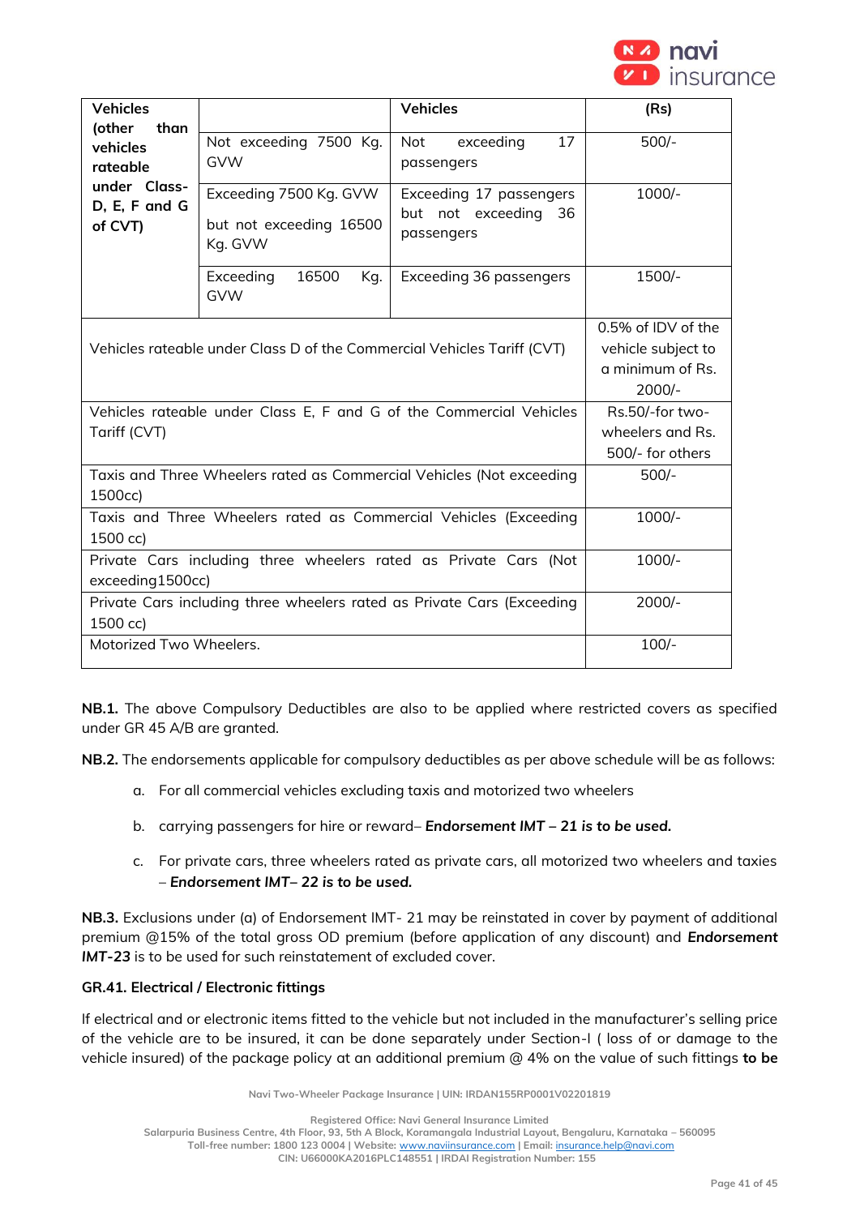| Vehicles (other than vehicles rateable under Class-D, E, F and G of CVT) | | Vehicles | (Rs) |
|---|---|---|---|
| | Not exceeding 7500 Kg. GVW | Not exceeding 17 passengers | 500/- |
| | Exceeding 7500 Kg. GVW but not exceeding 16500 Kg. GVW | Exceeding 17 passengers but not exceeding 36 passengers | 1000/- |
| | Exceeding 16500 Kg. GVW | Exceeding 36 passengers | 1500/- |
| Vehicles rateable under Class D of the Commercial Vehicles Tariff (CVT) | | | 0.5% of IDV of the vehicle subject to a minimum of Rs. 2000/- |
| Vehicles rateable under Class E, F and G of the Commercial Vehicles Tariff (CVT) | | | Rs.50/-for two-wheelers and Rs. 500/- for others |
| Taxis and Three Wheelers rated as Commercial Vehicles (Not exceeding 1500cc) | | | 500/- |
| Taxis and Three Wheelers rated as Commercial Vehicles (Exceeding 1500 cc) | | | 1000/- |
| Private Cars including three wheelers rated as Private Cars (Not exceeding1500cc) | | | 1000/- |
| Private Cars including three wheelers rated as Private Cars (Exceeding 1500 cc) | | | 2000/- |
| Motorized Two Wheelers. | | | 100/- |

**NB.1.** The above Compulsory Deductibles are also to be applied where restricted covers as specified under GR 45 A/B are granted.

**NB.2.** The endorsements applicable for compulsory deductibles as per above schedule will be as follows:

a. For all commercial vehicles excluding taxis and motorized two wheelers

b. carrying passengers for hire or reward– ***Endorsement IMT – 21 is to be used.***

c. For private cars, three wheelers rated as private cars, all motorized two wheelers and taxies – ***Endorsement IMT– 22 is to be used.***

**NB.3.** Exclusions under (a) of Endorsement IMT- 21 may be reinstated in cover by payment of additional premium @15% of the total gross OD premium (before application of any discount) and ***Endorsement IMT-23*** is to be used for such reinstatement of excluded cover.

### GR.41. Electrical / Electronic fittings

If electrical and or electronic items fitted to the vehicle but not included in the manufacturer's selling price of the vehicle are to be insured, it can be done separately under Section-I ( loss of or damage to the vehicle insured) of the package policy at an additional premium @ 4% on the value of such fittings **to be**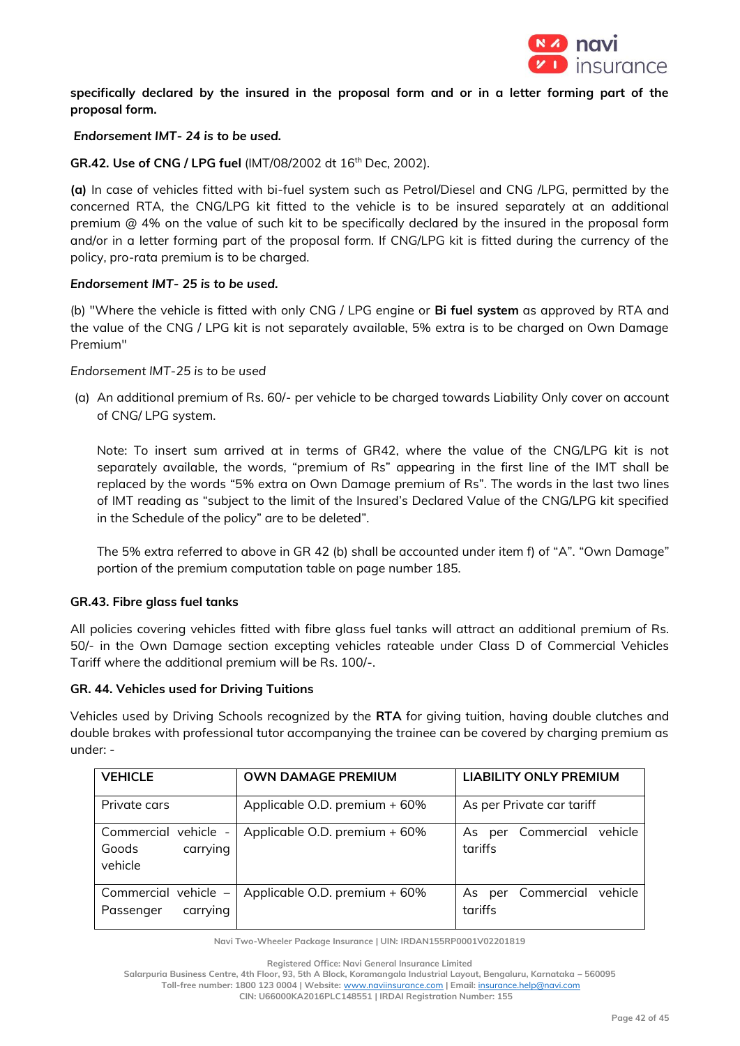**specifically declared by the insured in the proposal form and or in a letter forming part of the proposal form.**

***Endorsement IMT- 24 is to be used.***

**GR.42. Use of CNG / LPG fuel** (IMT/08/2002 dt 16th Dec, 2002).

**(a)** In case of vehicles fitted with bi-fuel system such as Petrol/Diesel and CNG /LPG, permitted by the concerned RTA, the CNG/LPG kit fitted to the vehicle is to be insured separately at an additional premium @ 4% on the value of such kit to be specifically declared by the insured in the proposal form and/or in a letter forming part of the proposal form. If CNG/LPG kit is fitted during the currency of the policy, pro-rata premium is to be charged.

***Endorsement IMT- 25 is to be used.***

(b) "Where the vehicle is fitted with only CNG / LPG engine or **Bi fuel system** as approved by RTA and the value of the CNG / LPG kit is not separately available, 5% extra is to be charged on Own Damage Premium"

*Endorsement IMT-25 is to be used*

(a) An additional premium of Rs. 60/- per vehicle to be charged towards Liability Only cover on account of CNG/ LPG system.

Note: To insert sum arrived at in terms of GR42, where the value of the CNG/LPG kit is not separately available, the words, "premium of Rs" appearing in the first line of the IMT shall be replaced by the words "5% extra on Own Damage premium of Rs". The words in the last two lines of IMT reading as "subject to the limit of the Insured's Declared Value of the CNG/LPG kit specified in the Schedule of the policy" are to be deleted".

The 5% extra referred to above in GR 42 (b) shall be accounted under item f) of "A". "Own Damage" portion of the premium computation table on page number 185.

**GR.43. Fibre glass fuel tanks**

All policies covering vehicles fitted with fibre glass fuel tanks will attract an additional premium of Rs. 50/- in the Own Damage section excepting vehicles rateable under Class D of Commercial Vehicles Tariff where the additional premium will be Rs. 100/-.

**GR. 44. Vehicles used for Driving Tuitions**

Vehicles used by Driving Schools recognized by the **RTA** for giving tuition, having double clutches and double brakes with professional tutor accompanying the trainee can be covered by charging premium as under: -

| VEHICLE | OWN DAMAGE PREMIUM | LIABILITY ONLY PREMIUM |
|---|---|---|
| Private cars | Applicable O.D. premium + 60% | As per Private car tariff |
| Commercial vehicle - Goods carrying vehicle | Applicable O.D. premium + 60% | As per Commercial vehicle tariffs |
| Commercial vehicle – Passenger carrying | Applicable O.D. premium + 60% | As per Commercial vehicle tariffs |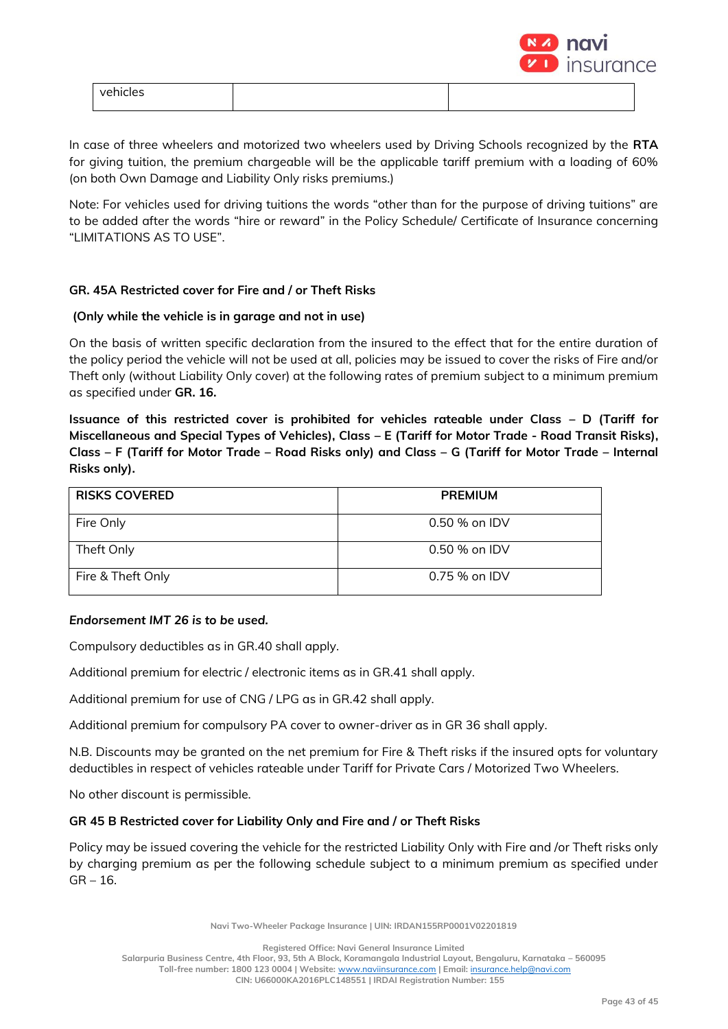| vehicles | | |
|---|---|---|

In case of three wheelers and motorized two wheelers used by Driving Schools recognized by the **RTA** for giving tuition, the premium chargeable will be the applicable tariff premium with a loading of 60% (on both Own Damage and Liability Only risks premiums.)

Note: For vehicles used for driving tuitions the words "other than for the purpose of driving tuitions" are to be added after the words "hire or reward" in the Policy Schedule/ Certificate of Insurance concerning "LIMITATIONS AS TO USE".

**GR. 45A Restricted cover for Fire and / or Theft Risks**

**(Only while the vehicle is in garage and not in use)**

On the basis of written specific declaration from the insured to the effect that for the entire duration of the policy period the vehicle will not be used at all, policies may be issued to cover the risks of Fire and/or Theft only (without Liability Only cover) at the following rates of premium subject to a minimum premium as specified under **GR. 16.**

**Issuance of this restricted cover is prohibited for vehicles rateable under Class – D (Tariff for Miscellaneous and Special Types of Vehicles), Class – E (Tariff for Motor Trade - Road Transit Risks), Class – F (Tariff for Motor Trade – Road Risks only) and Class – G (Tariff for Motor Trade – Internal Risks only).**

| RISKS COVERED | PREMIUM |
|---|---|
| Fire Only | 0.50 % on IDV |
| Theft Only | 0.50 % on IDV |
| Fire & Theft Only | 0.75 % on IDV |

***Endorsement IMT 26 is to be used.***

Compulsory deductibles as in GR.40 shall apply.

Additional premium for electric / electronic items as in GR.41 shall apply.

Additional premium for use of CNG / LPG as in GR.42 shall apply.

Additional premium for compulsory PA cover to owner-driver as in GR 36 shall apply.

N.B. Discounts may be granted on the net premium for Fire & Theft risks if the insured opts for voluntary deductibles in respect of vehicles rateable under Tariff for Private Cars / Motorized Two Wheelers.

No other discount is permissible.

**GR 45 B Restricted cover for Liability Only and Fire and / or Theft Risks**

Policy may be issued covering the vehicle for the restricted Liability Only with Fire and /or Theft risks only by charging premium as per the following schedule subject to a minimum premium as specified under GR – 16.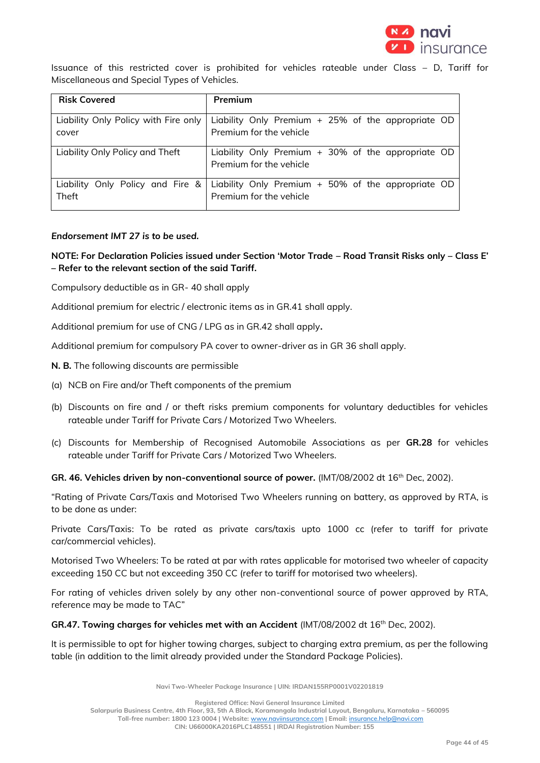Issuance of this restricted cover is prohibited for vehicles rateable under Class – D, Tariff for Miscellaneous and Special Types of Vehicles.

| Risk Covered | Premium |
|---|---|
| Liability Only Policy with Fire only cover | Liability Only Premium + 25% of the appropriate OD Premium for the vehicle |
| Liability Only Policy and Theft | Liability Only Premium + 30% of the appropriate OD Premium for the vehicle |
| Liability Only Policy and Fire & Theft | Liability Only Premium + 50% of the appropriate OD Premium for the vehicle |

***Endorsement IMT 27 is to be used.***

**NOTE: For Declaration Policies issued under Section 'Motor Trade – Road Transit Risks only – Class E' – Refer to the relevant section of the said Tariff.**

Compulsory deductible as in GR- 40 shall apply

Additional premium for electric / electronic items as in GR.41 shall apply.

Additional premium for use of CNG / LPG as in GR.42 shall apply.

Additional premium for compulsory PA cover to owner-driver as in GR 36 shall apply.

**N. B.** The following discounts are permissible

(a) NCB on Fire and/or Theft components of the premium

(b) Discounts on fire and / or theft risks premium components for voluntary deductibles for vehicles rateable under Tariff for Private Cars / Motorized Two Wheelers.

(c) Discounts for Membership of Recognised Automobile Associations as per **GR.28** for vehicles rateable under Tariff for Private Cars / Motorized Two Wheelers.

**GR. 46. Vehicles driven by non-conventional source of power.** (IMT/08/2002 dt 16th Dec, 2002).

"Rating of Private Cars/Taxis and Motorised Two Wheelers running on battery, as approved by RTA, is to be done as under:

Private Cars/Taxis: To be rated as private cars/taxis upto 1000 cc (refer to tariff for private car/commercial vehicles).

Motorised Two Wheelers: To be rated at par with rates applicable for motorised two wheeler of capacity exceeding 150 CC but not exceeding 350 CC (refer to tariff for motorised two wheelers).

For rating of vehicles driven solely by any other non-conventional source of power approved by RTA, reference may be made to TAC"

**GR.47. Towing charges for vehicles met with an Accident** (IMT/08/2002 dt 16th Dec, 2002).

It is permissible to opt for higher towing charges, subject to charging extra premium, as per the following table (in addition to the limit already provided under the Standard Package Policies).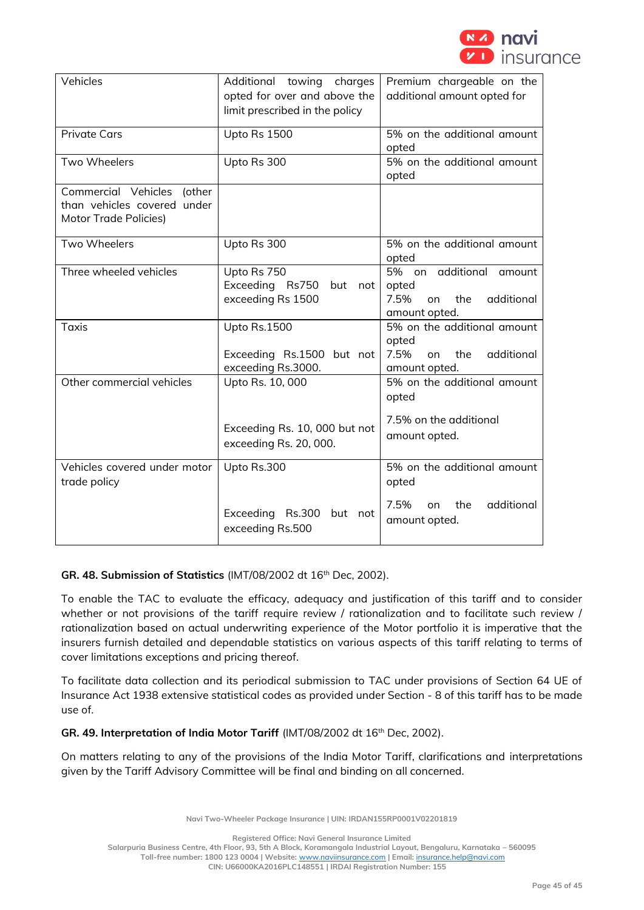| Vehicles | Additional towing charges opted for over and above the limit prescribed in the policy | Premium chargeable on the additional amount opted for |
|---|---|---|
| Private Cars | Upto Rs 1500 | 5% on the additional amount opted |
| Two Wheelers | Upto Rs 300 | 5% on the additional amount opted |
| Commercial Vehicles (other than vehicles covered under Motor Trade Policies) | | |
| Two Wheelers | Upto Rs 300 | 5% on the additional amount opted |
| Three wheeled vehicles | Upto Rs 750<br>Exceeding Rs750 but not exceeding Rs 1500 | 5% on additional amount opted<br>7.5% on the additional amount opted. |
| Taxis | Upto Rs.1500<br>Exceeding Rs.1500 but not exceeding Rs.3000. | 5% on the additional amount opted<br>7.5% on the additional amount opted. |
| Other commercial vehicles | Upto Rs. 10, 000<br>Exceeding Rs. 10, 000 but not exceeding Rs. 20, 000. | 5% on the additional amount opted<br>7.5% on the additional amount opted. |
| Vehicles covered under motor trade policy | Upto Rs.300<br>Exceeding Rs.300 but not exceeding Rs.500 | 5% on the additional amount opted<br>7.5% on the additional amount opted. |

**GR. 48. Submission of Statistics** (IMT/08/2002 dt 16th Dec, 2002).

To enable the TAC to evaluate the efficacy, adequacy and justification of this tariff and to consider whether or not provisions of the tariff require review / rationalization and to facilitate such review / rationalization based on actual underwriting experience of the Motor portfolio it is imperative that the insurers furnish detailed and dependable statistics on various aspects of this tariff relating to terms of cover limitations exceptions and pricing thereof.

To facilitate data collection and its periodical submission to TAC under provisions of Section 64 UE of Insurance Act 1938 extensive statistical codes as provided under Section - 8 of this tariff has to be made use of.

**GR. 49. Interpretation of India Motor Tariff** (IMT/08/2002 dt 16th Dec, 2002).

On matters relating to any of the provisions of the India Motor Tariff, clarifications and interpretations given by the Tariff Advisory Committee will be final and binding on all concerned.